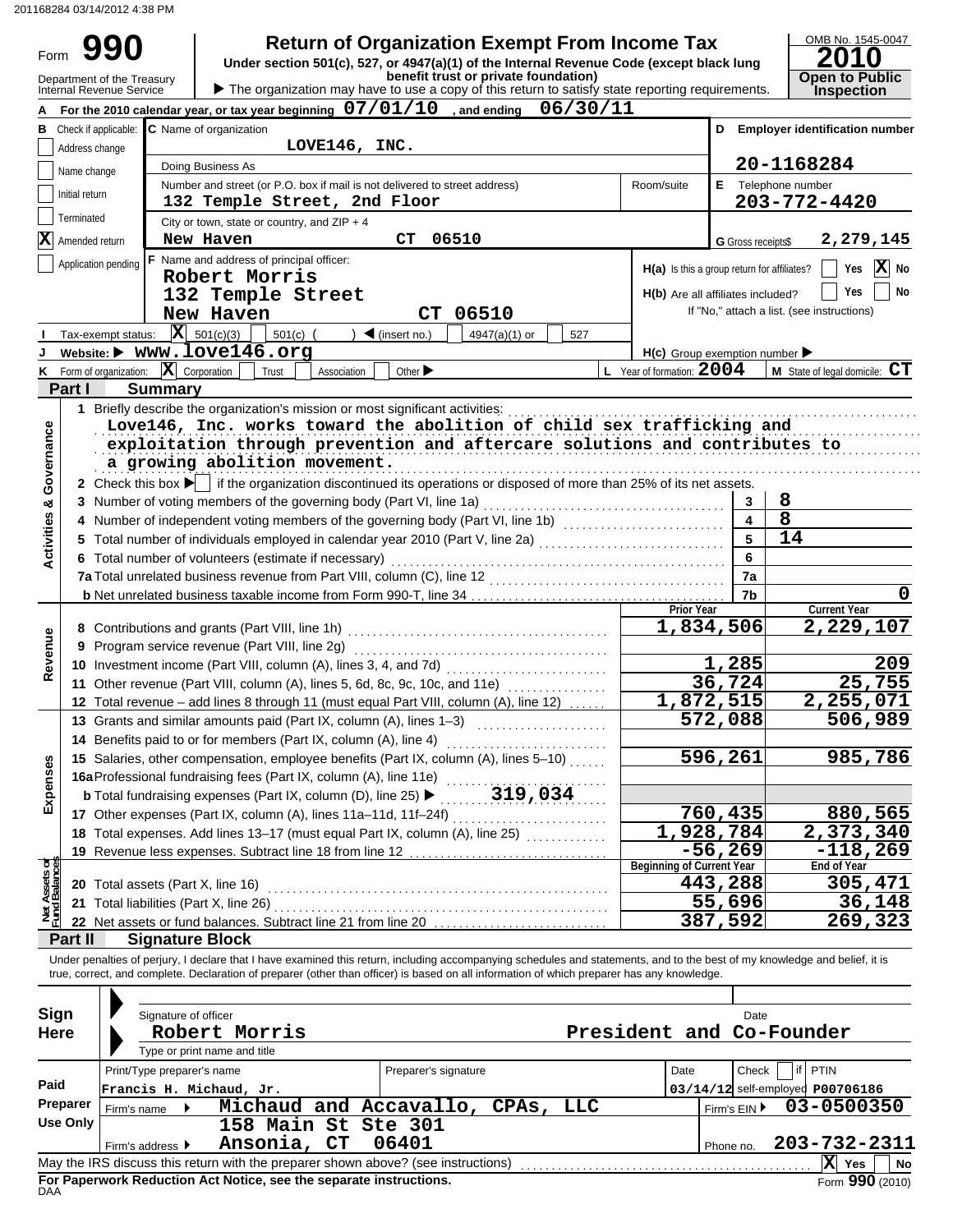201168284 03/14/2012 4:38 PM

# Form 990 — Return of Organization Exempt From Income Tax

**2010**

Under section 501(c), 527, or 4947(a)(1) of the Internal Revenue Code (except black lung benefit trust or private foundation)

Department of the Treasury
Internal Revenue Service

▶ The organization may have to use a copy of this return to satisfy state reporting requirements.

OMB No. 1545-0047

**Open to Public Inspection**

**A** For the 2010 calendar year, or tax year beginning **07/01/10**, and ending **06/30/11**

**B** Check if applicable:
- [ ] Address change
- [ ] Name change
- [ ] Initial return
- [ ] Terminated
- [X] Amended return
- [ ] Application pending

**C** Name of organization: **LOVE146, INC.**

Doing Business As

Number and street (or P.O. box if mail is not delivered to street address): **132 Temple Street, 2nd Floor**  Room/suite

City or town, state or country, and ZIP + 4: **New Haven CT 06510**

**D** Employer identification number: **20-1168284**

**E** Telephone number: **203-772-4420**

**G** Gross receipts $ **2,279,145**

**F** Name and address of principal officer:
**Robert Morris**
**132 Temple Street**
**New Haven CT 06510**

**H(a)** Is this a group return for affiliates? [ ] Yes [X] No

**H(b)** Are all affiliates included? [ ] Yes [ ] No
If "No," attach a list. (see instructions)

**I** Tax-exempt status: [X] 501(c)(3) [ ] 501(c) ( ) ◀ (insert no.) [ ] 4947(a)(1) or [ ] 527

**J** Website: ▶ **www.love146.org**

**H(c)** Group exemption number ▶

**K** Form of organization: [X] Corporation [ ] Trust [ ] Association [ ] Other ▶

**L** Year of formation: **2004**

**M** State of legal domicile: **CT**

## Part I Summary

**Activities & Governance**

1 Briefly describe the organization's mission or most significant activities:
**Love146, Inc. works toward the abolition of child sex trafficking and exploitation through prevention and aftercare solutions and contributes to a growing abolition movement.**

2 Check this box ▶ [ ] if the organization discontinued its operations or disposed of more than 25% of its net assets.

| | | | |
|---|---|---|---|
| 3 | Number of voting members of the governing body (Part VI, line 1a) | 3 | 8 |
| 4 | Number of independent voting members of the governing body (Part VI, line 1b) | 4 | 8 |
| 5 | Total number of individuals employed in calendar year 2010 (Part V, line 2a) | 5 | 14 |
| 6 | Total number of volunteers (estimate if necessary) | 6 | |
| 7a | Total unrelated business revenue from Part VIII, column (C), line 12 | 7a | |
| b | Net unrelated business taxable income from Form 990-T, line 34 | 7b | 0 |

| | | Prior Year | Current Year |
|---|---|---|---|
| **Revenue** | | | |
| 8 | Contributions and grants (Part VIII, line 1h) | 1,834,506 | 2,229,107 |
| 9 | Program service revenue (Part VIII, line 2g) | | |
| 10 | Investment income (Part VIII, column (A), lines 3, 4, and 7d) | 1,285 | 209 |
| 11 | Other revenue (Part VIII, column (A), lines 5, 6d, 8c, 9c, 10c, and 11e) | 36,724 | 25,755 |
| 12 | Total revenue – add lines 8 through 11 (must equal Part VIII, column (A), line 12) | 1,872,515 | 2,255,071 |
| **Expenses** | | | |
| 13 | Grants and similar amounts paid (Part IX, column (A), lines 1–3) | 572,088 | 506,989 |
| 14 | Benefits paid to or for members (Part IX, column (A), line 4) | | |
| 15 | Salaries, other compensation, employee benefits (Part IX, column (A), lines 5–10) | 596,261 | 985,786 |
| 16a | Professional fundraising fees (Part IX, column (A), line 11e) | | |
| b | Total fundraising expenses (Part IX, column (D), line 25) ▶ 319,034 | | |
| 17 | Other expenses (Part IX, column (A), lines 11a–11d, 11f–24f) | 760,435 | 880,565 |
| 18 | Total expenses. Add lines 13–17 (must equal Part IX, column (A), line 25) | 1,928,784 | 2,373,340 |
| 19 | Revenue less expenses. Subtract line 18 from line 12 | -56,269 | -118,269 |

| **Net Assets or Fund Balances** | | Beginning of Current Year | End of Year |
|---|---|---|---|
| 20 | Total assets (Part X, line 16) | 443,288 | 305,471 |
| 21 | Total liabilities (Part X, line 26) | 55,696 | 36,148 |
| 22 | Net assets or fund balances. Subtract line 21 from line 20 | 387,592 | 269,323 |

## Part II Signature Block

Under penalties of perjury, I declare that I have examined this return, including accompanying schedules and statements, and to the best of my knowledge and belief, it is true, correct, and complete. Declaration of preparer (other than officer) is based on all information of which preparer has any knowledge.

**Sign Here**

Signature of officer — Date

**Robert Morris — President and Co-Founder**
Type or print name and title

**Paid Preparer Use Only**

| Print/Type preparer's name | Preparer's signature | Date | Check if self-employed | PTIN |
|---|---|---|---|---|
| Francis H. Michaud, Jr. | | 03/14/12 | | P00706186 |

Firm's name ▶ **Michaud and Accavallo, CPAs, LLC** — Firm's EIN ▶ **03-0500350**

Firm's address ▶ **158 Main St Ste 301, Ansonia, CT 06401** — Phone no. **203-732-2311**

May the IRS discuss this return with the preparer shown above? (see instructions) [X] Yes [ ] No

**For Paperwork Reduction Act Notice, see the separate instructions.**

DAA — Form **990** (2010)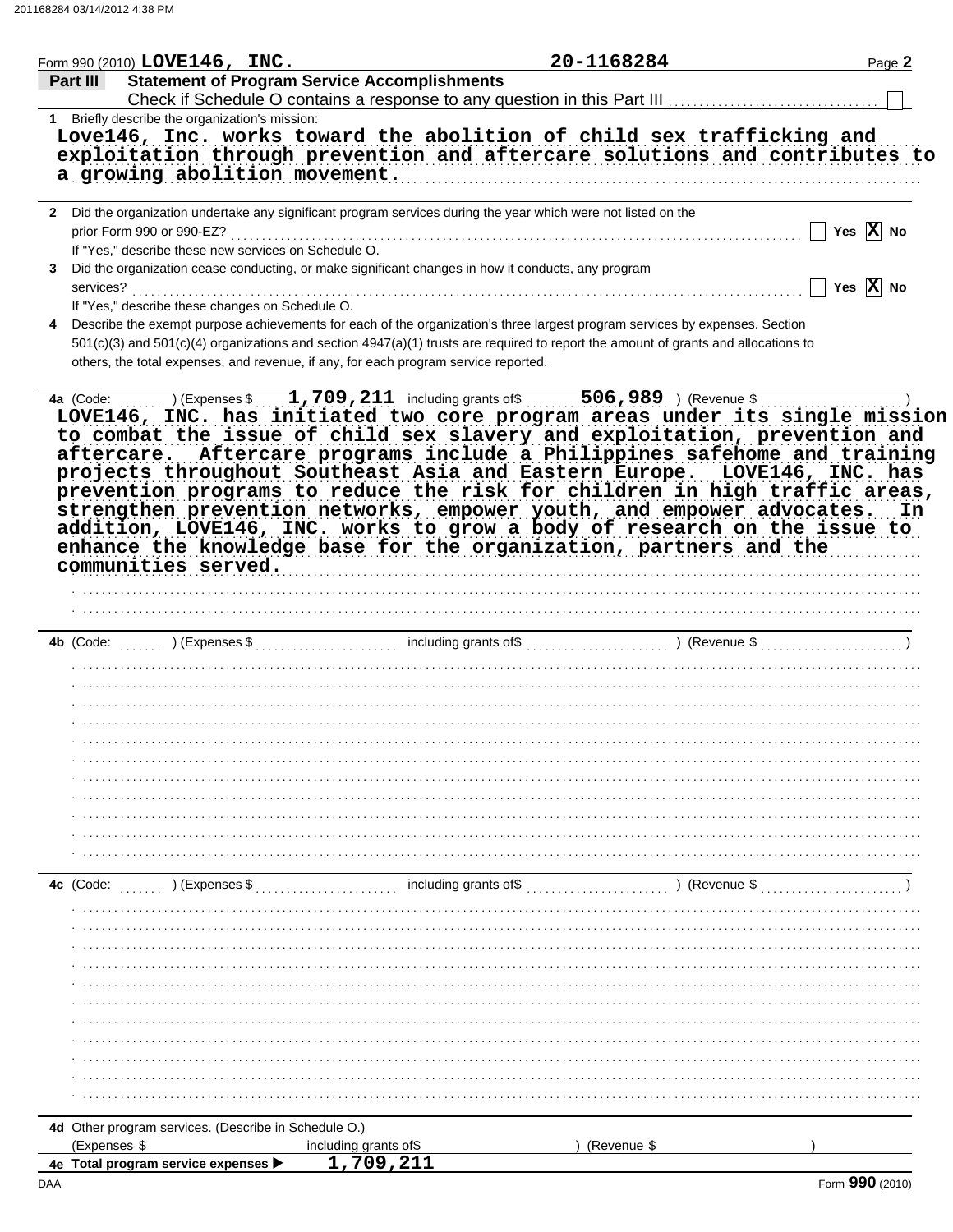Form 990 (2010) **LOVE146, INC.** **20-1168284** Page **2**

## Part III Statement of Program Service Accomplishments

Check if Schedule O contains a response to any question in this Part III ☐

**1** Briefly describe the organization's mission:

Love146, Inc. works toward the abolition of child sex trafficking and exploitation through prevention and aftercare solutions and contributes to a growing abolition movement.

**2** Did the organization undertake any significant program services during the year which were not listed on the prior Form 990 or 990-EZ? ☐ Yes ☒ No

If "Yes," describe these new services on Schedule O.

**3** Did the organization cease conducting, or make significant changes in how it conducts, any program services? ☐ Yes ☒ No

If "Yes," describe these changes on Schedule O.

**4** Describe the exempt purpose achievements for each of the organization's three largest program services by expenses. Section 501(c)(3) and 501(c)(4) organizations and section 4947(a)(1) trusts are required to report the amount of grants and allocations to others, the total expenses, and revenue, if any, for each program service reported.

**4a** (Code: ) (Expenses $ **1,709,211** including grants of$ **506,989** ) (Revenue $ )

LOVE146, INC. has initiated two core program areas under its single mission to combat the issue of child sex slavery and exploitation, prevention and aftercare. Aftercare programs include a Philippines safehome and training projects throughout Southeast Asia and Eastern Europe. LOVE146, INC. has prevention programs to reduce the risk for children in high traffic areas, strengthen prevention networks, empower youth, and empower advocates. In addition, LOVE146, INC. works to grow a body of research on the issue to enhance the knowledge base for the organization, partners and the communities served.

**4b** (Code: ) (Expenses $ including grants of$ ) (Revenue $ )

**4c** (Code: ) (Expenses $ including grants of$ ) (Revenue $ )

**4d** Other program services. (Describe in Schedule O.)

(Expenses $ including grants of$ ) (Revenue $ )

**4e Total program service expenses ▶** **1,709,211**

DAA Form **990** (2010)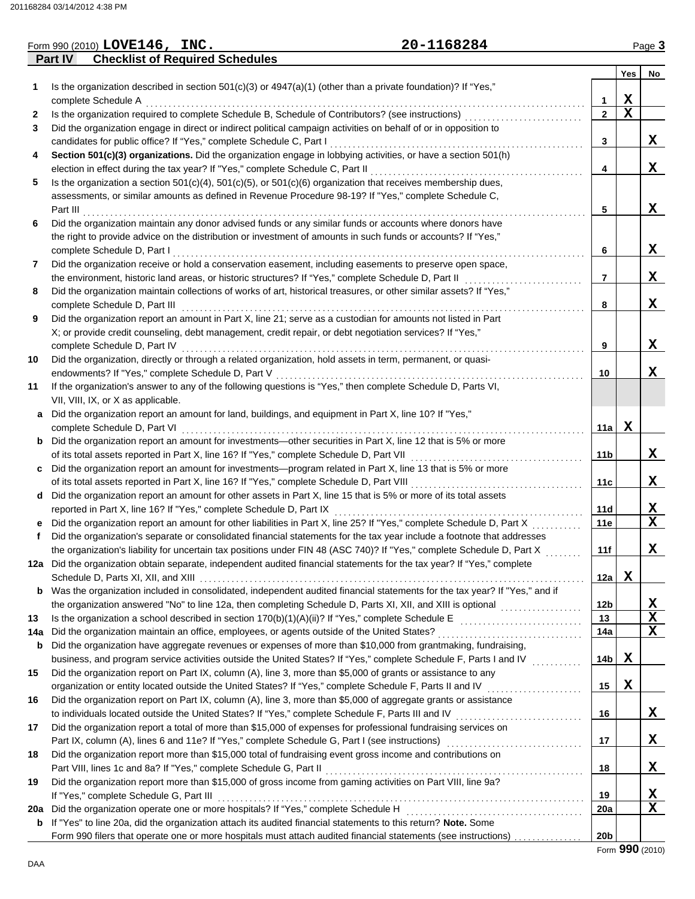Form 990 (2010) **LOVE146, INC.** **20-1168284** Page **3**

## Part IV Checklist of Required Schedules

| | | | Yes | No |
|---|---|---|---|---|
| **1** | Is the organization described in section 501(c)(3) or 4947(a)(1) (other than a private foundation)? If "Yes," complete Schedule A | 1 | X | |
| **2** | Is the organization required to complete Schedule B, Schedule of Contributors? (see instructions) | 2 | X | |
| **3** | Did the organization engage in direct or indirect political campaign activities on behalf of or in opposition to candidates for public office? If "Yes," complete Schedule C, Part I | 3 | | X |
| **4** | **Section 501(c)(3) organizations.** Did the organization engage in lobbying activities, or have a section 501(h) election in effect during the tax year? If "Yes," complete Schedule C, Part II | 4 | | X |
| **5** | Is the organization a section 501(c)(4), 501(c)(5), or 501(c)(6) organization that receives membership dues, assessments, or similar amounts as defined in Revenue Procedure 98-19? If "Yes," complete Schedule C, Part III | 5 | | X |
| **6** | Did the organization maintain any donor advised funds or any similar funds or accounts where donors have the right to provide advice on the distribution or investment of amounts in such funds or accounts? If "Yes," complete Schedule D, Part I | 6 | | X |
| **7** | Did the organization receive or hold a conservation easement, including easements to preserve open space, the environment, historic land areas, or historic structures? If "Yes," complete Schedule D, Part II | 7 | | X |
| **8** | Did the organization maintain collections of works of art, historical treasures, or other similar assets? If "Yes," complete Schedule D, Part III | 8 | | X |
| **9** | Did the organization report an amount in Part X, line 21; serve as a custodian for amounts not listed in Part X; or provide credit counseling, debt management, credit repair, or debt negotiation services? If "Yes," complete Schedule D, Part IV | 9 | | X |
| **10** | Did the organization, directly or through a related organization, hold assets in term, permanent, or quasi-endowments? If "Yes," complete Schedule D, Part V | 10 | | X |
| **11** | If the organization's answer to any of the following questions is "Yes," then complete Schedule D, Parts VI, VII, VIII, IX, or X as applicable. | | | |
| **a** | Did the organization report an amount for land, buildings, and equipment in Part X, line 10? If "Yes," complete Schedule D, Part VI | 11a | X | |
| **b** | Did the organization report an amount for investments—other securities in Part X, line 12 that is 5% or more of its total assets reported in Part X, line 16? If "Yes," complete Schedule D, Part VII | 11b | | X |
| **c** | Did the organization report an amount for investments—program related in Part X, line 13 that is 5% or more of its total assets reported in Part X, line 16? If "Yes," complete Schedule D, Part VIII | 11c | | X |
| **d** | Did the organization report an amount for other assets in Part X, line 15 that is 5% or more of its total assets reported in Part X, line 16? If "Yes," complete Schedule D, Part IX | 11d | | X |
| **e** | Did the organization report an amount for other liabilities in Part X, line 25? If "Yes," complete Schedule D, Part X | 11e | | X |
| **f** | Did the organization's separate or consolidated financial statements for the tax year include a footnote that addresses the organization's liability for uncertain tax positions under FIN 48 (ASC 740)? If "Yes," complete Schedule D, Part X | 11f | | X |
| **12a** | Did the organization obtain separate, independent audited financial statements for the tax year? If "Yes," complete Schedule D, Parts XI, XII, and XIII | 12a | X | |
| **b** | Was the organization included in consolidated, independent audited financial statements for the tax year? If "Yes," and if the organization answered "No" to line 12a, then completing Schedule D, Parts XI, XII, and XIII is optional | 12b | | X |
| **13** | Is the organization a school described in section 170(b)(1)(A)(ii)? If "Yes," complete Schedule E | 13 | | X |
| **14a** | Did the organization maintain an office, employees, or agents outside of the United States? | 14a | | X |
| **b** | Did the organization have aggregate revenues or expenses of more than $10,000 from grantmaking, fundraising, business, and program service activities outside the United States? If "Yes," complete Schedule F, Parts I and IV | 14b | X | |
| **15** | Did the organization report on Part IX, column (A), line 3, more than $5,000 of grants or assistance to any organization or entity located outside the United States? If "Yes," complete Schedule F, Parts II and IV | 15 | X | |
| **16** | Did the organization report on Part IX, column (A), line 3, more than $5,000 of aggregate grants or assistance to individuals located outside the United States? If "Yes," complete Schedule F, Parts III and IV | 16 | | X |
| **17** | Did the organization report a total of more than $15,000 of expenses for professional fundraising services on Part IX, column (A), lines 6 and 11e? If "Yes," complete Schedule G, Part I (see instructions) | 17 | | X |
| **18** | Did the organization report more than $15,000 total of fundraising event gross income and contributions on Part VIII, lines 1c and 8a? If "Yes," complete Schedule G, Part II | 18 | | X |
| **19** | Did the organization report more than $15,000 of gross income from gaming activities on Part VIII, line 9a? If "Yes," complete Schedule G, Part III | 19 | | X |
| **20a** | Did the organization operate one or more hospitals? If "Yes," complete Schedule H | 20a | | X |
| **b** | If "Yes" to line 20a, did the organization attach its audited financial statements to this return? **Note.** Some Form 990 filers that operate one or more hospitals must attach audited financial statements (see instructions) | 20b | | |

Form **990** (2010)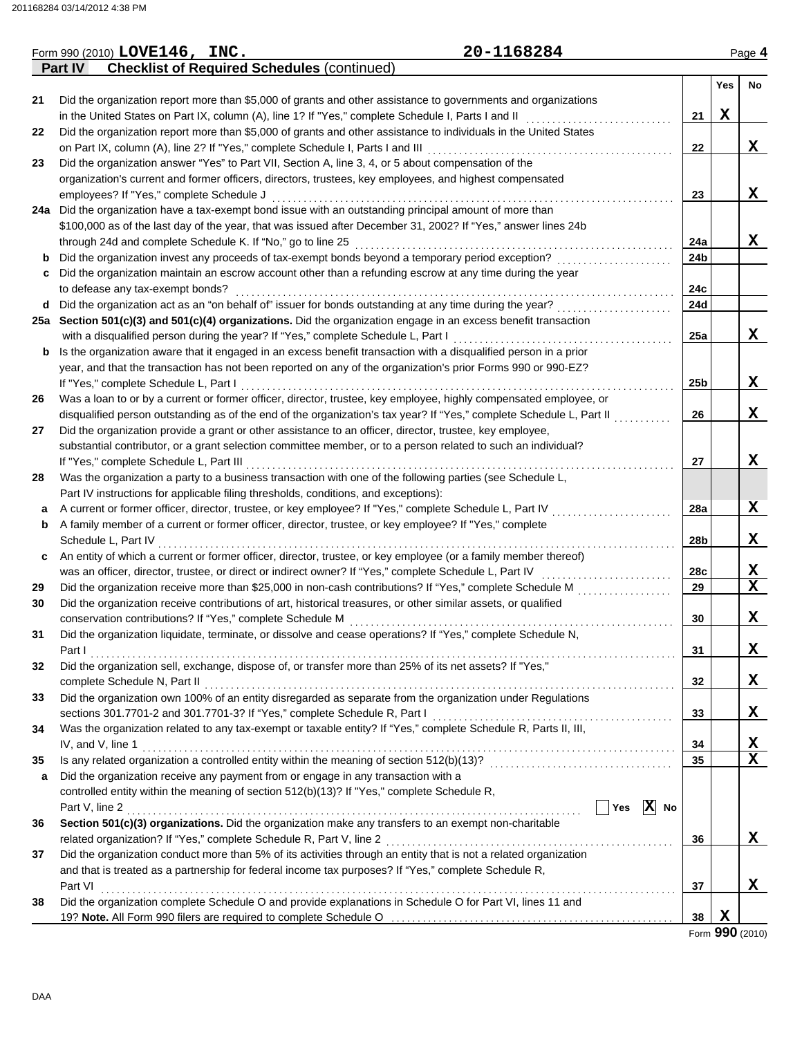Form 990 (2010) **LOVE146, INC.** **20-1168284** Page **4**

**Part IV Checklist of Required Schedules** (continued)

| | | | Yes | No |
|---|---|---|---|---|
| 21 | Did the organization report more than $5,000 of grants and other assistance to governments and organizations in the United States on Part IX, column (A), line 1? If "Yes," complete Schedule I, Parts I and II | 21 | X | |
| 22 | Did the organization report more than $5,000 of grants and other assistance to individuals in the United States on Part IX, column (A), line 2? If "Yes," complete Schedule I, Parts I and III | 22 | | X |
| 23 | Did the organization answer "Yes" to Part VII, Section A, line 3, 4, or 5 about compensation of the organization's current and former officers, directors, trustees, key employees, and highest compensated employees? If "Yes," complete Schedule J | 23 | | X |
| 24a | Did the organization have a tax-exempt bond issue with an outstanding principal amount of more than $100,000 as of the last day of the year, that was issued after December 31, 2002? If "Yes," answer lines 24b through 24d and complete Schedule K. If "No," go to line 25 | 24a | | X |
| b | Did the organization invest any proceeds of tax-exempt bonds beyond a temporary period exception? | 24b | | |
| c | Did the organization maintain an escrow account other than a refunding escrow at any time during the year to defease any tax-exempt bonds? | 24c | | |
| d | Did the organization act as an "on behalf of" issuer for bonds outstanding at any time during the year? | 24d | | |
| 25a | **Section 501(c)(3) and 501(c)(4) organizations.** Did the organization engage in an excess benefit transaction with a disqualified person during the year? If "Yes," complete Schedule L, Part I | 25a | | X |
| b | Is the organization aware that it engaged in an excess benefit transaction with a disqualified person in a prior year, and that the transaction has not been reported on any of the organization's prior Forms 990 or 990-EZ? If "Yes," complete Schedule L, Part I | 25b | | X |
| 26 | Was a loan to or by a current or former officer, director, trustee, key employee, highly compensated employee, or disqualified person outstanding as of the end of the organization's tax year? If "Yes," complete Schedule L, Part II | 26 | | X |
| 27 | Did the organization provide a grant or other assistance to an officer, director, trustee, key employee, substantial contributor, or a grant selection committee member, or to a person related to such an individual? If "Yes," complete Schedule L, Part III | 27 | | X |
| 28 | Was the organization a party to a business transaction with one of the following parties (see Schedule L, Part IV instructions for applicable filing thresholds, conditions, and exceptions): | | | |
| a | A current or former officer, director, trustee, or key employee? If "Yes," complete Schedule L, Part IV | 28a | | X |
| b | A family member of a current or former officer, director, trustee, or key employee? If "Yes," complete Schedule L, Part IV | 28b | | X |
| c | An entity of which a current or former officer, director, trustee, or key employee (or a family member thereof) was an officer, director, trustee, or direct or indirect owner? If "Yes," complete Schedule L, Part IV | 28c | | X |
| 29 | Did the organization receive more than $25,000 in non-cash contributions? If "Yes," complete Schedule M | 29 | | X |
| 30 | Did the organization receive contributions of art, historical treasures, or other similar assets, or qualified conservation contributions? If "Yes," complete Schedule M | 30 | | X |
| 31 | Did the organization liquidate, terminate, or dissolve and cease operations? If "Yes," complete Schedule N, Part I | 31 | | X |
| 32 | Did the organization sell, exchange, dispose of, or transfer more than 25% of its net assets? If "Yes," complete Schedule N, Part II | 32 | | X |
| 33 | Did the organization own 100% of an entity disregarded as separate from the organization under Regulations sections 301.7701-2 and 301.7701-3? If "Yes," complete Schedule R, Part I | 33 | | X |
| 34 | Was the organization related to any tax-exempt or taxable entity? If "Yes," complete Schedule R, Parts II, III, IV, and V, line 1 | 34 | | X |
| 35 | Is any related organization a controlled entity within the meaning of section 512(b)(13)? | 35 | | X |
| a | Did the organization receive any payment from or engage in any transaction with a controlled entity within the meaning of section 512(b)(13)? If "Yes," complete Schedule R, Part V, line 2 ☐ Yes ☒ No | | | |
| 36 | **Section 501(c)(3) organizations.** Did the organization make any transfers to an exempt non-charitable related organization? If "Yes," complete Schedule R, Part V, line 2 | 36 | | X |
| 37 | Did the organization conduct more than 5% of its activities through an entity that is not a related organization and that is treated as a partnership for federal income tax purposes? If "Yes," complete Schedule R, Part VI | 37 | | X |
| 38 | Did the organization complete Schedule O and provide explanations in Schedule O for Part VI, lines 11 and 19? **Note.** All Form 990 filers are required to complete Schedule O | 38 | X | |

Form **990** (2010)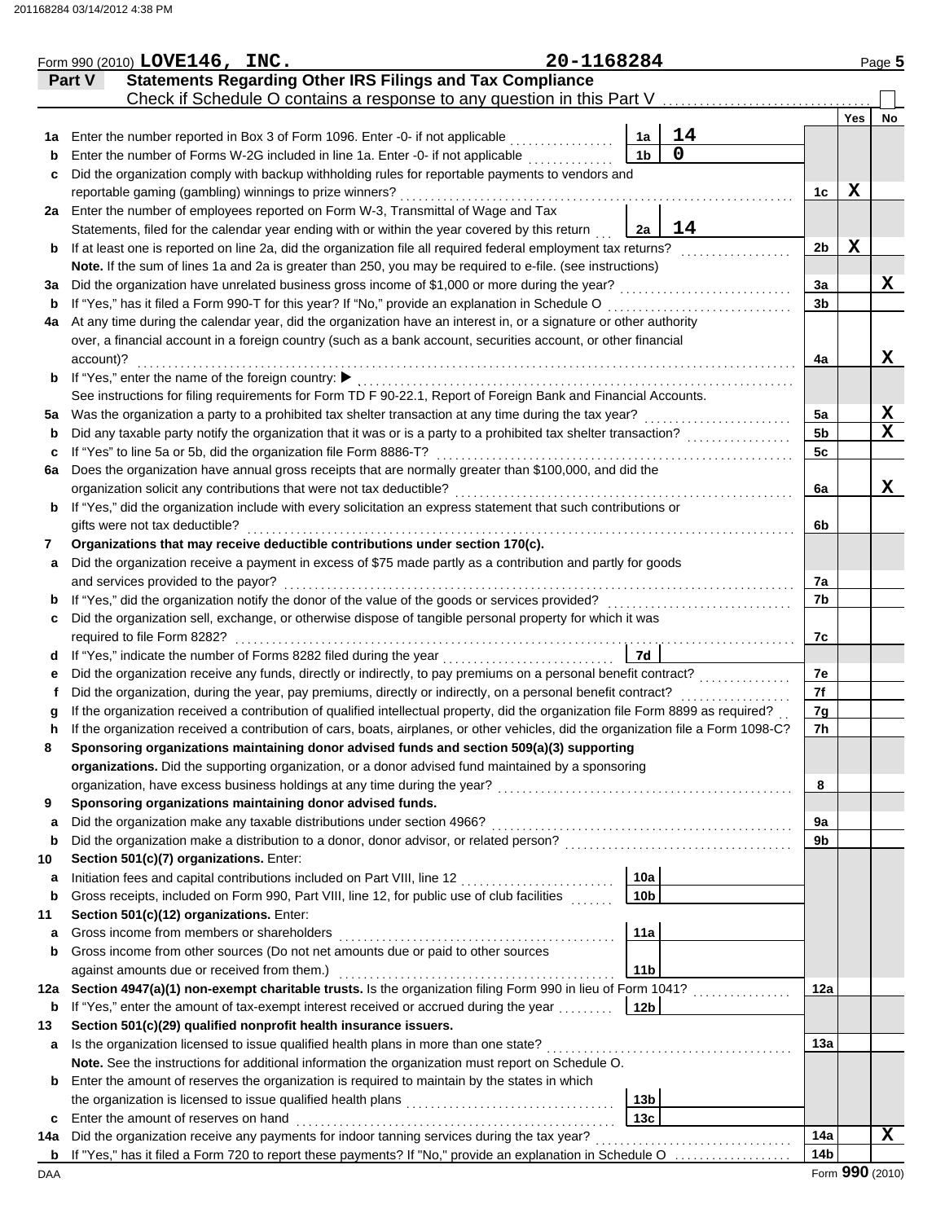Form 990 (2010) **LOVE146, INC.** 20-1168284 Page **5**

## Part V Statements Regarding Other IRS Filings and Tax Compliance

Check if Schedule O contains a response to any question in this Part V ☐

| | | | | | Yes | No |
|---|---|---|---|---|---|---|
| **1a** | Enter the number reported in Box 3 of Form 1096. Enter -0- if not applicable | 1a | 14 | | | |
| **b** | Enter the number of Forms W-2G included in line 1a. Enter -0- if not applicable | 1b | 0 | | | |
| **c** | Did the organization comply with backup withholding rules for reportable payments to vendors and reportable gaming (gambling) winnings to prize winners? | | | 1c | X | |
| **2a** | Enter the number of employees reported on Form W-3, Transmittal of Wage and Tax Statements, filed for the calendar year ending with or within the year covered by this return | 2a | 14 | | | |
| **b** | If at least one is reported on line 2a, did the organization file all required federal employment tax returns? | | | 2b | X | |
| | **Note.** If the sum of lines 1a and 2a is greater than 250, you may be required to e-file. (see instructions) | | | | | |
| **3a** | Did the organization have unrelated business gross income of $1,000 or more during the year? | | | 3a | | X |
| **b** | If "Yes," has it filed a Form 990-T for this year? If "No," provide an explanation in Schedule O | | | 3b | | |
| **4a** | At any time during the calendar year, did the organization have an interest in, or a signature or other authority over, a financial account in a foreign country (such as a bank account, securities account, or other financial account)? | | | 4a | | X |
| **b** | If "Yes," enter the name of the foreign country: ▶ | | | | | |
| | See instructions for filing requirements for Form TD F 90-22.1, Report of Foreign Bank and Financial Accounts. | | | | | |
| **5a** | Was the organization a party to a prohibited tax shelter transaction at any time during the tax year? | | | 5a | | X |
| **b** | Did any taxable party notify the organization that it was or is a party to a prohibited tax shelter transaction? | | | 5b | | X |
| **c** | If "Yes" to line 5a or 5b, did the organization file Form 8886-T? | | | 5c | | |
| **6a** | Does the organization have annual gross receipts that are normally greater than $100,000, and did the organization solicit any contributions that were not tax deductible? | | | 6a | | X |
| **b** | If "Yes," did the organization include with every solicitation an express statement that such contributions or gifts were not tax deductible? | | | 6b | | |
| **7** | **Organizations that may receive deductible contributions under section 170(c).** | | | | | |
| **a** | Did the organization receive a payment in excess of $75 made partly as a contribution and partly for goods and services provided to the payor? | | | 7a | | |
| **b** | If "Yes," did the organization notify the donor of the value of the goods or services provided? | | | 7b | | |
| **c** | Did the organization sell, exchange, or otherwise dispose of tangible personal property for which it was required to file Form 8282? | | | 7c | | |
| **d** | If "Yes," indicate the number of Forms 8282 filed during the year | 7d | | | | |
| **e** | Did the organization receive any funds, directly or indirectly, to pay premiums on a personal benefit contract? | | | 7e | | |
| **f** | Did the organization, during the year, pay premiums, directly or indirectly, on a personal benefit contract? | | | 7f | | |
| **g** | If the organization received a contribution of qualified intellectual property, did the organization file Form 8899 as required? | | | 7g | | |
| **h** | If the organization received a contribution of cars, boats, airplanes, or other vehicles, did the organization file a Form 1098-C? | | | 7h | | |
| **8** | **Sponsoring organizations maintaining donor advised funds and section 509(a)(3) supporting organizations.** Did the supporting organization, or a donor advised fund maintained by a sponsoring organization, have excess business holdings at any time during the year? | | | 8 | | |
| **9** | **Sponsoring organizations maintaining donor advised funds.** | | | | | |
| **a** | Did the organization make any taxable distributions under section 4966? | | | 9a | | |
| **b** | Did the organization make a distribution to a donor, donor advisor, or related person? | | | 9b | | |
| **10** | **Section 501(c)(7) organizations.** Enter: | | | | | |
| **a** | Initiation fees and capital contributions included on Part VIII, line 12 | 10a | | | | |
| **b** | Gross receipts, included on Form 990, Part VIII, line 12, for public use of club facilities | 10b | | | | |
| **11** | **Section 501(c)(12) organizations.** Enter: | | | | | |
| **a** | Gross income from members or shareholders | 11a | | | | |
| **b** | Gross income from other sources (Do not net amounts due or paid to other sources against amounts due or received from them.) | 11b | | | | |
| **12a** | **Section 4947(a)(1) non-exempt charitable trusts.** Is the organization filing Form 990 in lieu of Form 1041? | | | 12a | | |
| **b** | If "Yes," enter the amount of tax-exempt interest received or accrued during the year | 12b | | | | |
| **13** | **Section 501(c)(29) qualified nonprofit health insurance issuers.** | | | | | |
| **a** | Is the organization licensed to issue qualified health plans in more than one state? | | | 13a | | |
| | **Note.** See the instructions for additional information the organization must report on Schedule O. | | | | | |
| **b** | Enter the amount of reserves the organization is required to maintain by the states in which the organization is licensed to issue qualified health plans | 13b | | | | |
| **c** | Enter the amount of reserves on hand | 13c | | | | |
| **14a** | Did the organization receive any payments for indoor tanning services during the tax year? | | | 14a | | X |
| **b** | If "Yes," has it filed a Form 720 to report these payments? If "No," provide an explanation in Schedule O | | | 14b | | |

Form **990** (2010)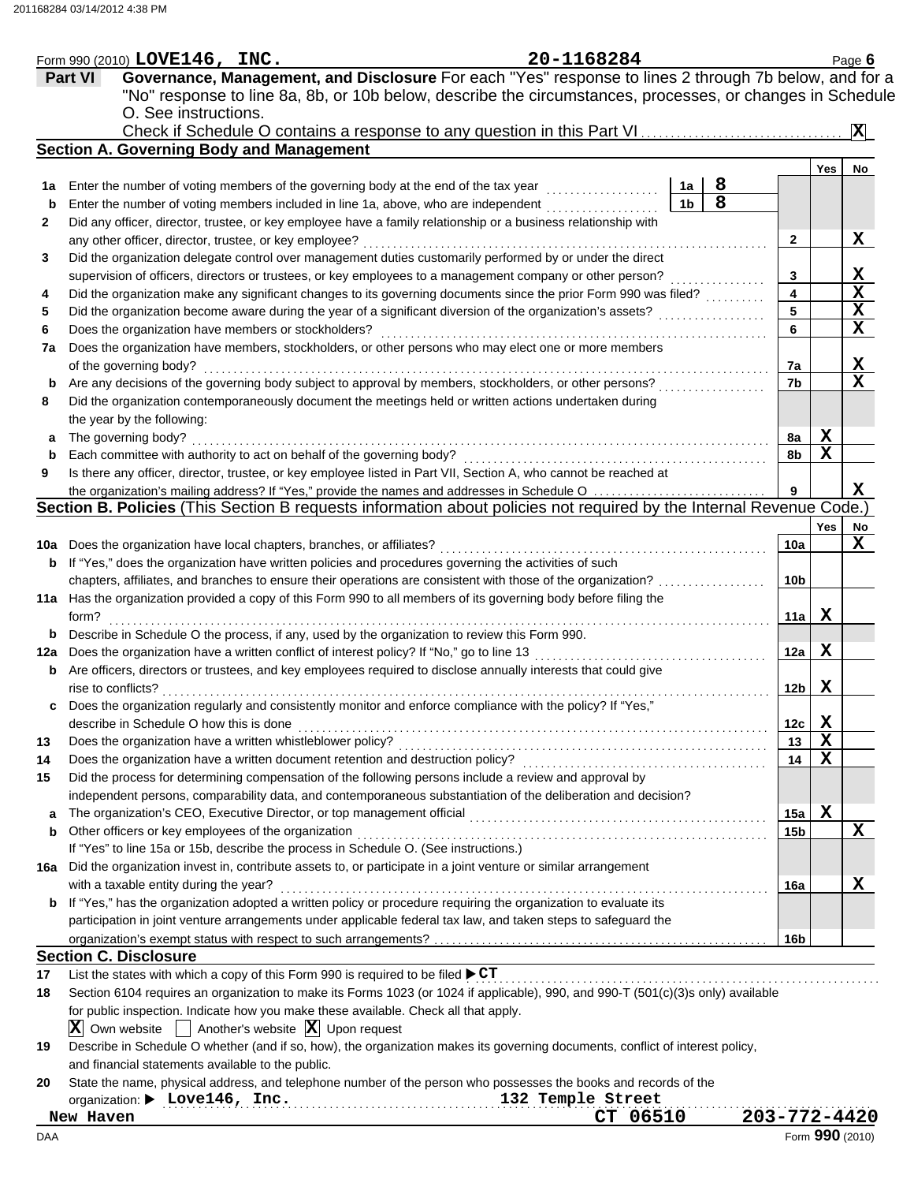Form 990 (2010) **LOVE146, INC.** **20-1168284** Page **6**

## Part VI Governance, Management, and Disclosure

For each "Yes" response to lines 2 through 7b below, and for a "No" response to line 8a, 8b, or 10b below, describe the circumstances, processes, or changes in Schedule O. See instructions.

Check if Schedule O contains a response to any question in this Part VI .......... **X**

### Section A. Governing Body and Management

| | | | Yes | No |
|---|---|---|---|---|
| **1a** | Enter the number of voting members of the governing body at the end of the tax year ..... **1a** 8 | | | |
| **b** | Enter the number of voting members included in line 1a, above, who are independent ..... **1b** 8 | | | |
| **2** | Did any officer, director, trustee, or key employee have a family relationship or a business relationship with any other officer, director, trustee, or key employee? | **2** | | **X** |
| **3** | Did the organization delegate control over management duties customarily performed by or under the direct supervision of officers, directors or trustees, or key employees to a management company or other person? | **3** | | **X** |
| **4** | Did the organization make any significant changes to its governing documents since the prior Form 990 was filed? | **4** | | **X** |
| **5** | Did the organization become aware during the year of a significant diversion of the organization's assets? | **5** | | **X** |
| **6** | Does the organization have members or stockholders? | **6** | | **X** |
| **7a** | Does the organization have members, stockholders, or other persons who may elect one or more members of the governing body? | **7a** | | **X** |
| **b** | Are any decisions of the governing body subject to approval by members, stockholders, or other persons? | **7b** | | **X** |
| **8** | Did the organization contemporaneously document the meetings held or written actions undertaken during the year by the following: | | | |
| **a** | The governing body? | **8a** | **X** | |
| **b** | Each committee with authority to act on behalf of the governing body? | **8b** | **X** | |
| **9** | Is there any officer, director, trustee, or key employee listed in Part VII, Section A, who cannot be reached at the organization's mailing address? If "Yes," provide the names and addresses in Schedule O | **9** | | **X** |

### Section B. Policies (This Section B requests information about policies not required by the Internal Revenue Code.)

| | | | Yes | No |
|---|---|---|---|---|
| **10a** | Does the organization have local chapters, branches, or affiliates? | **10a** | | **X** |
| **b** | If "Yes," does the organization have written policies and procedures governing the activities of such chapters, affiliates, and branches to ensure their operations are consistent with those of the organization? | **10b** | | |
| **11a** | Has the organization provided a copy of this Form 990 to all members of its governing body before filing the form? | **11a** | **X** | |
| **b** | Describe in Schedule O the process, if any, used by the organization to review this Form 990. | | | |
| **12a** | Does the organization have a written conflict of interest policy? If "No," go to line 13 | **12a** | **X** | |
| **b** | Are officers, directors or trustees, and key employees required to disclose annually interests that could give rise to conflicts? | **12b** | **X** | |
| **c** | Does the organization regularly and consistently monitor and enforce compliance with the policy? If "Yes," describe in Schedule O how this is done | **12c** | **X** | |
| **13** | Does the organization have a written whistleblower policy? | **13** | **X** | |
| **14** | Does the organization have a written document retention and destruction policy? | **14** | **X** | |
| **15** | Did the process for determining compensation of the following persons include a review and approval by independent persons, comparability data, and contemporaneous substantiation of the deliberation and decision? | | | |
| **a** | The organization's CEO, Executive Director, or top management official | **15a** | **X** | |
| **b** | Other officers or key employees of the organization | **15b** | | **X** |
| | If "Yes" to line 15a or 15b, describe the process in Schedule O. (See instructions.) | | | |
| **16a** | Did the organization invest in, contribute assets to, or participate in a joint venture or similar arrangement with a taxable entity during the year? | **16a** | | **X** |
| **b** | If "Yes," has the organization adopted a written policy or procedure requiring the organization to evaluate its participation in joint venture arrangements under applicable federal tax law, and taken steps to safeguard the organization's exempt status with respect to such arrangements? | **16b** | | |

### Section C. Disclosure

**17** List the states with which a copy of this Form 990 is required to be filed ▶ **CT**

**18** Section 6104 requires an organization to make its Forms 1023 (or 1024 if applicable), 990, and 990-T (501(c)(3)s only) available for public inspection. Indicate how you make these available. Check all that apply.

**X** Own website ☐ Another's website **X** Upon request

**19** Describe in Schedule O whether (and if so, how), the organization makes its governing documents, conflict of interest policy, and financial statements available to the public.

**20** State the name, physical address, and telephone number of the person who possesses the books and records of the organization: ▶ **Love146, Inc.** **132 Temple Street**
**New Haven** **CT 06510** **203-772-4420**

DAA Form **990** (2010)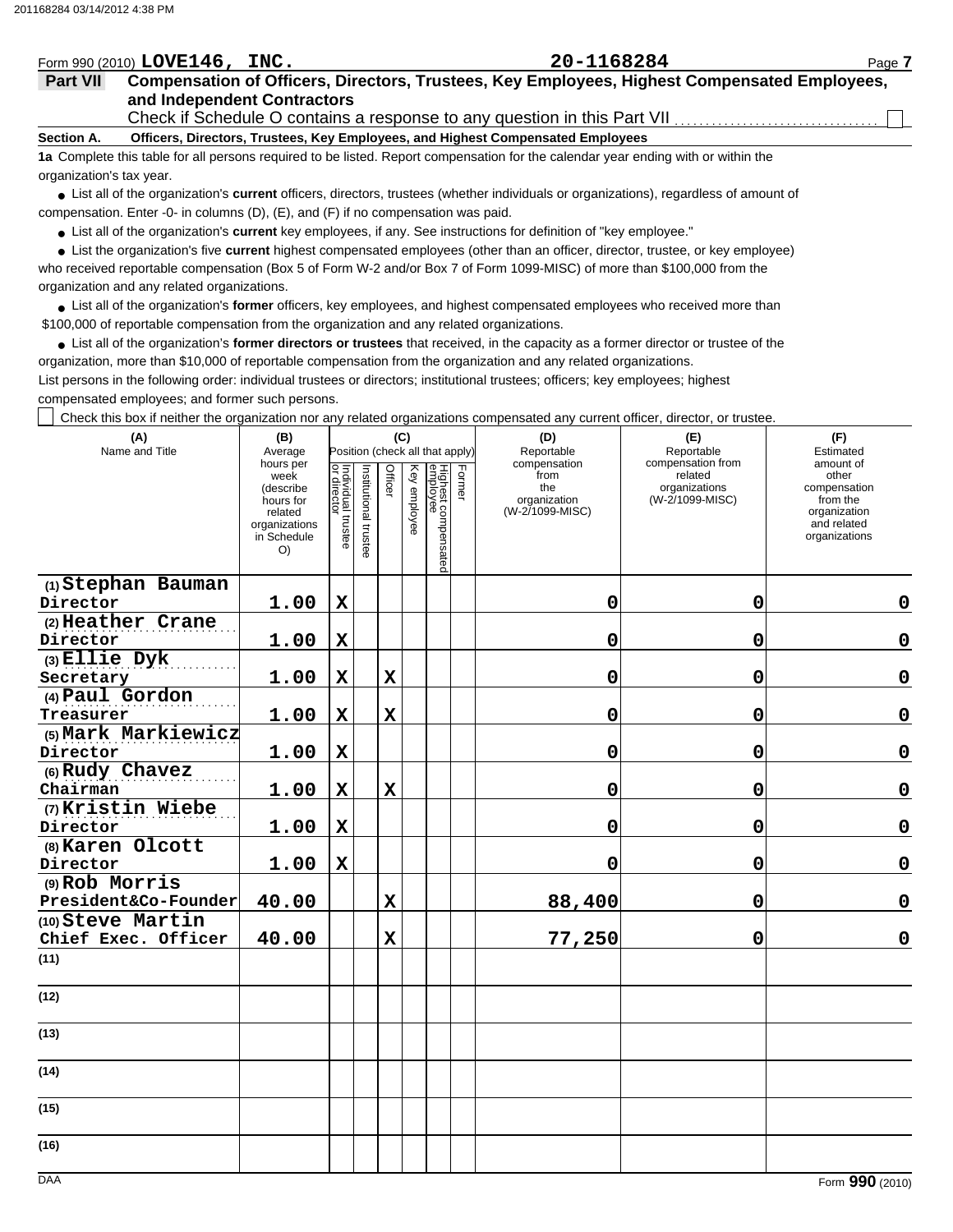Form 990 (2010) **LOVE146, INC.** **20-1168284**

**Part VII** **Compensation of Officers, Directors, Trustees, Key Employees, Highest Compensated Employees, and Independent Contractors**

Check if Schedule O contains a response to any question in this Part VII ☐

**Section A. Officers, Directors, Trustees, Key Employees, and Highest Compensated Employees**

**1a** Complete this table for all persons required to be listed. Report compensation for the calendar year ending with or within the organization's tax year.

- List all of the organization's **current** officers, directors, trustees (whether individuals or organizations), regardless of amount of compensation. Enter -0- in columns (D), (E), and (F) if no compensation was paid.
- List all of the organization's **current** key employees, if any. See instructions for definition of "key employee."
- List the organization's five **current** highest compensated employees (other than an officer, director, trustee, or key employee) who received reportable compensation (Box 5 of Form W-2 and/or Box 7 of Form 1099-MISC) of more than $100,000 from the organization and any related organizations.
- List all of the organization's **former** officers, key employees, and highest compensated employees who received more than $100,000 of reportable compensation from the organization and any related organizations.
- List all of the organization's **former directors or trustees** that received, in the capacity as a former director or trustee of the organization, more than $10,000 of reportable compensation from the organization and any related organizations.

List persons in the following order: individual trustees or directors; institutional trustees; officers; key employees; highest compensated employees; and former such persons.

☐ Check this box if neither the organization nor any related organizations compensated any current officer, director, or trustee.

| (A) Name and Title | (B) Average hours per week (describe hours for related organizations in Schedule O) | (C) Position (check all that apply): Individual trustee or director | Institutional trustee | Officer | Key employee | Highest compensated employee | Former | (D) Reportable compensation from the organization (W-2/1099-MISC) | (E) Reportable compensation from related organizations (W-2/1099-MISC) | (F) Estimated amount of other compensation from the organization and related organizations |
|---|---|---|---|---|---|---|---|---|---|---|
| (1) Stephan Bauman<br>Director | 1.00 | X | | | | | | 0 | 0 | 0 |
| (2) Heather Crane<br>Director | 1.00 | X | | | | | | 0 | 0 | 0 |
| (3) Ellie Dyk<br>Secretary | 1.00 | X | | X | | | | 0 | 0 | 0 |
| (4) Paul Gordon<br>Treasurer | 1.00 | X | | X | | | | 0 | 0 | 0 |
| (5) Mark Markiewicz<br>Director | 1.00 | X | | | | | | 0 | 0 | 0 |
| (6) Rudy Chavez<br>Chairman | 1.00 | X | | X | | | | 0 | 0 | 0 |
| (7) Kristin Wiebe<br>Director | 1.00 | X | | | | | | 0 | 0 | 0 |
| (8) Karen Olcott<br>Director | 1.00 | X | | | | | | 0 | 0 | 0 |
| (9) Rob Morris<br>President&Co-Founder | 40.00 | | | X | | | | 88,400 | 0 | 0 |
| (10) Steve Martin<br>Chief Exec. Officer | 40.00 | | | X | | | | 77,250 | 0 | 0 |
| (11) | | | | | | | | | | |
| (12) | | | | | | | | | | |
| (13) | | | | | | | | | | |
| (14) | | | | | | | | | | |
| (15) | | | | | | | | | | |
| (16) | | | | | | | | | | |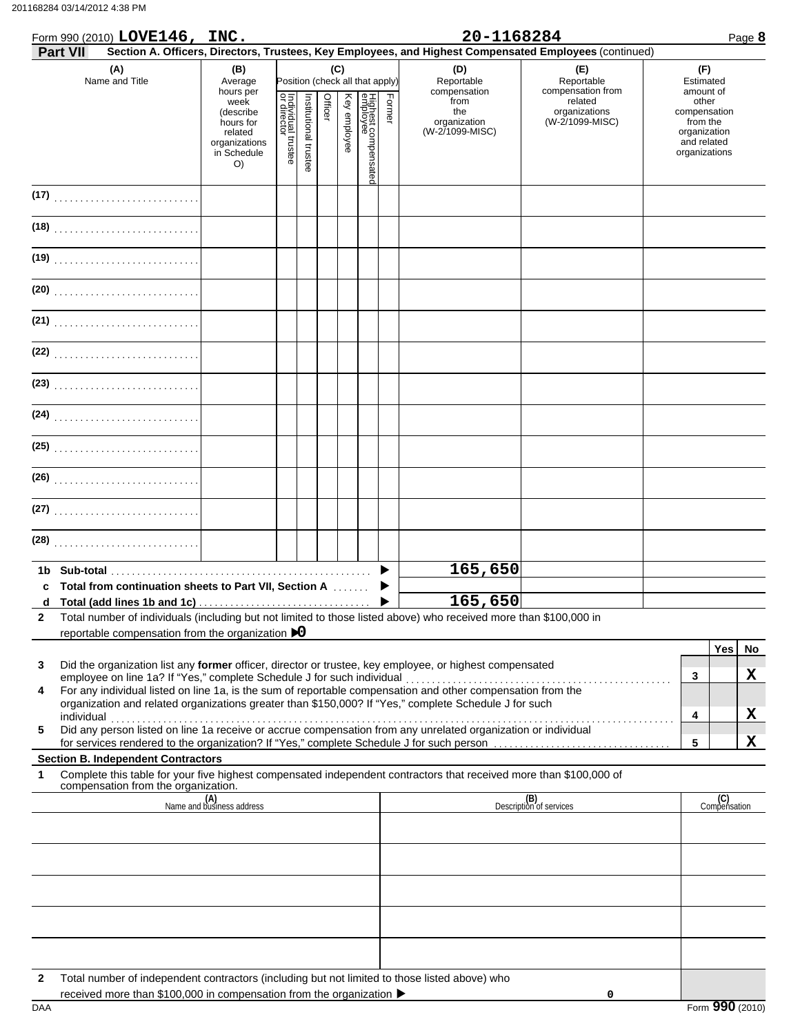201168284 03/14/2012 4:38 PM

Form 990 (2010) **LOVE146, INC.** **20-1168284** Page **8**

**Part VII** **Section A. Officers, Directors, Trustees, Key Employees, and Highest Compensated Employees** (continued)

| (A) Name and Title | (B) Average hours per week (describe hours for related organizations in Schedule O) | (C) Position (check all that apply) Individual trustee or director | Institutional trustee | Officer | Key employee | Highest compensated employee | Former | (D) Reportable compensation from the organization (W-2/1099-MISC) | (E) Reportable compensation from related organizations (W-2/1099-MISC) | (F) Estimated amount of other compensation from the organization and related organizations |
|---|---|---|---|---|---|---|---|---|---|---|
| (17) | | | | | | | | | | |
| (18) | | | | | | | | | | |
| (19) | | | | | | | | | | |
| (20) | | | | | | | | | | |
| (21) | | | | | | | | | | |
| (22) | | | | | | | | | | |
| (23) | | | | | | | | | | |
| (24) | | | | | | | | | | |
| (25) | | | | | | | | | | |
| (26) | | | | | | | | | | |
| (27) | | | | | | | | | | |
| (28) | | | | | | | | | | |
| **1b Sub-total** | | | | | | | | **165,650** | | |
| **c Total from continuation sheets to Part VII, Section A** | | | | | | | | | | |
| **d Total (add lines 1b and 1c)** | | | | | | | | **165,650** | | |

**2** Total number of individuals (including but not limited to those listed above) who received more than $100,000 in reportable compensation from the organization ▶ **0**

| | | | Yes | No |
|---|---|---|---|---|
| **3** | Did the organization list any **former** officer, director or trustee, key employee, or highest compensated employee on line 1a? If "Yes," complete Schedule J for such individual | **3** | | **X** |
| **4** | For any individual listed on line 1a, is the sum of reportable compensation and other compensation from the organization and related organizations greater than $150,000? If "Yes," complete Schedule J for such individual | **4** | | **X** |
| **5** | Did any person listed on line 1a receive or accrue compensation from any unrelated organization or individual for services rendered to the organization? If "Yes," complete Schedule J for such person | **5** | | **X** |

**Section B. Independent Contractors**

**1** Complete this table for your five highest compensated independent contractors that received more than $100,000 of compensation from the organization.

| (A) Name and business address | (B) Description of services | (C) Compensation |
|---|---|---|
| | | |
| | | |
| | | |
| | | |
| | | |

**2** Total number of independent contractors (including but not limited to those listed above) who received more than $100,000 in compensation from the organization ▶ **0**

DAA Form **990** (2010)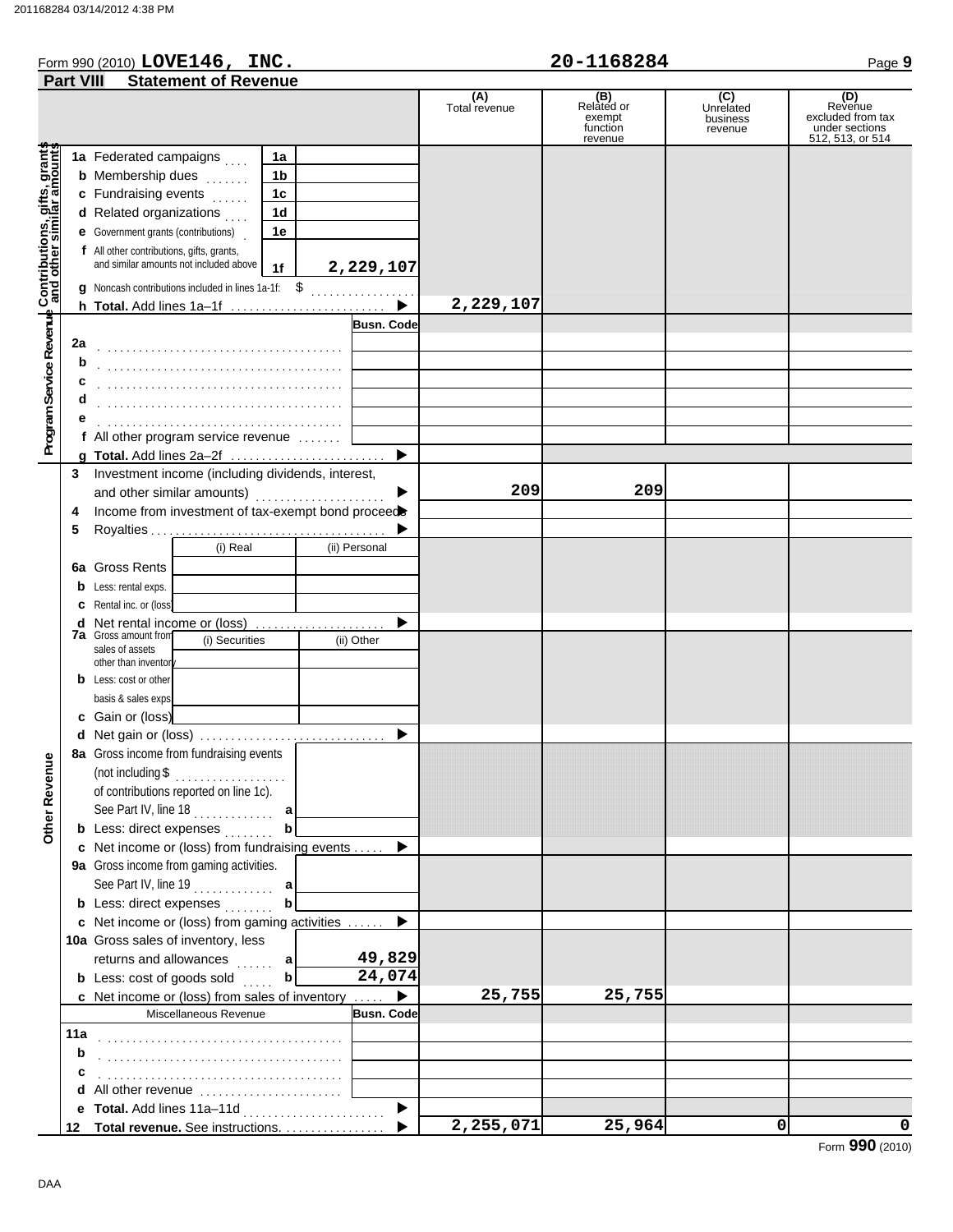Form 990 (2010) **LOVE146, INC.** **20-1168284**

**Part VIII Statement of Revenue**

| | | (A) Total revenue | (B) Related or exempt function revenue | (C) Unrelated business revenue | (D) Revenue excluded from tax under sections 512, 513, or 514 |
|---|---|---|---|---|---|
| **Contributions, gifts, grants and other similar amounts** | | | | | |
| 1a Federated campaigns | 1a | | | | |
| b Membership dues | 1b | | | | |
| c Fundraising events | 1c | | | | |
| d Related organizations | 1d | | | | |
| e Government grants (contributions) | 1e | | | | |
| f All other contributions, gifts, grants, and similar amounts not included above | 1f 2,229,107 | | | | |
| g Noncash contributions included in lines 1a-1f: $ | | | | | |
| h **Total.** Add lines 1a–1f | | 2,229,107 | | | |
| **Program Service Revenue** | Busn. Code | | | | |
| 2a | | | | | |
| b | | | | | |
| c | | | | | |
| d | | | | | |
| e | | | | | |
| f All other program service revenue | | | | | |
| g **Total.** Add lines 2a–2f | | | | | |
| **Other Revenue** | | | | | |
| 3 Investment income (including dividends, interest, and other similar amounts) | | 209 | 209 | | |
| 4 Income from investment of tax-exempt bond proceeds | | | | | |
| 5 Royalties | | | | | |
| 6a Gross Rents (i) Real / (ii) Personal | | | | | |
| b Less: rental exps. | | | | | |
| c Rental inc. or (loss) | | | | | |
| d Net rental income or (loss) | | | | | |
| 7a Gross amount from sales of assets other than inventory (i) Securities / (ii) Other | | | | | |
| b Less: cost or other basis & sales exps. | | | | | |
| c Gain or (loss) | | | | | |
| d Net gain or (loss) | | | | | |
| 8a Gross income from fundraising events (not including $ of contributions reported on line 1c). See Part IV, line 18 | a | | | | |
| b Less: direct expenses | b | | | | |
| c Net income or (loss) from fundraising events | | | | | |
| 9a Gross income from gaming activities. See Part IV, line 19 | a | | | | |
| b Less: direct expenses | b | | | | |
| c Net income or (loss) from gaming activities | | | | | |
| 10a Gross sales of inventory, less returns and allowances | a 49,829 | | | | |
| b Less: cost of goods sold | b 24,074 | | | | |
| c Net income or (loss) from sales of inventory | | 25,755 | 25,755 | | |
| Miscellaneous Revenue | Busn. Code | | | | |
| 11a | | | | | |
| b | | | | | |
| c | | | | | |
| d All other revenue | | | | | |
| e **Total.** Add lines 11a–11d | | | | | |
| 12 **Total revenue.** See instructions. | | 2,255,071 | 25,964 | 0 | 0 |

Form **990** (2010)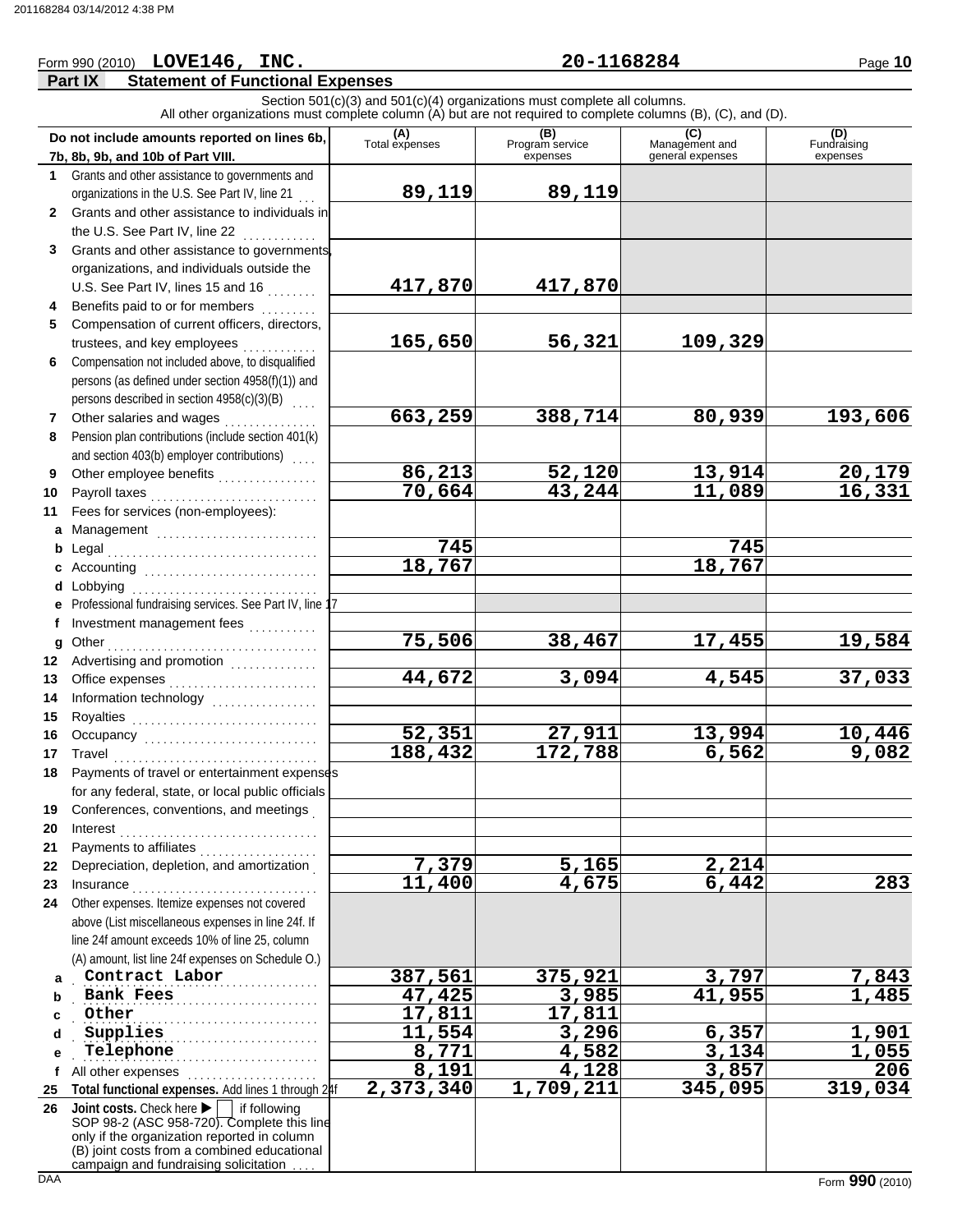Form 990 (2010) **LOVE146, INC.** **20-1168284**

## Part IX Statement of Functional Expenses

Section 501(c)(3) and 501(c)(4) organizations must complete all columns.
All other organizations must complete column (A) but are not required to complete columns (B), (C), and (D).

| Do not include amounts reported on lines 6b, 7b, 8b, 9b, and 10b of Part VIII. | (A) Total expenses | (B) Program service expenses | (C) Management and general expenses | (D) Fundraising expenses |
|---|---|---|---|---|
| 1 Grants and other assistance to governments and organizations in the U.S. See Part IV, line 21 | 89,119 | 89,119 | | |
| 2 Grants and other assistance to individuals in the U.S. See Part IV, line 22 | | | | |
| 3 Grants and other assistance to governments, organizations, and individuals outside the U.S. See Part IV, lines 15 and 16 | 417,870 | 417,870 | | |
| 4 Benefits paid to or for members | | | | |
| 5 Compensation of current officers, directors, trustees, and key employees | 165,650 | 56,321 | 109,329 | |
| 6 Compensation not included above, to disqualified persons (as defined under section 4958(f)(1)) and persons described in section 4958(c)(3)(B) | | | | |
| 7 Other salaries and wages | 663,259 | 388,714 | 80,939 | 193,606 |
| 8 Pension plan contributions (include section 401(k) and section 403(b) employer contributions) | | | | |
| 9 Other employee benefits | 86,213 | 52,120 | 13,914 | 20,179 |
| 10 Payroll taxes | 70,664 | 43,244 | 11,089 | 16,331 |
| 11 Fees for services (non-employees): | | | | |
| a Management | | | | |
| b Legal | 745 | | 745 | |
| c Accounting | 18,767 | | 18,767 | |
| d Lobbying | | | | |
| e Professional fundraising services. See Part IV, line 17 | | | | |
| f Investment management fees | | | | |
| g Other | 75,506 | 38,467 | 17,455 | 19,584 |
| 12 Advertising and promotion | | | | |
| 13 Office expenses | 44,672 | 3,094 | 4,545 | 37,033 |
| 14 Information technology | | | | |
| 15 Royalties | | | | |
| 16 Occupancy | 52,351 | 27,911 | 13,994 | 10,446 |
| 17 Travel | 188,432 | 172,788 | 6,562 | 9,082 |
| 18 Payments of travel or entertainment expenses for any federal, state, or local public officials | | | | |
| 19 Conferences, conventions, and meetings | | | | |
| 20 Interest | | | | |
| 21 Payments to affiliates | | | | |
| 22 Depreciation, depletion, and amortization | 7,379 | 5,165 | 2,214 | |
| 23 Insurance | 11,400 | 4,675 | 6,442 | 283 |
| 24 Other expenses. Itemize expenses not covered above (List miscellaneous expenses in line 24f. If line 24f amount exceeds 10% of line 25, column (A) amount, list line 24f expenses on Schedule O.) | | | | |
| a Contract Labor | 387,561 | 375,921 | 3,797 | 7,843 |
| b Bank Fees | 47,425 | 3,985 | 41,955 | 1,485 |
| c Other | 17,811 | 17,811 | | |
| d Supplies | 11,554 | 3,296 | 6,357 | 1,901 |
| e Telephone | 8,771 | 4,582 | 3,134 | 1,055 |
| f All other expenses | 8,191 | 4,128 | 3,857 | 206 |
| 25 **Total functional expenses.** Add lines 1 through 24f | 2,373,340 | 1,709,211 | 345,095 | 319,034 |
| 26 **Joint costs.** Check here ▶ [ ] if following SOP 98-2 (ASC 958-720). Complete this line only if the organization reported in column (B) joint costs from a combined educational campaign and fundraising solicitation | | | | |

DAA Form **990** (2010)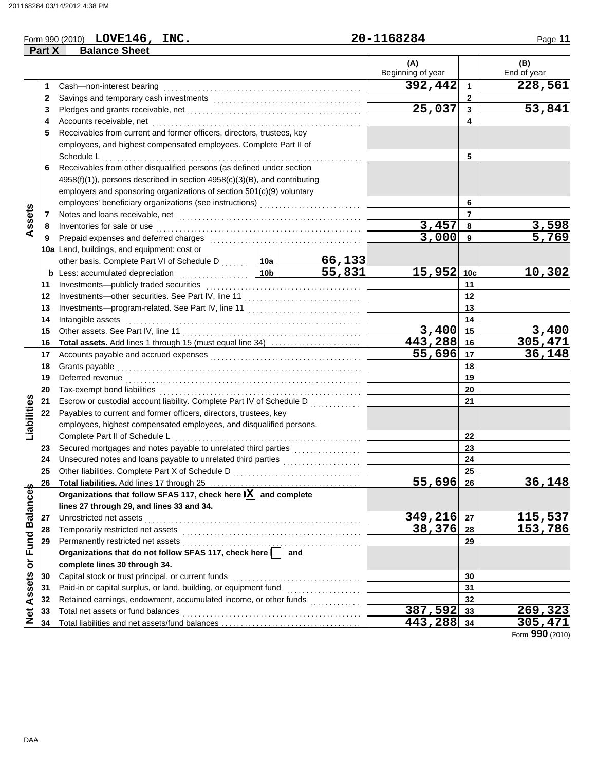Form 990 (2010) **LOVE146, INC.** **20-1168284**

## Part X Balance Sheet

| Section | Line | Description | (A) Beginning of year | | (B) End of year |
|---|---|---|---|---|---|
| Assets | 1 | Cash—non-interest bearing | 392,442 | 1 | 228,561 |
| | 2 | Savings and temporary cash investments | | 2 | |
| | 3 | Pledges and grants receivable, net | 25,037 | 3 | 53,841 |
| | 4 | Accounts receivable, net | | 4 | |
| | 5 | Receivables from current and former officers, directors, trustees, key employees, and highest compensated employees. Complete Part II of Schedule L | | 5 | |
| | 6 | Receivables from other disqualified persons (as defined under section 4958(f)(1)), persons described in section 4958(c)(3)(B), and contributing employers and sponsoring organizations of section 501(c)(9) voluntary employees' beneficiary organizations (see instructions) | | 6 | |
| | 7 | Notes and loans receivable, net | | 7 | |
| | 8 | Inventories for sale or use | 3,457 | 8 | 3,598 |
| | 9 | Prepaid expenses and deferred charges | 3,000 | 9 | 5,769 |
| | 10a | Land, buildings, and equipment: cost or other basis. Complete Part VI of Schedule D — 10a: 66,133 | | | |
| | b | Less: accumulated depreciation — 10b: 55,831 | 15,952 | 10c | 10,302 |
| | 11 | Investments—publicly traded securities | | 11 | |
| | 12 | Investments—other securities. See Part IV, line 11 | | 12 | |
| | 13 | Investments—program-related. See Part IV, line 11 | | 13 | |
| | 14 | Intangible assets | | 14 | |
| | 15 | Other assets. See Part IV, line 11 | 3,400 | 15 | 3,400 |
| | 16 | **Total assets.** Add lines 1 through 15 (must equal line 34) | 443,288 | 16 | 305,471 |
| Liabilities | 17 | Accounts payable and accrued expenses | 55,696 | 17 | 36,148 |
| | 18 | Grants payable | | 18 | |
| | 19 | Deferred revenue | | 19 | |
| | 20 | Tax-exempt bond liabilities | | 20 | |
| | 21 | Escrow or custodial account liability. Complete Part IV of Schedule D | | 21 | |
| | 22 | Payables to current and former officers, directors, trustees, key employees, highest compensated employees, and disqualified persons. Complete Part II of Schedule L | | 22 | |
| | 23 | Secured mortgages and notes payable to unrelated third parties | | 23 | |
| | 24 | Unsecured notes and loans payable to unrelated third parties | | 24 | |
| | 25 | Other liabilities. Complete Part X of Schedule D | | 25 | |
| | 26 | **Total liabilities.** Add lines 17 through 25 | 55,696 | 26 | 36,148 |
| Net Assets or Fund Balances | | **Organizations that follow SFAS 117, check here [X] and complete lines 27 through 29, and lines 33 and 34.** | | | |
| | 27 | Unrestricted net assets | 349,216 | 27 | 115,537 |
| | 28 | Temporarily restricted net assets | 38,376 | 28 | 153,786 |
| | 29 | Permanently restricted net assets | | 29 | |
| | | **Organizations that do not follow SFAS 117, check here [ ] and complete lines 30 through 34.** | | | |
| | 30 | Capital stock or trust principal, or current funds | | 30 | |
| | 31 | Paid-in or capital surplus, or land, building, or equipment fund | | 31 | |
| | 32 | Retained earnings, endowment, accumulated income, or other funds | | 32 | |
| | 33 | Total net assets or fund balances | 387,592 | 33 | 269,323 |
| | 34 | Total liabilities and net assets/fund balances | 443,288 | 34 | 305,471 |

Form **990** (2010)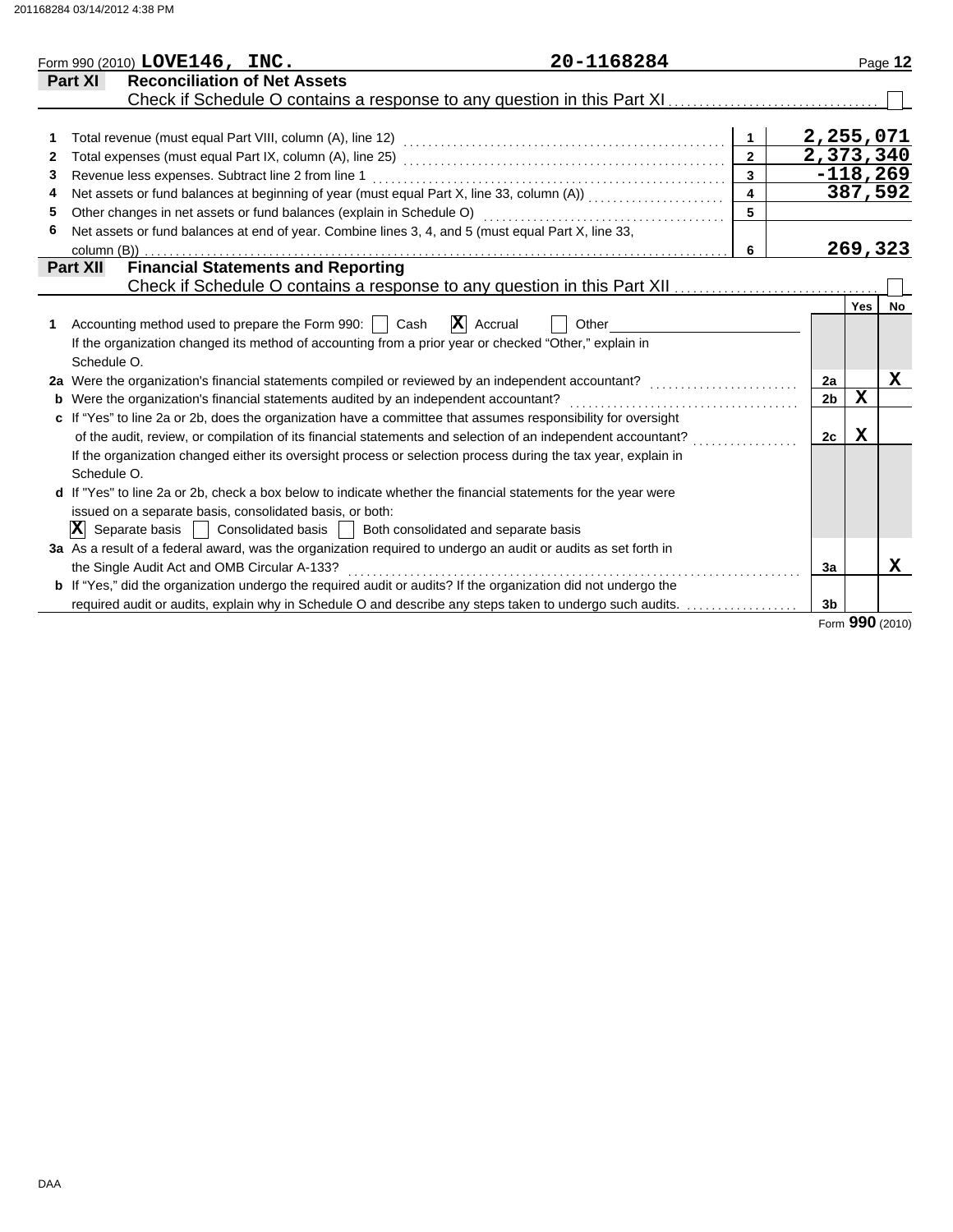Form 990 (2010) **LOVE146, INC.** **20-1168284** Page **12**

## Part XI Reconciliation of Net Assets

Check if Schedule O contains a response to any question in this Part XI ☐

| | | | |
|---|---|---|---|
| 1 | Total revenue (must equal Part VIII, column (A), line 12) | 1 | 2,255,071 |
| 2 | Total expenses (must equal Part IX, column (A), line 25) | 2 | 2,373,340 |
| 3 | Revenue less expenses. Subtract line 2 from line 1 | 3 | -118,269 |
| 4 | Net assets or fund balances at beginning of year (must equal Part X, line 33, column (A)) | 4 | 387,592 |
| 5 | Other changes in net assets or fund balances (explain in Schedule O) | 5 | |
| 6 | Net assets or fund balances at end of year. Combine lines 3, 4, and 5 (must equal Part X, line 33, column (B)) | 6 | 269,323 |

## Part XII Financial Statements and Reporting

Check if Schedule O contains a response to any question in this Part XII ☐

| | | | Yes | No |
|---|---|---|---|---|
| 1 | Accounting method used to prepare the Form 990: ☐ Cash ☒ Accrual ☐ Other<br>If the organization changed its method of accounting from a prior year or checked "Other," explain in Schedule O. | | | |
| 2a | Were the organization's financial statements compiled or reviewed by an independent accountant? | 2a | | X |
| b | Were the organization's financial statements audited by an independent accountant? | 2b | X | |
| c | If "Yes" to line 2a or 2b, does the organization have a committee that assumes responsibility for oversight of the audit, review, or compilation of its financial statements and selection of an independent accountant? | 2c | X | |
| | If the organization changed either its oversight process or selection process during the tax year, explain in Schedule O. | | | |
| d | If "Yes" to line 2a or 2b, check a box below to indicate whether the financial statements for the year were issued on a separate basis, consolidated basis, or both:<br>☒ Separate basis ☐ Consolidated basis ☐ Both consolidated and separate basis | | | |
| 3a | As a result of a federal award, was the organization required to undergo an audit or audits as set forth in the Single Audit Act and OMB Circular A-133? | 3a | | X |
| b | If "Yes," did the organization undergo the required audit or audits? If the organization did not undergo the required audit or audits, explain why in Schedule O and describe any steps taken to undergo such audits. | 3b | | |

Form **990** (2010)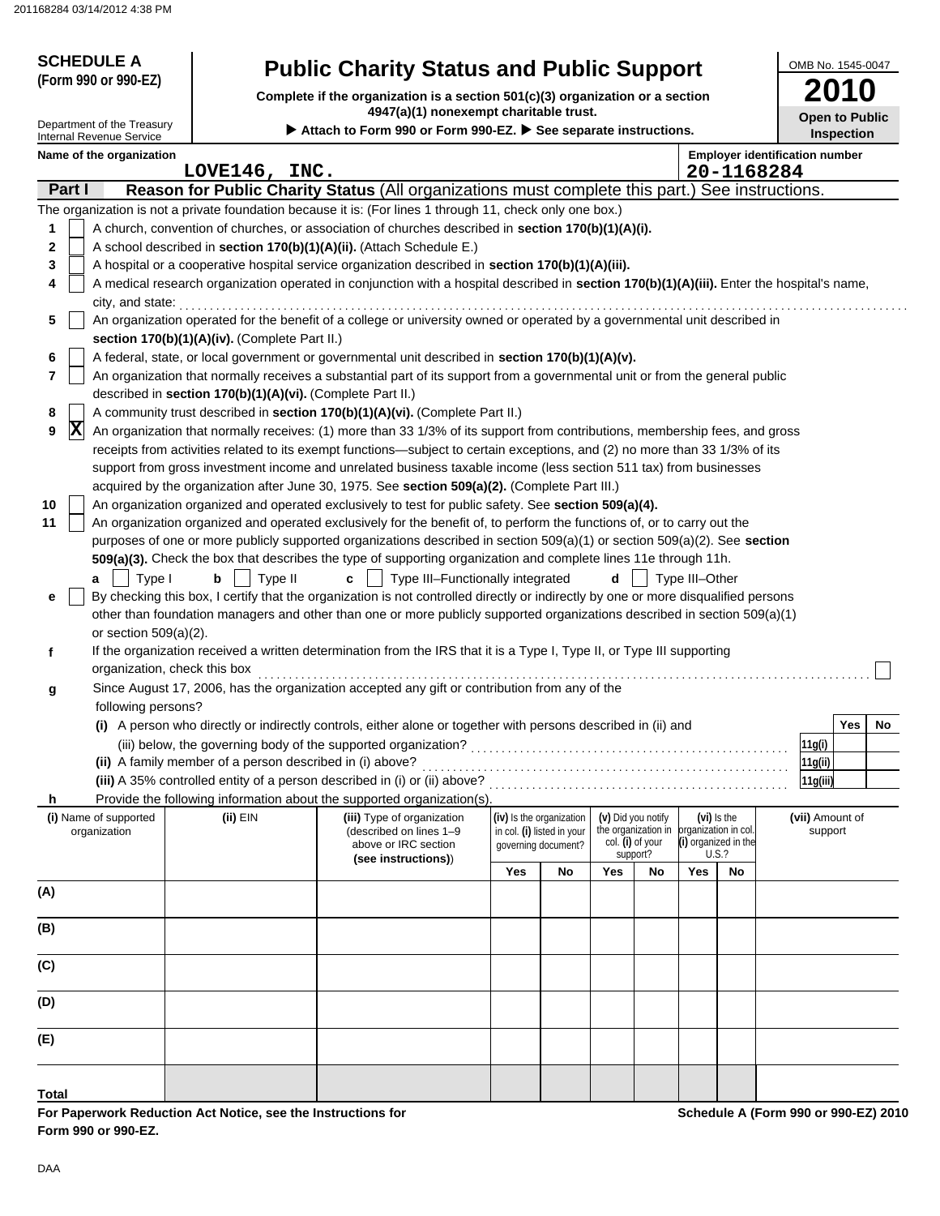**SCHEDULE A (Form 990 or 990-EZ)**

Department of the Treasury
Internal Revenue Service

# Public Charity Status and Public Support

**Complete if the organization is a section 501(c)(3) organization or a section 4947(a)(1) nonexempt charitable trust.**

**▶ Attach to Form 990 or Form 990-EZ. ▶ See separate instructions.**

OMB No. 1545-0047

**2010**

**Open to Public Inspection**

**Name of the organization:** LOVE146, INC.

**Employer identification number:** 20-1168284

## Part I — Reason for Public Charity Status (All organizations must complete this part.) See instructions.

The organization is not a private foundation because it is: (For lines 1 through 11, check only one box.)

1. [ ] A church, convention of churches, or association of churches described in **section 170(b)(1)(A)(i).**
2. [ ] A school described in **section 170(b)(1)(A)(ii).** (Attach Schedule E.)
3. [ ] A hospital or a cooperative hospital service organization described in **section 170(b)(1)(A)(iii).**
4. [ ] A medical research organization operated in conjunction with a hospital described in **section 170(b)(1)(A)(iii).** Enter the hospital's name, city, and state:
5. [ ] An organization operated for the benefit of a college or university owned or operated by a governmental unit described in **section 170(b)(1)(A)(iv).** (Complete Part II.)
6. [ ] A federal, state, or local government or governmental unit described in **section 170(b)(1)(A)(v).**
7. [ ] An organization that normally receives a substantial part of its support from a governmental unit or from the general public described in **section 170(b)(1)(A)(vi).** (Complete Part II.)
8. [ ] A community trust described in **section 170(b)(1)(A)(vi).** (Complete Part II.)
9. [X] An organization that normally receives: (1) more than 33 1/3% of its support from contributions, membership fees, and gross receipts from activities related to its exempt functions—subject to certain exceptions, and (2) no more than 33 1/3% of its support from gross investment income and unrelated business taxable income (less section 511 tax) from businesses acquired by the organization after June 30, 1975. See **section 509(a)(2).** (Complete Part III.)
10. [ ] An organization organized and operated exclusively to test for public safety. See **section 509(a)(4).**
11. [ ] An organization organized and operated exclusively for the benefit of, to perform the functions of, or to carry out the purposes of one or more publicly supported organizations described in section 509(a)(1) or section 509(a)(2). See **section 509(a)(3).** Check the box that describes the type of supporting organization and complete lines 11e through 11h.
   - **a** [ ] Type I  **b** [ ] Type II  **c** [ ] Type III–Functionally integrated  **d** [ ] Type III–Other
   - **e** [ ] By checking this box, I certify that the organization is not controlled directly or indirectly by one or more disqualified persons other than foundation managers and other than one or more publicly supported organizations described in section 509(a)(1) or section 509(a)(2).
   - **f** If the organization received a written determination from the IRS that it is a Type I, Type II, or Type III supporting organization, check this box [ ]
   - **g** Since August 17, 2006, has the organization accepted any gift or contribution from any of the following persons?

| | | Yes | No |
|---|---|---|---|
| (i) A person who directly or indirectly controls, either alone or together with persons described in (ii) and (iii) below, the governing body of the supported organization? | 11g(i) | | |
| (ii) A family member of a person described in (i) above? | 11g(ii) | | |
| (iii) A 35% controlled entity of a person described in (i) or (ii) above? | 11g(iii) | | |

   - **h** Provide the following information about the supported organization(s).

| (i) Name of supported organization | (ii) EIN | (iii) Type of organization (described on lines 1–9 above or IRC section (see instructions)) | (iv) Is the organization in col. (i) listed in your governing document? Yes | No | (v) Did you notify the organization in col. (i) of your support? Yes | No | (vi) Is the organization in col. (i) organized in the U.S.? Yes | No | (vii) Amount of support |
|---|---|---|---|---|---|---|---|---|---|
| (A) | | | | | | | | | |
| (B) | | | | | | | | | |
| (C) | | | | | | | | | |
| (D) | | | | | | | | | |
| (E) | | | | | | | | | |
| **Total** | | | | | | | | | |

**For Paperwork Reduction Act Notice, see the Instructions for Form 990 or 990-EZ.**

**Schedule A (Form 990 or 990-EZ) 2010**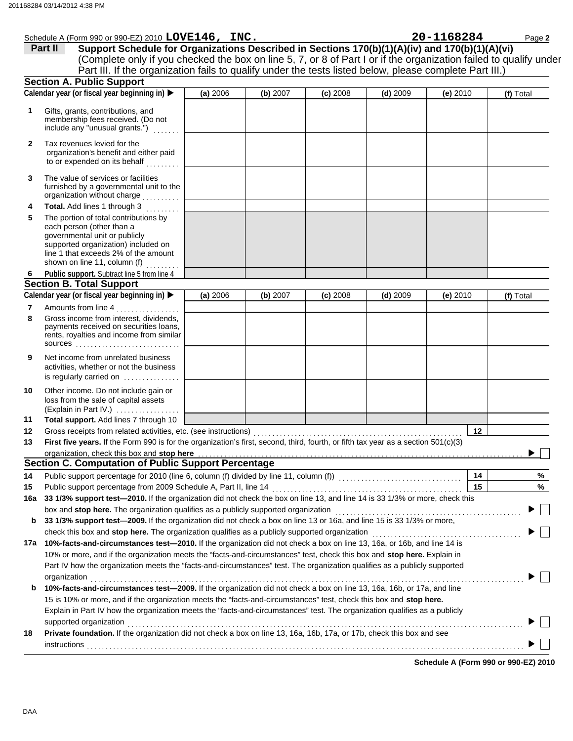Schedule A (Form 990 or 990-EZ) 2010 **LOVE146, INC.** **20-1168284** Page **2**

**Part II** **Support Schedule for Organizations Described in Sections 170(b)(1)(A)(iv) and 170(b)(1)(A)(vi)**
(Complete only if you checked the box on line 5, 7, or 8 of Part I or if the organization failed to qualify under Part III. If the organization fails to qualify under the tests listed below, please complete Part III.)

## Section A. Public Support

| Calendar year (or fiscal year beginning in) ▶ | (a) 2006 | (b) 2007 | (c) 2008 | (d) 2009 | (e) 2010 | (f) Total |
|---|---|---|---|---|---|---|
| **1** Gifts, grants, contributions, and membership fees received. (Do not include any "unusual grants.") | | | | | | |
| **2** Tax revenues levied for the organization's benefit and either paid to or expended on its behalf | | | | | | |
| **3** The value of services or facilities furnished by a governmental unit to the organization without charge | | | | | | |
| **4** **Total.** Add lines 1 through 3 | | | | | | |
| **5** The portion of total contributions by each person (other than a governmental unit or publicly supported organization) included on line 1 that exceeds 2% of the amount shown on line 11, column (f) | | | | | | |
| **6** **Public support.** Subtract line 5 from line 4 | | | | | | |

## Section B. Total Support

| Calendar year (or fiscal year beginning in) ▶ | (a) 2006 | (b) 2007 | (c) 2008 | (d) 2009 | (e) 2010 | (f) Total |
|---|---|---|---|---|---|---|
| **7** Amounts from line 4 | | | | | | |
| **8** Gross income from interest, dividends, payments received on securities loans, rents, royalties and income from similar sources | | | | | | |
| **9** Net income from unrelated business activities, whether or not the business is regularly carried on | | | | | | |
| **10** Other income. Do not include gain or loss from the sale of capital assets (Explain in Part IV.) | | | | | | |
| **11** **Total support.** Add lines 7 through 10 | | | | | | |

**12** Gross receipts from related activities, etc. (see instructions) **12**

**13** **First five years.** If the Form 990 is for the organization's first, second, third, fourth, or fifth tax year as a section 501(c)(3) organization, check this box and **stop here** ▶ ☐

## Section C. Computation of Public Support Percentage

**14** Public support percentage for 2010 (line 6, column (f) divided by line 11, column (f)) **14** %

**15** Public support percentage from 2009 Schedule A, Part II, line 14 **15** %

**16a** **33 1/3% support test—2010.** If the organization did not check the box on line 13, and line 14 is 33 1/3% or more, check this box and **stop here.** The organization qualifies as a publicly supported organization ▶ ☐

**b** **33 1/3% support test—2009.** If the organization did not check a box on line 13 or 16a, and line 15 is 33 1/3% or more, check this box and **stop here.** The organization qualifies as a publicly supported organization ▶ ☐

**17a** **10%-facts-and-circumstances test—2010.** If the organization did not check a box on line 13, 16a, or 16b, and line 14 is 10% or more, and if the organization meets the "facts-and-circumstances" test, check this box and **stop here.** Explain in Part IV how the organization meets the "facts-and-circumstances" test. The organization qualifies as a publicly supported organization ▶ ☐

**b** **10%-facts-and-circumstances test—2009.** If the organization did not check a box on line 13, 16a, 16b, or 17a, and line 15 is 10% or more, and if the organization meets the "facts-and-circumstances" test, check this box and **stop here.** Explain in Part IV how the organization meets the "facts-and-circumstances" test. The organization qualifies as a publicly supported organization ▶ ☐

**18** **Private foundation.** If the organization did not check a box on line 13, 16a, 16b, 17a, or 17b, check this box and see instructions ▶ ☐

**Schedule A (Form 990 or 990-EZ) 2010**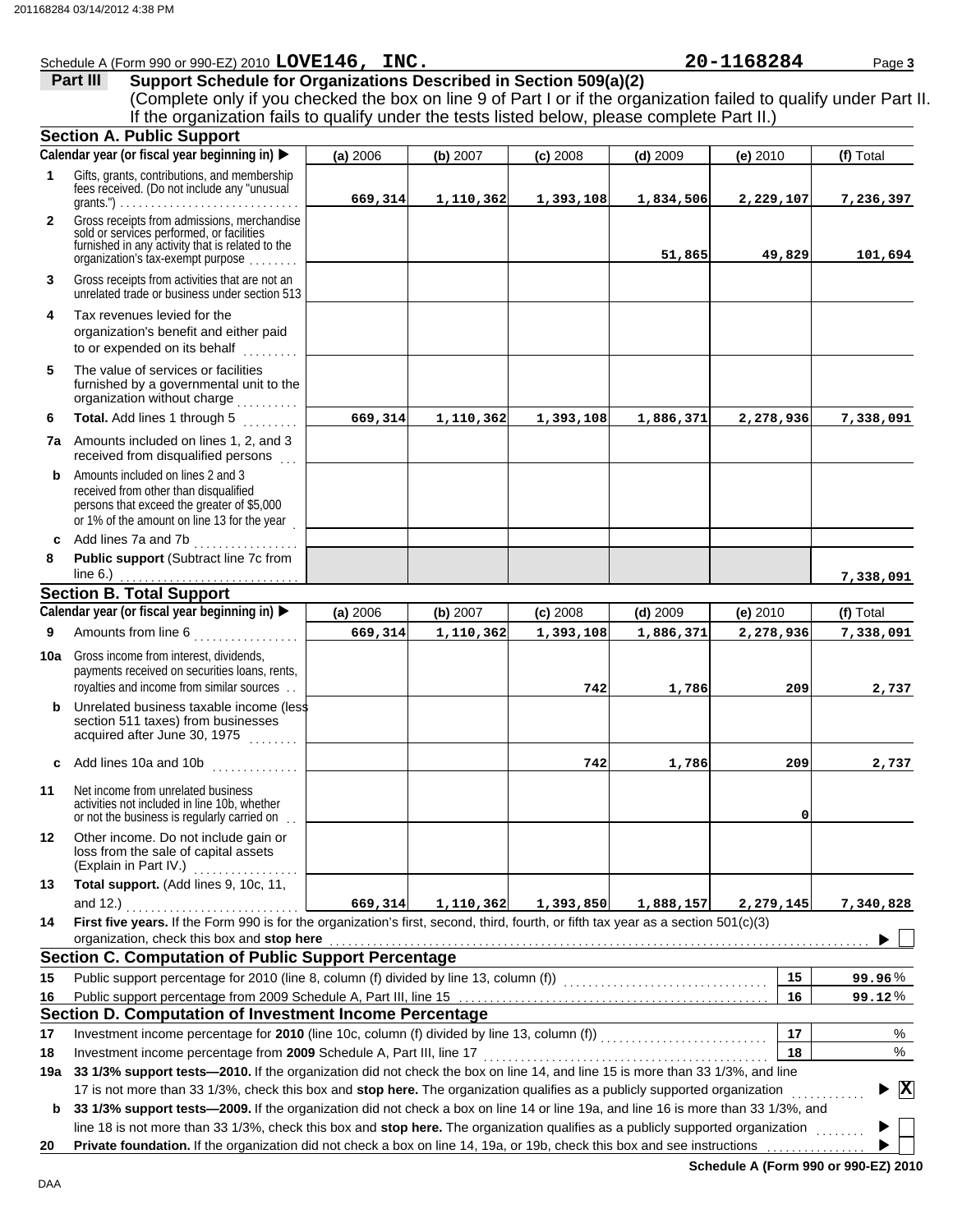Schedule A (Form 990 or 990-EZ) 2010 **LOVE146, INC.** **20-1168284** Page **3**

## Part III Support Schedule for Organizations Described in Section 509(a)(2)

(Complete only if you checked the box on line 9 of Part I or if the organization failed to qualify under Part II. If the organization fails to qualify under the tests listed below, please complete Part II.)

### Section A. Public Support

| Calendar year (or fiscal year beginning in) ▶ | (a) 2006 | (b) 2007 | (c) 2008 | (d) 2009 | (e) 2010 | (f) Total |
|---|---|---|---|---|---|---|
| **1** Gifts, grants, contributions, and membership fees received. (Do not include any "unusual grants.") | 669,314 | 1,110,362 | 1,393,108 | 1,834,506 | 2,229,107 | 7,236,397 |
| **2** Gross receipts from admissions, merchandise sold or services performed, or facilities furnished in any activity that is related to the organization's tax-exempt purpose | | | | 51,865 | 49,829 | 101,694 |
| **3** Gross receipts from activities that are not an unrelated trade or business under section 513 | | | | | | |
| **4** Tax revenues levied for the organization's benefit and either paid to or expended on its behalf | | | | | | |
| **5** The value of services or facilities furnished by a governmental unit to the organization without charge | | | | | | |
| **6** **Total.** Add lines 1 through 5 | 669,314 | 1,110,362 | 1,393,108 | 1,886,371 | 2,278,936 | 7,338,091 |
| **7a** Amounts included on lines 1, 2, and 3 received from disqualified persons | | | | | | |
| **b** Amounts included on lines 2 and 3 received from other than disqualified persons that exceed the greater of $5,000 or 1% of the amount on line 13 for the year | | | | | | |
| **c** Add lines 7a and 7b | | | | | | |
| **8** **Public support** (Subtract line 7c from line 6.) | | | | | | 7,338,091 |

### Section B. Total Support

| Calendar year (or fiscal year beginning in) ▶ | (a) 2006 | (b) 2007 | (c) 2008 | (d) 2009 | (e) 2010 | (f) Total |
|---|---|---|---|---|---|---|
| **9** Amounts from line 6 | 669,314 | 1,110,362 | 1,393,108 | 1,886,371 | 2,278,936 | 7,338,091 |
| **10a** Gross income from interest, dividends, payments received on securities loans, rents, royalties and income from similar sources | | | 742 | 1,786 | 209 | 2,737 |
| **b** Unrelated business taxable income (less section 511 taxes) from businesses acquired after June 30, 1975 | | | | | | |
| **c** Add lines 10a and 10b | | | 742 | 1,786 | 209 | 2,737 |
| **11** Net income from unrelated business activities not included in line 10b, whether or not the business is regularly carried on | | | | | 0 | |
| **12** Other income. Do not include gain or loss from the sale of capital assets (Explain in Part IV.) | | | | | | |
| **13** **Total support.** (Add lines 9, 10c, 11, and 12.) | 669,314 | 1,110,362 | 1,393,850 | 1,888,157 | 2,279,145 | 7,340,828 |

**14** **First five years.** If the Form 990 is for the organization's first, second, third, fourth, or fifth tax year as a section 501(c)(3) organization, check this box and **stop here** ▶ ☐

### Section C. Computation of Public Support Percentage

| | | | |
|---|---|---|---|
| **15** | Public support percentage for 2010 (line 8, column (f) divided by line 13, column (f)) | 15 | 99.96 % |
| **16** | Public support percentage from 2009 Schedule A, Part III, line 15 | 16 | 99.12 % |

### Section D. Computation of Investment Income Percentage

| | | | |
|---|---|---|---|
| **17** | Investment income percentage for **2010** (line 10c, column (f) divided by line 13, column (f)) | 17 | % |
| **18** | Investment income percentage from **2009** Schedule A, Part III, line 17 | 18 | % |

**19a** **33 1/3% support tests—2010.** If the organization did not check the box on line 14, and line 15 is more than 33 1/3%, and line 17 is not more than 33 1/3%, check this box and **stop here.** The organization qualifies as a publicly supported organization ▶ ☒

**b** **33 1/3% support tests—2009.** If the organization did not check a box on line 14 or line 19a, and line 16 is more than 33 1/3%, and line 18 is not more than 33 1/3%, check this box and **stop here.** The organization qualifies as a publicly supported organization ▶ ☐

**20** **Private foundation.** If the organization did not check a box on line 14, 19a, or 19b, check this box and see instructions ▶ ☐

**Schedule A (Form 990 or 990-EZ) 2010**

DAA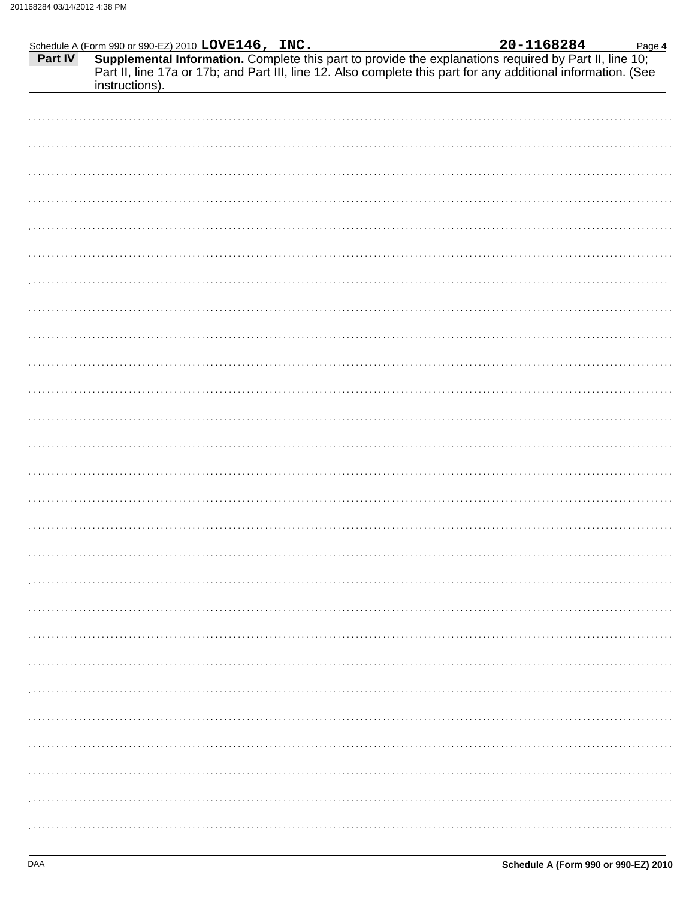Schedule A (Form 990 or 990-EZ) 2010 **LOVE146, INC.** **20-1168284** Page **4**

**Part IV** **Supplemental Information.** Complete this part to provide the explanations required by Part II, line 10; Part II, line 17a or 17b; and Part III, line 12. Also complete this part for any additional information. (See instructions).

DAA **Schedule A (Form 990 or 990-EZ) 2010**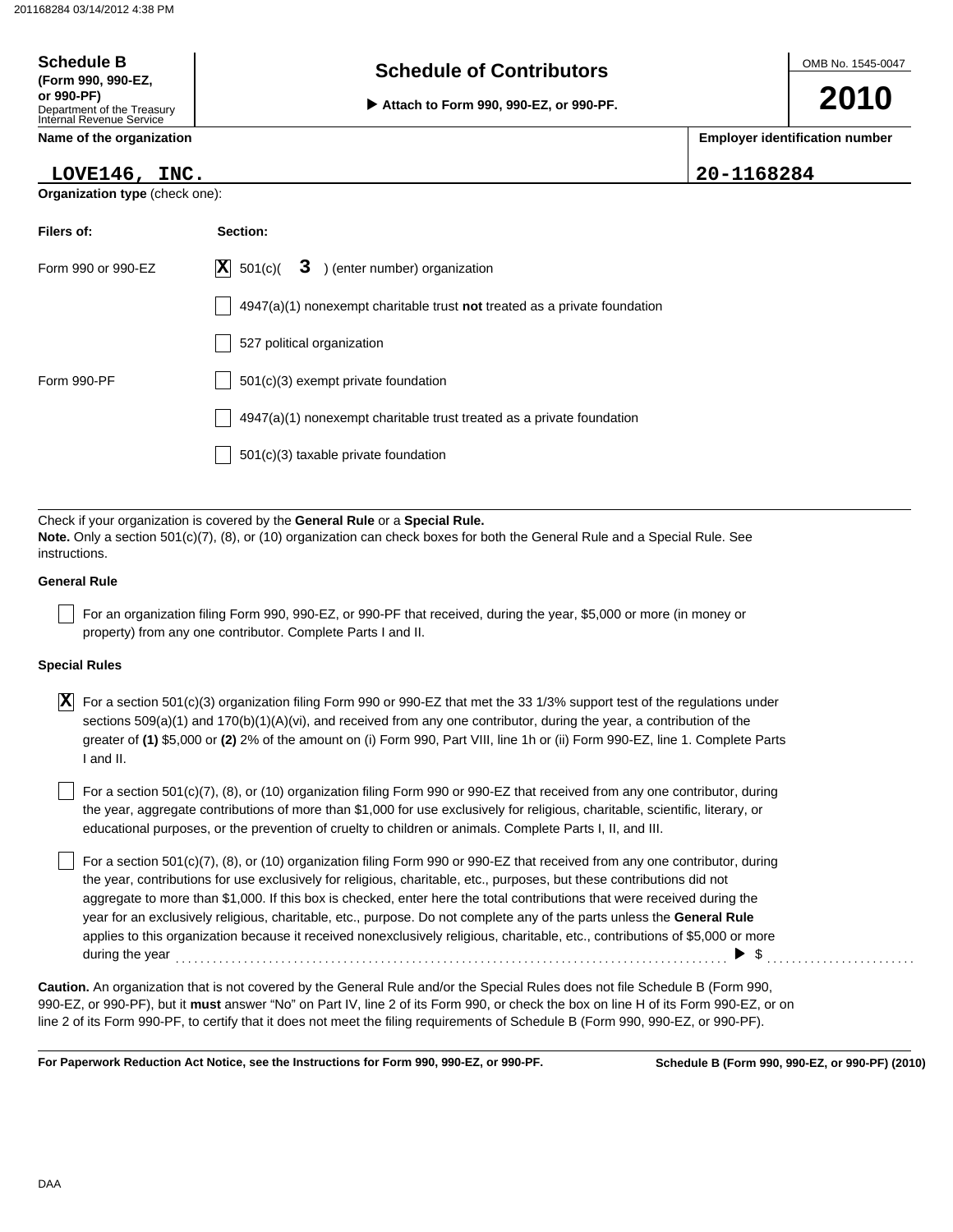**Schedule B**
**(Form 990, 990-EZ, or 990-PF)**
Department of the Treasury
Internal Revenue Service

# Schedule of Contributors

▶ **Attach to Form 990, 990-EZ, or 990-PF.**

OMB No. 1545-0047

**2010**

**Name of the organization**

LOVE146, INC.

**Employer identification number**

20-1168284

**Organization type** (check one):

| **Filers of:** | **Section:** |
|---|---|
| Form 990 or 990-EZ | [X] 501(c)( 3 ) (enter number) organization |
| | [ ] 4947(a)(1) nonexempt charitable trust **not** treated as a private foundation |
| | [ ] 527 political organization |
| Form 990-PF | [ ] 501(c)(3) exempt private foundation |
| | [ ] 4947(a)(1) nonexempt charitable trust treated as a private foundation |
| | [ ] 501(c)(3) taxable private foundation |

Check if your organization is covered by the **General Rule** or a **Special Rule.**

**Note.** Only a section 501(c)(7), (8), or (10) organization can check boxes for both the General Rule and a Special Rule. See instructions.

**General Rule**

[ ] For an organization filing Form 990, 990-EZ, or 990-PF that received, during the year, $5,000 or more (in money or property) from any one contributor. Complete Parts I and II.

**Special Rules**

[X] For a section 501(c)(3) organization filing Form 990 or 990-EZ that met the 33 1/3% support test of the regulations under sections 509(a)(1) and 170(b)(1)(A)(vi), and received from any one contributor, during the year, a contribution of the greater of **(1)** $5,000 or **(2)** 2% of the amount on (i) Form 990, Part VIII, line 1h or (ii) Form 990-EZ, line 1. Complete Parts I and II.

[ ] For a section 501(c)(7), (8), or (10) organization filing Form 990 or 990-EZ that received from any one contributor, during the year, aggregate contributions of more than $1,000 for use exclusively for religious, charitable, scientific, literary, or educational purposes, or the prevention of cruelty to children or animals. Complete Parts I, II, and III.

[ ] For a section 501(c)(7), (8), or (10) organization filing Form 990 or 990-EZ that received from any one contributor, during the year, contributions for use exclusively for religious, charitable, etc., purposes, but these contributions did not aggregate to more than $1,000. If this box is checked, enter here the total contributions that were received during the year for an exclusively religious, charitable, etc., purpose. Do not complete any of the parts unless the **General Rule** applies to this organization because it received nonexclusively religious, charitable, etc., contributions of $5,000 or more during the year ........ ▶ $ ........

**Caution.** An organization that is not covered by the General Rule and/or the Special Rules does not file Schedule B (Form 990, 990-EZ, or 990-PF), but it **must** answer "No" on Part IV, line 2 of its Form 990, or check the box on line H of its Form 990-EZ, or on line 2 of its Form 990-PF, to certify that it does not meet the filing requirements of Schedule B (Form 990, 990-EZ, or 990-PF).

**For Paperwork Reduction Act Notice, see the Instructions for Form 990, 990-EZ, or 990-PF.** **Schedule B (Form 990, 990-EZ, or 990-PF) (2010)**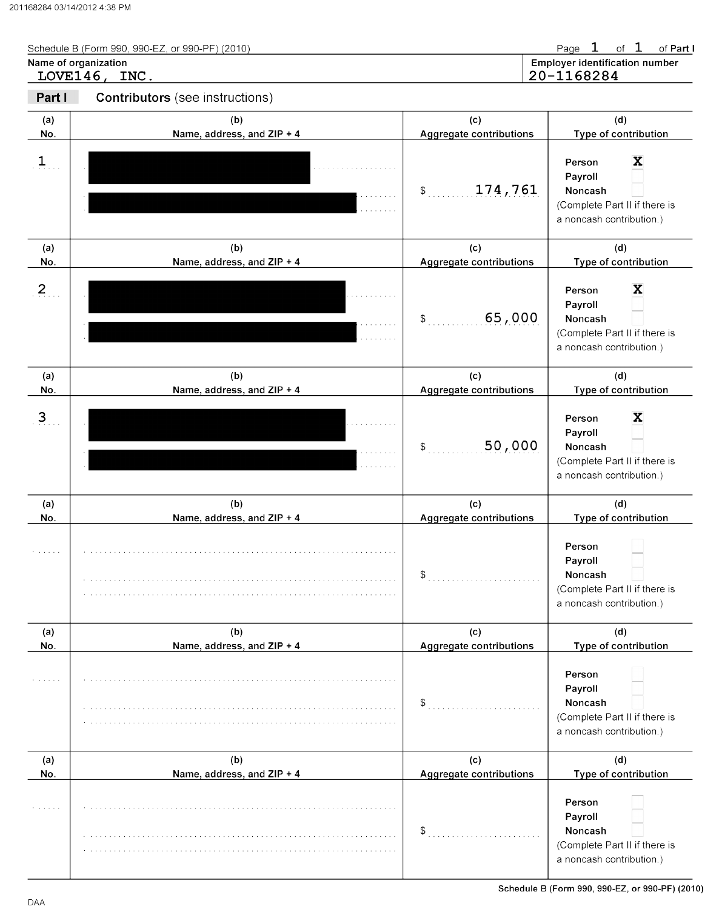Schedule B (Form 990, 990-EZ, or 990-PF) (2010)

Page 1 of 1 of Part I

**Name of organization**
LOVE146, INC.

**Employer identification number**
20-1168284

## Part I Contributors (see instructions)

| (a) No. | (b) Name, address, and ZIP + 4 | (c) Aggregate contributions | (d) Type of contribution |
|---|---|---|---|
| 1 | [REDACTED] | $ 174,761 | Person [X] Payroll [ ] Noncash [ ] (Complete Part II if there is a noncash contribution.) |
| 2 | [REDACTED] | $ 65,000 | Person [X] Payroll [ ] Noncash [ ] (Complete Part II if there is a noncash contribution.) |
| 3 | [REDACTED] | $ 50,000 | Person [X] Payroll [ ] Noncash [ ] (Complete Part II if there is a noncash contribution.) |
| | | $ | Person [ ] Payroll [ ] Noncash [ ] (Complete Part II if there is a noncash contribution.) |
| | | $ | Person [ ] Payroll [ ] Noncash [ ] (Complete Part II if there is a noncash contribution.) |
| | | $ | Person [ ] Payroll [ ] Noncash [ ] (Complete Part II if there is a noncash contribution.) |

Schedule B (Form 990, 990-EZ, or 990-PF) (2010)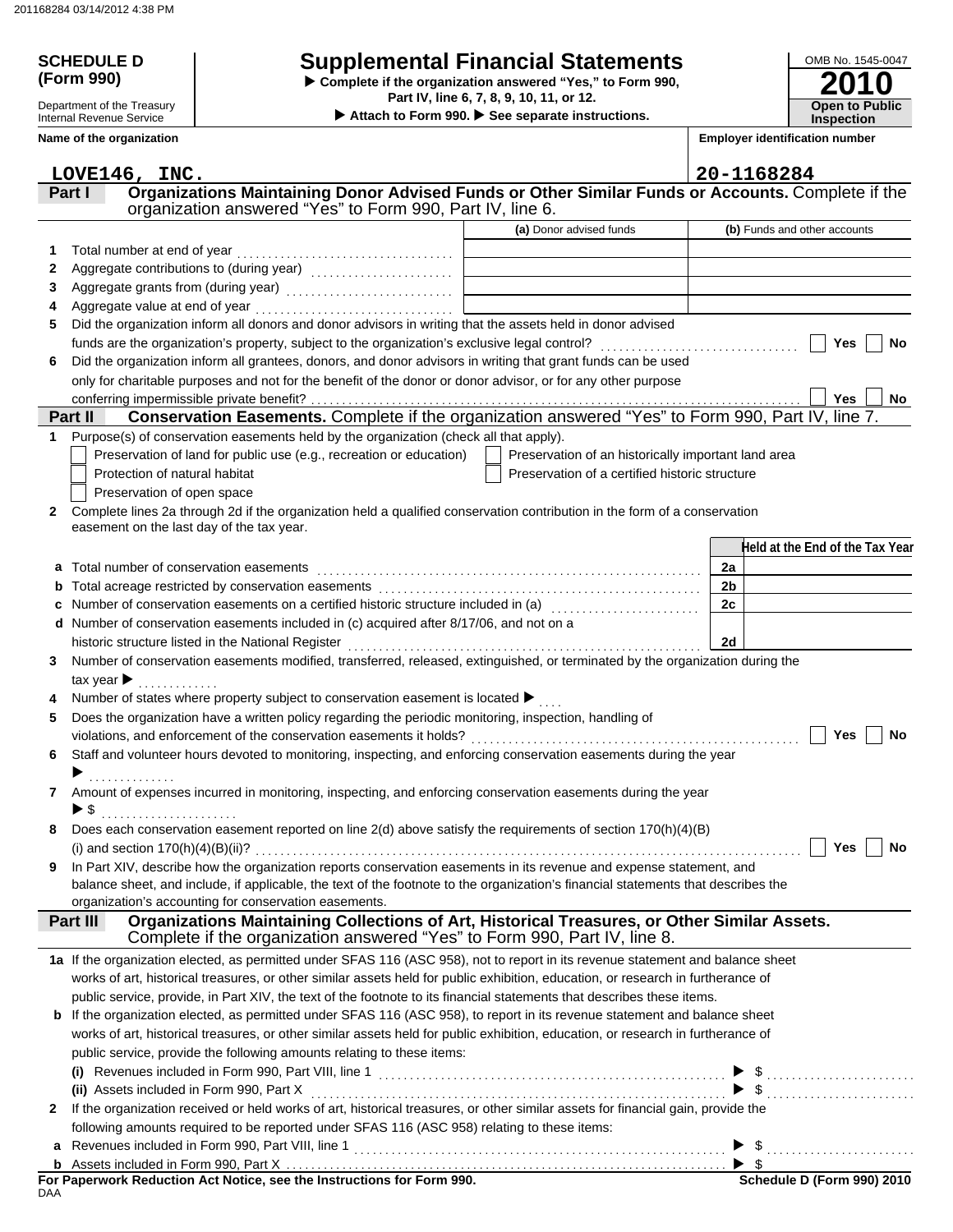**SCHEDULE D (Form 990)**

Department of the Treasury
Internal Revenue Service

# Supplemental Financial Statements

▶ Complete if the organization answered "Yes," to Form 990, Part IV, line 6, 7, 8, 9, 10, 11, or 12.

▶ Attach to Form 990. ▶ See separate instructions.

OMB No. 1545-0047

**2010**

**Open to Public Inspection**

**Name of the organization:** LOVE146, INC.

**Employer identification number:** 20-1168284

## Part I Organizations Maintaining Donor Advised Funds or Other Similar Funds or Accounts.
Complete if the organization answered "Yes" to Form 990, Part IV, line 6.

| | | (a) Donor advised funds | (b) Funds and other accounts |
|---|---|---|---|
| 1 | Total number at end of year | | |
| 2 | Aggregate contributions to (during year) | | |
| 3 | Aggregate grants from (during year) | | |
| 4 | Aggregate value at end of year | | |

5 Did the organization inform all donors and donor advisors in writing that the assets held in donor advised funds are the organization's property, subject to the organization's exclusive legal control? ☐ Yes ☐ No

6 Did the organization inform all grantees, donors, and donor advisors in writing that grant funds can be used only for charitable purposes and not for the benefit of the donor or donor advisor, or for any other purpose conferring impermissible private benefit? ☐ Yes ☐ No

## Part II Conservation Easements.
Complete if the organization answered "Yes" to Form 990, Part IV, line 7.

1 Purpose(s) of conservation easements held by the organization (check all that apply).

- ☐ Preservation of land for public use (e.g., recreation or education)
- ☐ Preservation of an historically important land area
- ☐ Protection of natural habitat
- ☐ Preservation of a certified historic structure
- ☐ Preservation of open space

2 Complete lines 2a through 2d if the organization held a qualified conservation contribution in the form of a conservation easement on the last day of the tax year.

| | | | Held at the End of the Tax Year |
|---|---|---|---|
| a | Total number of conservation easements | 2a | |
| b | Total acreage restricted by conservation easements | 2b | |
| c | Number of conservation easements on a certified historic structure included in (a) | 2c | |
| d | Number of conservation easements included in (c) acquired after 8/17/06, and not on a historic structure listed in the National Register | 2d | |

3 Number of conservation easements modified, transferred, released, extinguished, or terminated by the organization during the tax year ▶

4 Number of states where property subject to conservation easement is located ▶

5 Does the organization have a written policy regarding the periodic monitoring, inspection, handling of violations, and enforcement of the conservation easements it holds? ☐ Yes ☐ No

6 Staff and volunteer hours devoted to monitoring, inspecting, and enforcing conservation easements during the year ▶

7 Amount of expenses incurred in monitoring, inspecting, and enforcing conservation easements during the year ▶ $

8 Does each conservation easement reported on line 2(d) above satisfy the requirements of section 170(h)(4)(B)(i) and section 170(h)(4)(B)(ii)? ☐ Yes ☐ No

9 In Part XIV, describe how the organization reports conservation easements in its revenue and expense statement, and balance sheet, and include, if applicable, the text of the footnote to the organization's financial statements that describes the organization's accounting for conservation easements.

## Part III Organizations Maintaining Collections of Art, Historical Treasures, or Other Similar Assets.
Complete if the organization answered "Yes" to Form 990, Part IV, line 8.

1a If the organization elected, as permitted under SFAS 116 (ASC 958), not to report in its revenue statement and balance sheet works of art, historical treasures, or other similar assets held for public exhibition, education, or research in furtherance of public service, provide, in Part XIV, the text of the footnote to its financial statements that describes these items.

b If the organization elected, as permitted under SFAS 116 (ASC 958), to report in its revenue statement and balance sheet works of art, historical treasures, or other similar assets held for public exhibition, education, or research in furtherance of public service, provide the following amounts relating to these items:

(i) Revenues included in Form 990, Part VIII, line 1 ▶ $

(ii) Assets included in Form 990, Part X ▶ $

2 If the organization received or held works of art, historical treasures, or other similar assets for financial gain, provide the following amounts required to be reported under SFAS 116 (ASC 958) relating to these items:

a Revenues included in Form 990, Part VIII, line 1 ▶ $

b Assets included in Form 990, Part X ▶ $

**For Paperwork Reduction Act Notice, see the Instructions for Form 990.** **Schedule D (Form 990) 2010**

DAA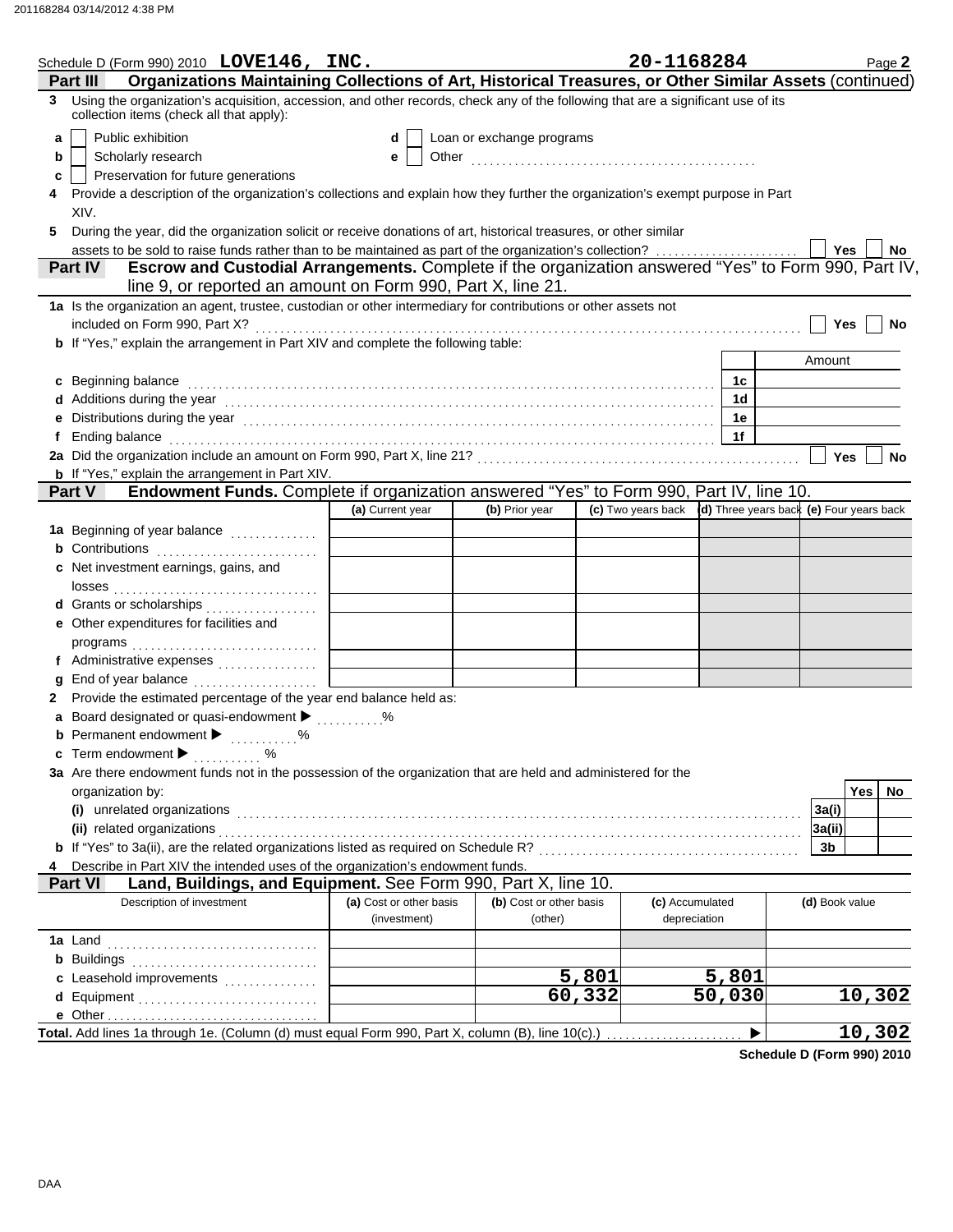Schedule D (Form 990) 2010 **LOVE146, INC.** **20-1168284**

**Part III Organizations Maintaining Collections of Art, Historical Treasures, or Other Similar Assets** (continued)

**3** Using the organization's acquisition, accession, and other records, check any of the following that are a significant use of its collection items (check all that apply):

- **a** ☐ Public exhibition
- **b** ☐ Scholarly research
- **c** ☐ Preservation for future generations
- **d** ☐ Loan or exchange programs
- **e** ☐ Other

**4** Provide a description of the organization's collections and explain how they further the organization's exempt purpose in Part XIV.

**5** During the year, did the organization solicit or receive donations of art, historical treasures, or other similar assets to be sold to raise funds rather than to be maintained as part of the organization's collection? ☐ Yes ☐ No

**Part IV Escrow and Custodial Arrangements.** Complete if the organization answered "Yes" to Form 990, Part IV, line 9, or reported an amount on Form 990, Part X, line 21.

**1a** Is the organization an agent, trustee, custodian or other intermediary for contributions or other assets not included on Form 990, Part X? ☐ Yes ☐ No

**b** If "Yes," explain the arrangement in Part XIV and complete the following table:

| | | Amount |
|---|---|---|
| **c** Beginning balance | 1c | |
| **d** Additions during the year | 1d | |
| **e** Distributions during the year | 1e | |
| **f** Ending balance | 1f | |

**2a** Did the organization include an amount on Form 990, Part X, line 21? ☐ Yes ☐ No

**b** If "Yes," explain the arrangement in Part XIV.

**Part V Endowment Funds.** Complete if organization answered "Yes" to Form 990, Part IV, line 10.

| | (a) Current year | (b) Prior year | (c) Two years back | (d) Three years back | (e) Four years back |
|---|---|---|---|---|---|
| **1a** Beginning of year balance | | | | | |
| **b** Contributions | | | | | |
| **c** Net investment earnings, gains, and losses | | | | | |
| **d** Grants or scholarships | | | | | |
| **e** Other expenditures for facilities and programs | | | | | |
| **f** Administrative expenses | | | | | |
| **g** End of year balance | | | | | |

**2** Provide the estimated percentage of the year end balance held as:

- **a** Board designated or quasi-endowment ▶ %
- **b** Permanent endowment ▶ %
- **c** Term endowment ▶ %

**3a** Are there endowment funds not in the possession of the organization that are held and administered for the organization by:

| | | Yes | No |
|---|---|---|---|
| **(i)** unrelated organizations | 3a(i) | | |
| **(ii)** related organizations | 3a(ii) | | |
| **b** If "Yes" to 3a(ii), are the related organizations listed as required on Schedule R? | 3b | | |

**4** Describe in Part XIV the intended uses of the organization's endowment funds.

**Part VI Land, Buildings, and Equipment.** See Form 990, Part X, line 10.

| Description of investment | (a) Cost or other basis (investment) | (b) Cost or other basis (other) | (c) Accumulated depreciation | (d) Book value |
|---|---|---|---|---|
| **1a** Land | | | | |
| **b** Buildings | | | | |
| **c** Leasehold improvements | | 5,801 | 5,801 | |
| **d** Equipment | | 60,332 | 50,030 | 10,302 |
| **e** Other | | | | |
| **Total.** Add lines 1a through 1e. (Column (d) must equal Form 990, Part X, column (B), line 10(c).) ▶ | | | | 10,302 |

**Schedule D (Form 990) 2010**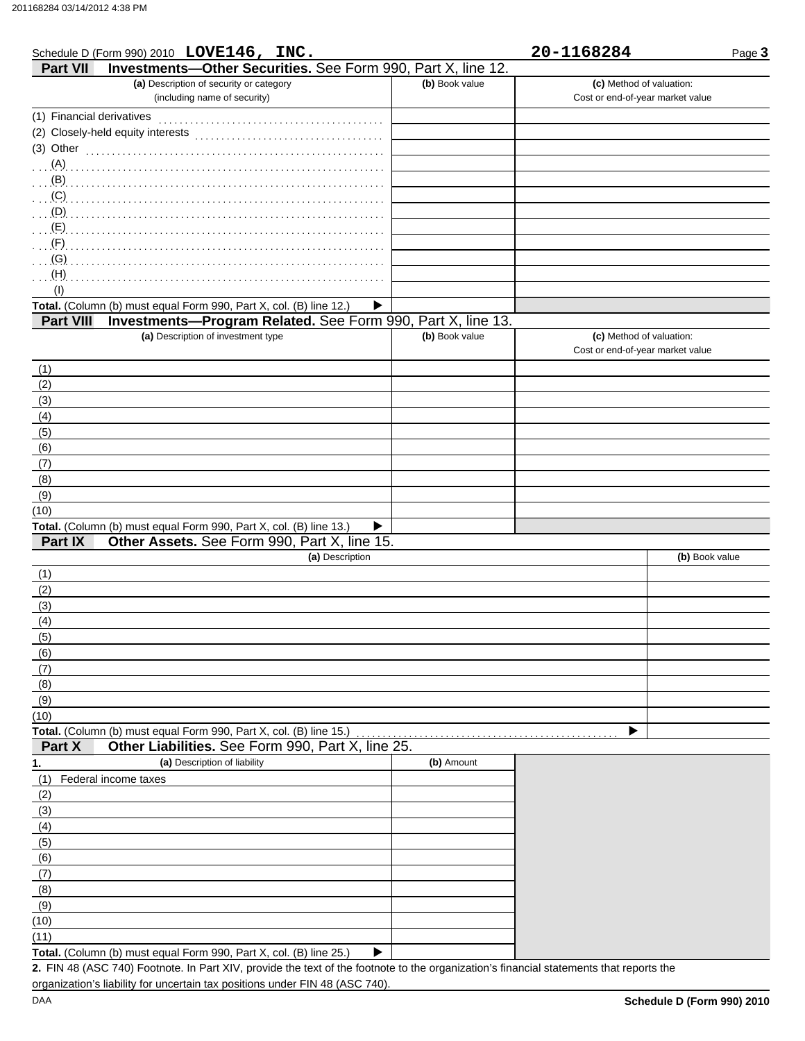Schedule D (Form 990) 2010 **LOVE146, INC.** **20-1168284** Page **3**

## Part VII Investments—Other Securities. See Form 990, Part X, line 12.

| (a) Description of security or category (including name of security) | (b) Book value | (c) Method of valuation: Cost or end-of-year market value |
|---|---|---|
| (1) Financial derivatives | | |
| (2) Closely-held equity interests | | |
| (3) Other | | |
| (A) | | |
| (B) | | |
| (C) | | |
| (D) | | |
| (E) | | |
| (F) | | |
| (G) | | |
| (H) | | |
| (I) | | |
| **Total.** (Column (b) must equal Form 990, Part X, col. (B) line 12.) ▶ | | |

## Part VIII Investments—Program Related. See Form 990, Part X, line 13.

| (a) Description of investment type | (b) Book value | (c) Method of valuation: Cost or end-of-year market value |
|---|---|---|
| (1) | | |
| (2) | | |
| (3) | | |
| (4) | | |
| (5) | | |
| (6) | | |
| (7) | | |
| (8) | | |
| (9) | | |
| (10) | | |
| **Total.** (Column (b) must equal Form 990, Part X, col. (B) line 13.) ▶ | | |

## Part IX Other Assets. See Form 990, Part X, line 15.

| (a) Description | (b) Book value |
|---|---|
| (1) | |
| (2) | |
| (3) | |
| (4) | |
| (5) | |
| (6) | |
| (7) | |
| (8) | |
| (9) | |
| (10) | |
| **Total.** (Column (b) must equal Form 990, Part X, col. (B) line 15.) ▶ | |

## Part X Other Liabilities. See Form 990, Part X, line 25.

| 1. (a) Description of liability | (b) Amount |
|---|---|
| (1) Federal income taxes | |
| (2) | |
| (3) | |
| (4) | |
| (5) | |
| (6) | |
| (7) | |
| (8) | |
| (9) | |
| (10) | |
| (11) | |
| **Total.** (Column (b) must equal Form 990, Part X, col. (B) line 25.) ▶ | |

**2.** FIN 48 (ASC 740) Footnote. In Part XIV, provide the text of the footnote to the organization's financial statements that reports the organization's liability for uncertain tax positions under FIN 48 (ASC 740).

DAA **Schedule D (Form 990) 2010**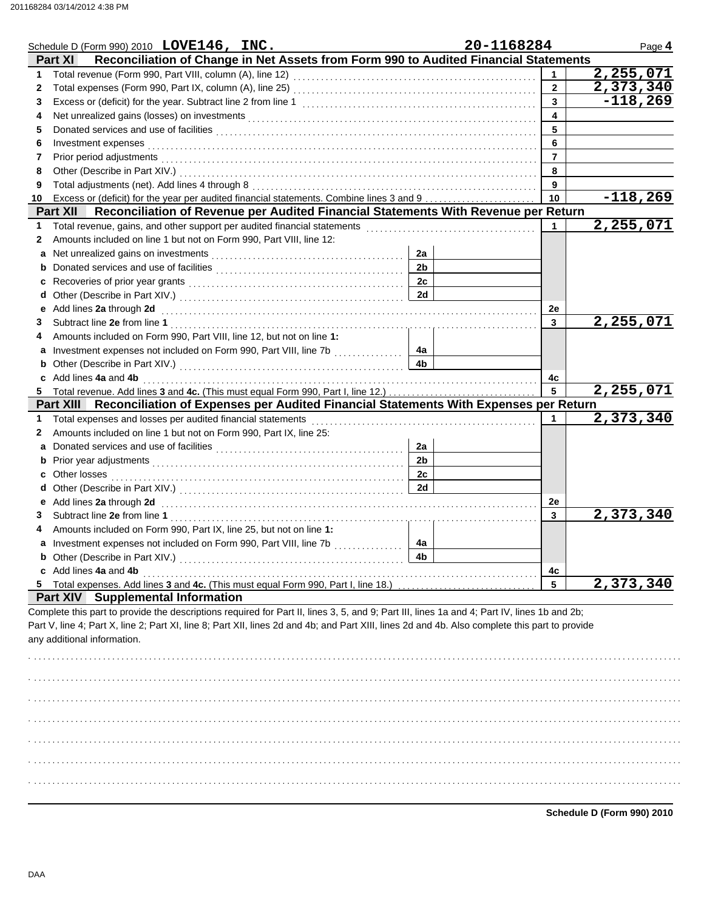Schedule D (Form 990) 2010 **LOVE146, INC.** **20-1168284** Page **4**

## Part XI Reconciliation of Change in Net Assets from Form 990 to Audited Financial Statements

| | | | |
|---|---|---|---|
| 1 | Total revenue (Form 990, Part VIII, column (A), line 12) | 1 | 2,255,071 |
| 2 | Total expenses (Form 990, Part IX, column (A), line 25) | 2 | 2,373,340 |
| 3 | Excess or (deficit) for the year. Subtract line 2 from line 1 | 3 | -118,269 |
| 4 | Net unrealized gains (losses) on investments | 4 | |
| 5 | Donated services and use of facilities | 5 | |
| 6 | Investment expenses | 6 | |
| 7 | Prior period adjustments | 7 | |
| 8 | Other (Describe in Part XIV.) | 8 | |
| 9 | Total adjustments (net). Add lines 4 through 8 | 9 | |
| 10 | Excess or (deficit) for the year per audited financial statements. Combine lines 3 and 9 | 10 | -118,269 |

## Part XII Reconciliation of Revenue per Audited Financial Statements With Revenue per Return

| | | | | | |
|---|---|---|---|---|---|
| 1 | Total revenue, gains, and other support per audited financial statements | | | 1 | 2,255,071 |
| 2 | Amounts included on line 1 but not on Form 990, Part VIII, line 12: | | | | |
| a | Net unrealized gains on investments | 2a | | | |
| b | Donated services and use of facilities | 2b | | | |
| c | Recoveries of prior year grants | 2c | | | |
| d | Other (Describe in Part XIV.) | 2d | | | |
| e | Add lines **2a** through **2d** | | | 2e | |
| 3 | Subtract line **2e** from line **1** | | | 3 | 2,255,071 |
| 4 | Amounts included on Form 990, Part VIII, line 12, but not on line **1**: | | | | |
| a | Investment expenses not included on Form 990, Part VIII, line 7b | 4a | | | |
| b | Other (Describe in Part XIV.) | 4b | | | |
| c | Add lines **4a** and **4b** | | | 4c | |
| 5 | Total revenue. Add lines **3** and **4c.** (This must equal Form 990, Part I, line 12.) | | | 5 | 2,255,071 |

## Part XIII Reconciliation of Expenses per Audited Financial Statements With Expenses per Return

| | | | | | |
|---|---|---|---|---|---|
| 1 | Total expenses and losses per audited financial statements | | | 1 | 2,373,340 |
| 2 | Amounts included on line 1 but not on Form 990, Part IX, line 25: | | | | |
| a | Donated services and use of facilities | 2a | | | |
| b | Prior year adjustments | 2b | | | |
| c | Other losses | 2c | | | |
| d | Other (Describe in Part XIV.) | 2d | | | |
| e | Add lines **2a** through **2d** | | | 2e | |
| 3 | Subtract line **2e** from line **1** | | | 3 | 2,373,340 |
| 4 | Amounts included on Form 990, Part IX, line 25, but not on line **1**: | | | | |
| a | Investment expenses not included on Form 990, Part VIII, line 7b | 4a | | | |
| b | Other (Describe in Part XIV.) | 4b | | | |
| c | Add lines **4a** and **4b** | | | 4c | |
| 5 | Total expenses. Add lines **3** and **4c.** (This must equal Form 990, Part I, line 18.) | | | 5 | 2,373,340 |

## Part XIV Supplemental Information

Complete this part to provide the descriptions required for Part II, lines 3, 5, and 9; Part III, lines 1a and 4; Part IV, lines 1b and 2b; Part V, line 4; Part X, line 2; Part XI, line 8; Part XII, lines 2d and 4b; and Part XIII, lines 2d and 4b. Also complete this part to provide any additional information.

**Schedule D (Form 990) 2010**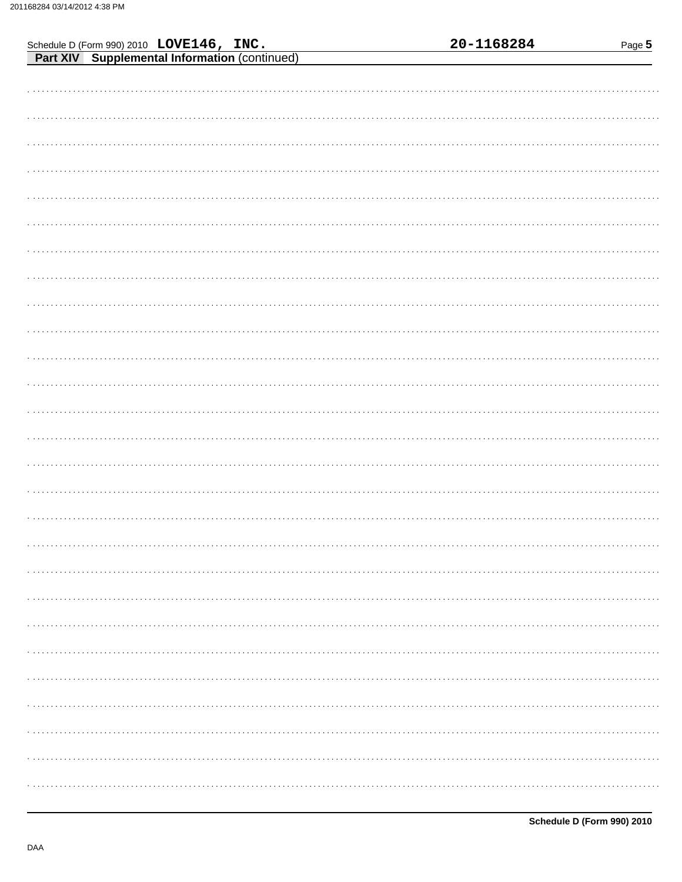Schedule D (Form 990) 2010 **LOVE146, INC.** **20-1168284**

**Part XIV Supplemental Information** (continued)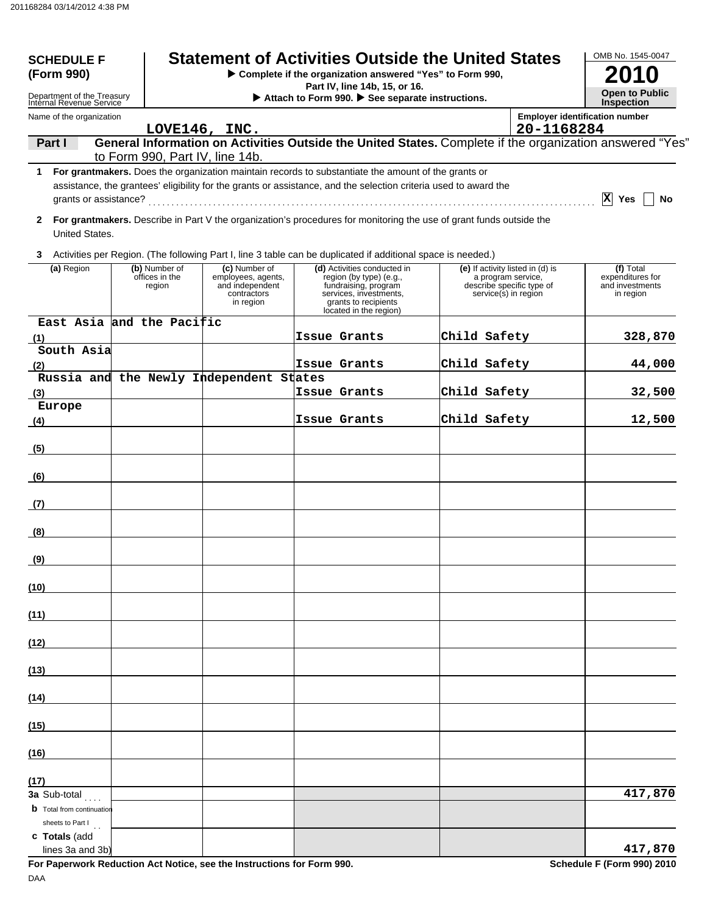**SCHEDULE F (Form 990)**

Department of the Treasury
Internal Revenue Service

# Statement of Activities Outside the United States

▶ Complete if the organization answered "Yes" to Form 990, Part IV, line 14b, 15, or 16.
▶ Attach to Form 990. ▶ See separate instructions.

OMB No. 1545-0047

**2010**

**Open to Public Inspection**

Name of the organization: LOVE146, INC.

Employer identification number: 20-1168284

**Part I** **General Information on Activities Outside the United States.** Complete if the organization answered "Yes" to Form 990, Part IV, line 14b.

**1** **For grantmakers.** Does the organization maintain records to substantiate the amount of the grants or assistance, the grantees' eligibility for the grants or assistance, and the selection criteria used to award the grants or assistance? ☒ Yes ☐ No

**2** **For grantmakers.** Describe in Part V the organization's procedures for monitoring the use of grant funds outside the United States.

**3** Activities per Region. (The following Part I, line 3 table can be duplicated if additional space is needed.)

| | (a) Region | (b) Number of offices in the region | (c) Number of employees, agents, and independent contractors in region | (d) Activities conducted in region (by type) (e.g., fundraising, program services, investments, grants to recipients located in the region) | (e) If activity listed in (d) is a program service, describe specific type of service(s) in region | (f) Total expenditures for and investments in region |
|---|---|---|---|---|---|---|
| (1) | East Asia and the Pacific | | | Issue Grants | Child Safety | 328,870 |
| (2) | South Asia | | | Issue Grants | Child Safety | 44,000 |
| (3) | Russia and the Newly Independent States | | | Issue Grants | Child Safety | 32,500 |
| (4) | Europe | | | Issue Grants | Child Safety | 12,500 |
| (5) | | | | | | |
| (6) | | | | | | |
| (7) | | | | | | |
| (8) | | | | | | |
| (9) | | | | | | |
| (10) | | | | | | |
| (11) | | | | | | |
| (12) | | | | | | |
| (13) | | | | | | |
| (14) | | | | | | |
| (15) | | | | | | |
| (16) | | | | | | |
| (17) | | | | | | |
| **3a** | Sub-total | | | | | 417,870 |
| **b** | Total from continuation sheets to Part I | | | | | |
| **c** | **Totals** (add lines 3a and 3b) | | | | | 417,870 |

**For Paperwork Reduction Act Notice, see the Instructions for Form 990.**

**Schedule F (Form 990) 2010**

DAA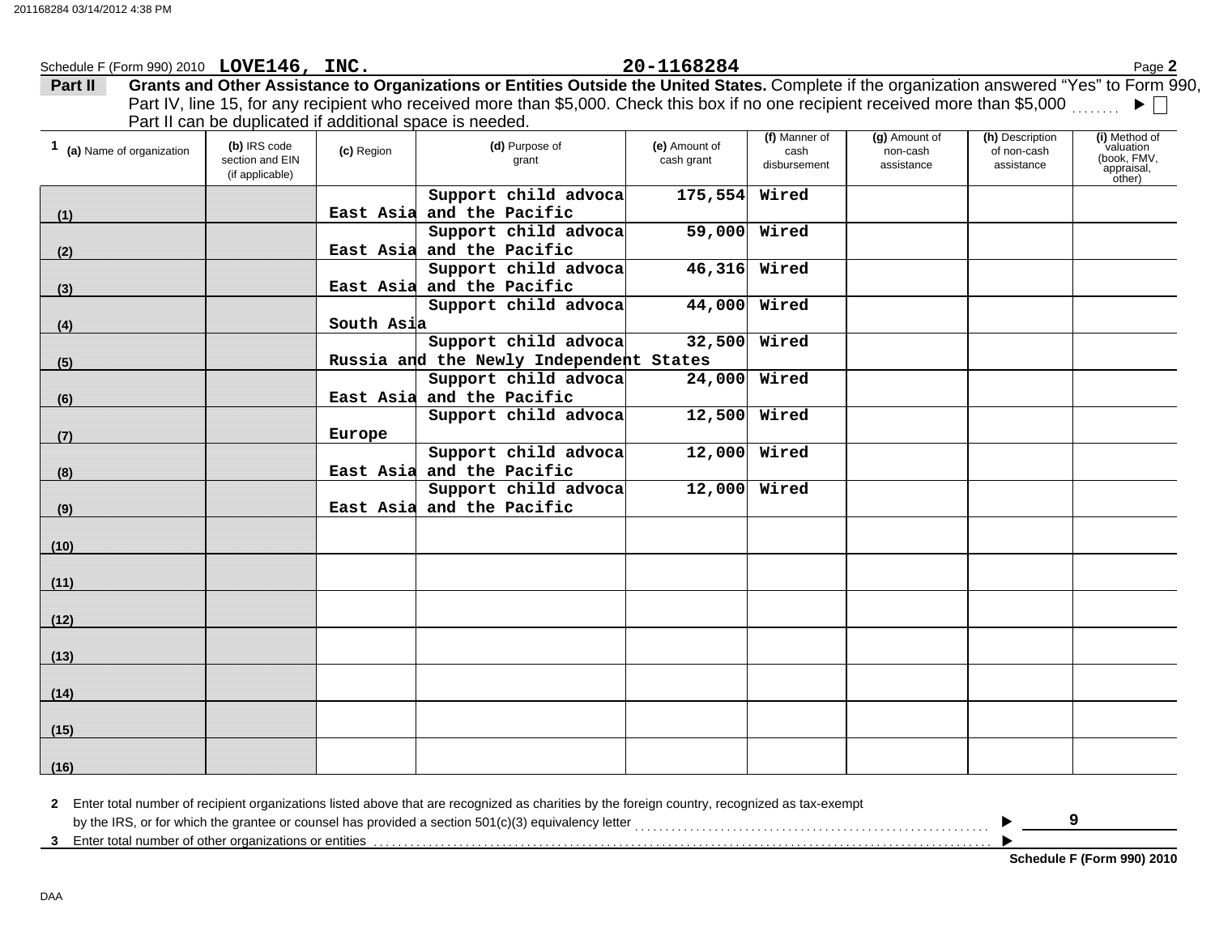Schedule F (Form 990) 2010 **LOVE146, INC.** **20-1168284** Page **2**

**Part II** **Grants and Other Assistance to Organizations or Entities Outside the United States.** Complete if the organization answered "Yes" to Form 990, Part IV, line 15, for any recipient who received more than $5,000. Check this box if no one recipient received more than $5,000 ▶ ☐
Part II can be duplicated if additional space is needed.

| 1 (a) Name of organization | (b) IRS code section and EIN (if applicable) | (c) Region | (d) Purpose of grant | (e) Amount of cash grant | (f) Manner of cash disbursement | (g) Amount of non-cash assistance | (h) Description of non-cash assistance | (i) Method of valuation (book, FMV, appraisal, other) |
|---|---|---|---|---|---|---|---|---|
| (1) | | East Asia and the Pacific | Support child advoca | 175,554 | Wired | | | |
| (2) | | East Asia and the Pacific | Support child advoca | 59,000 | Wired | | | |
| (3) | | East Asia and the Pacific | Support child advoca | 46,316 | Wired | | | |
| (4) | | South Asia | Support child advoca | 44,000 | Wired | | | |
| (5) | | Russia and the Newly Independent States | Support child advoca | 32,500 | Wired | | | |
| (6) | | East Asia and the Pacific | Support child advoca | 24,000 | Wired | | | |
| (7) | | Europe | Support child advoca | 12,500 | Wired | | | |
| (8) | | East Asia and the Pacific | Support child advoca | 12,000 | Wired | | | |
| (9) | | East Asia and the Pacific | Support child advoca | 12,000 | Wired | | | |
| (10) | | | | | | | | |
| (11) | | | | | | | | |
| (12) | | | | | | | | |
| (13) | | | | | | | | |
| (14) | | | | | | | | |
| (15) | | | | | | | | |
| (16) | | | | | | | | |

**2** Enter total number of recipient organizations listed above that are recognized as charities by the foreign country, recognized as tax-exempt by the IRS, or for which the grantee or counsel has provided a section 501(c)(3) equivalency letter ▶ **9**

**3** Enter total number of other organizations or entities ▶

**Schedule F (Form 990) 2010**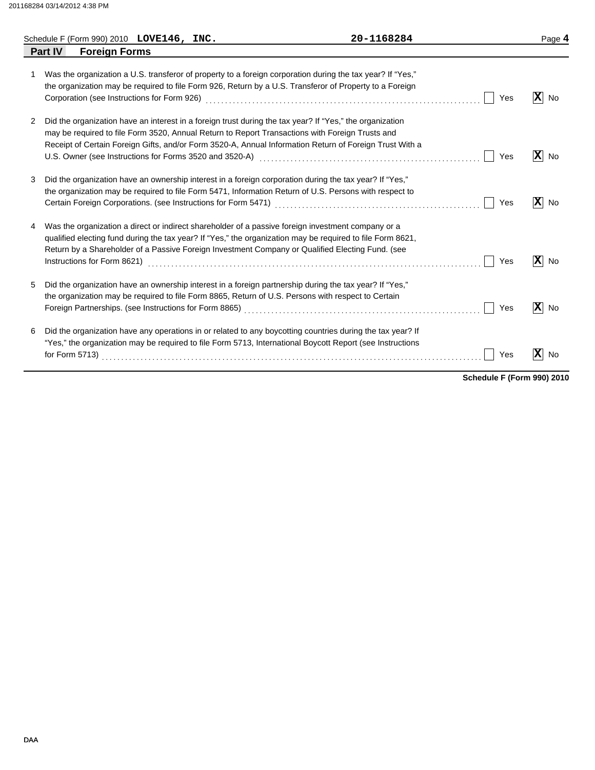Schedule F (Form 990) 2010 **LOVE146, INC.** **20-1168284**

## Part IV Foreign Forms

1 Was the organization a U.S. transferor of property to a foreign corporation during the tax year? If "Yes," the organization may be required to file Form 926, Return by a U.S. Transferor of Property to a Foreign Corporation (see Instructions for Form 926) ☐ Yes ☒ No

2 Did the organization have an interest in a foreign trust during the tax year? If "Yes," the organization may be required to file Form 3520, Annual Return to Report Transactions with Foreign Trusts and Receipt of Certain Foreign Gifts, and/or Form 3520-A, Annual Information Return of Foreign Trust With a U.S. Owner (see Instructions for Forms 3520 and 3520-A) ☐ Yes ☒ No

3 Did the organization have an ownership interest in a foreign corporation during the tax year? If "Yes," the organization may be required to file Form 5471, Information Return of U.S. Persons with respect to Certain Foreign Corporations. (see Instructions for Form 5471) ☐ Yes ☒ No

4 Was the organization a direct or indirect shareholder of a passive foreign investment company or a qualified electing fund during the tax year? If "Yes," the organization may be required to file Form 8621, Return by a Shareholder of a Passive Foreign Investment Company or Qualified Electing Fund. (see Instructions for Form 8621) ☐ Yes ☒ No

5 Did the organization have an ownership interest in a foreign partnership during the tax year? If "Yes," the organization may be required to file Form 8865, Return of U.S. Persons with respect to Certain Foreign Partnerships. (see Instructions for Form 8865) ☐ Yes ☒ No

6 Did the organization have any operations in or related to any boycotting countries during the tax year? If "Yes," the organization may be required to file Form 5713, International Boycott Report (see Instructions for Form 5713) ☐ Yes ☒ No

**Schedule F (Form 990) 2010**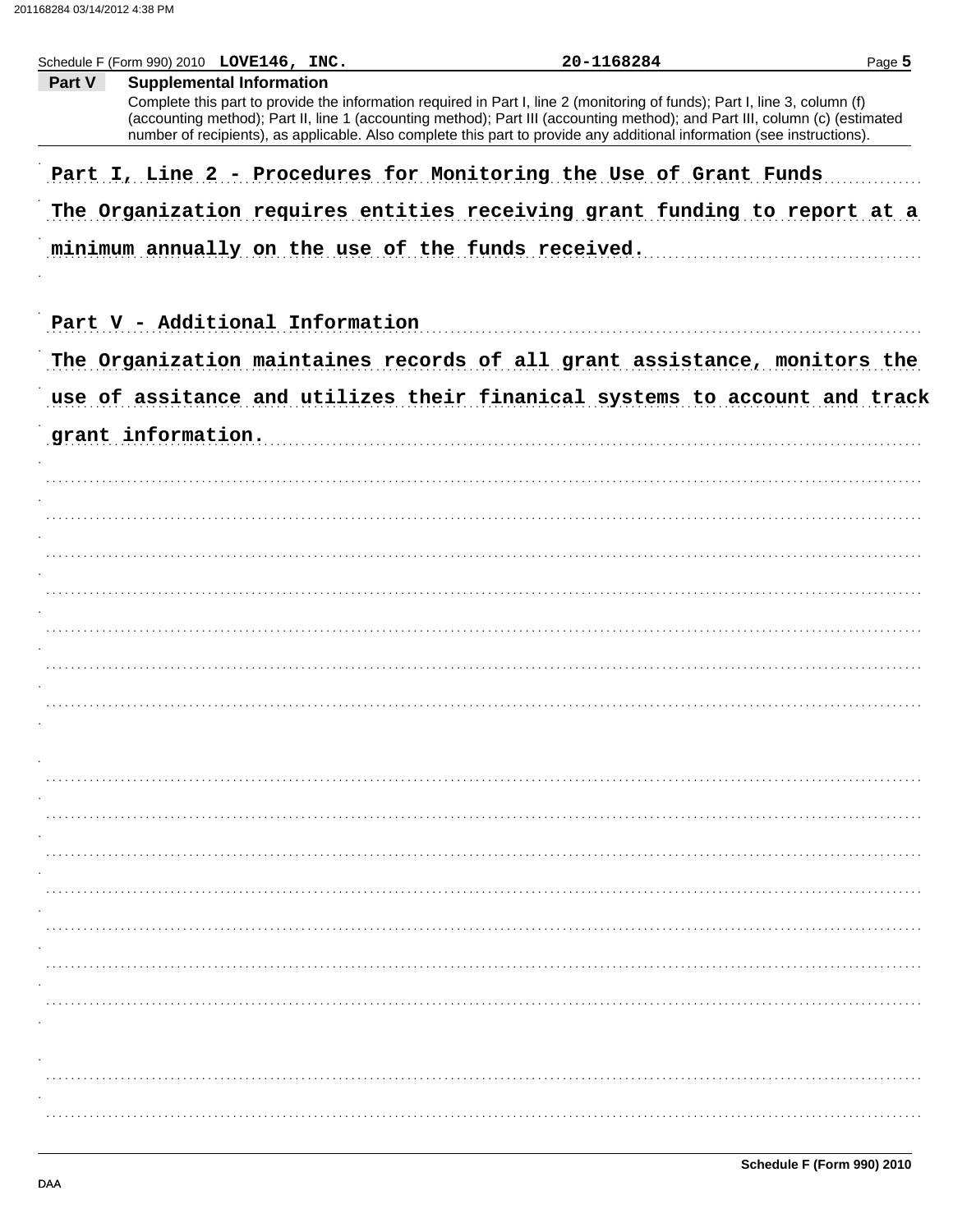Schedule F (Form 990) 2010 LOVE146, INC. 20-1168284

## Part V Supplemental Information

Complete this part to provide the information required in Part I, line 2 (monitoring of funds); Part I, line 3, column (f) (accounting method); Part II, line 1 (accounting method); Part III (accounting method); and Part III, column (c) (estimated number of recipients), as applicable. Also complete this part to provide any additional information (see instructions).

Part I, Line 2 - Procedures for Monitoring the Use of Grant Funds

The Organization requires entities receiving grant funding to report at a minimum annually on the use of the funds received.

Part V - Additional Information

The Organization maintaines records of all grant assistance, monitors the use of assitance and utilizes their finanical systems to account and track grant information.

Schedule F (Form 990) 2010

DAA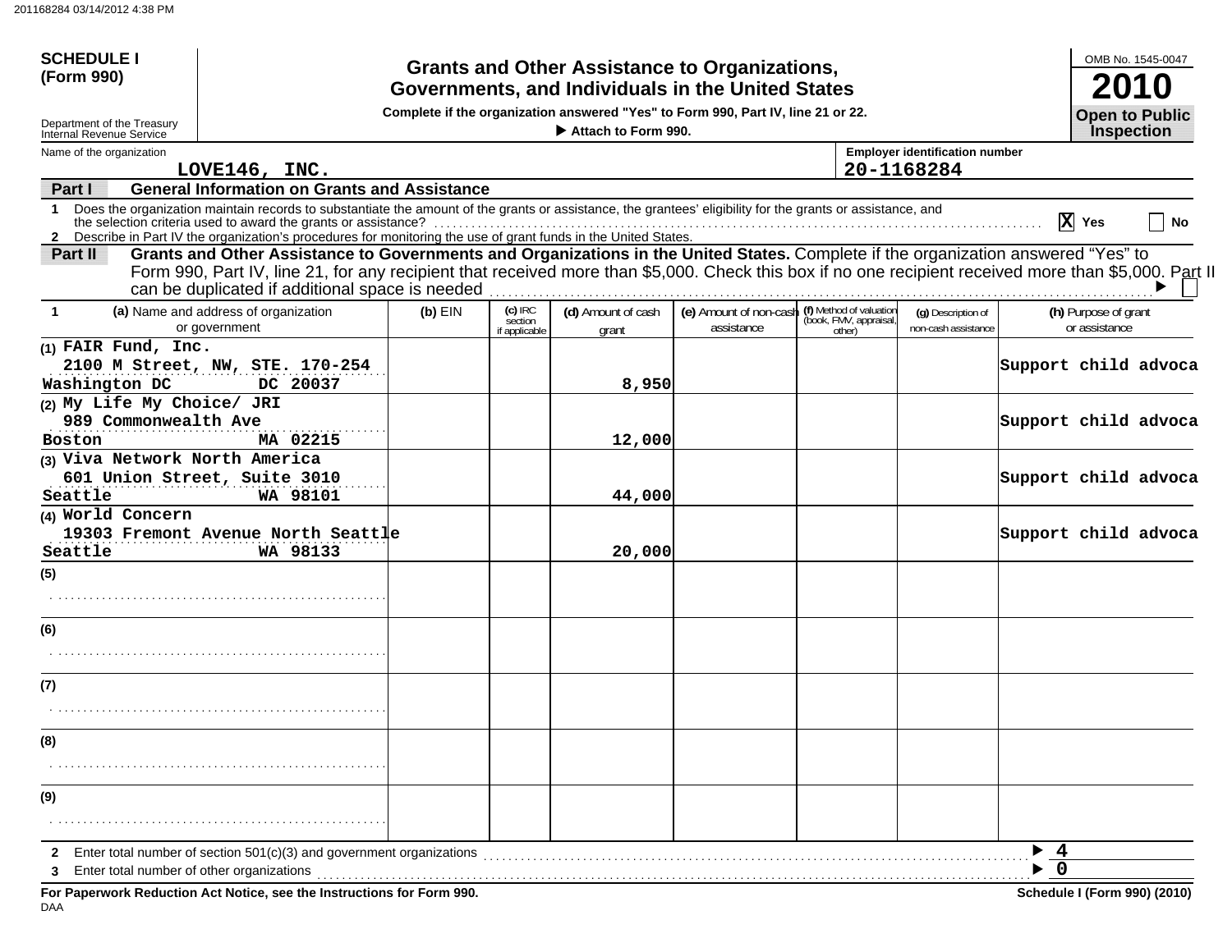**SCHEDULE I (Form 990)**

Department of the Treasury
Internal Revenue Service

# Grants and Other Assistance to Organizations, Governments, and Individuals in the United States

**Complete if the organization answered "Yes" to Form 990, Part IV, line 21 or 22.**

**▶ Attach to Form 990.**

OMB No. 1545-0047

**2010**

**Open to Public Inspection**

Name of the organization: LOVE146, INC.

Employer identification number: 20-1168284

## Part I — General Information on Grants and Assistance

1 Does the organization maintain records to substantiate the amount of the grants or assistance, the grantees' eligibility for the grants or assistance, and the selection criteria used to award the grants or assistance? [X] Yes [ ] No

2 Describe in Part IV the organization's procedures for monitoring the use of grant funds in the United States.

## Part II — Grants and Other Assistance to Governments and Organizations in the United States.

Complete if the organization answered "Yes" to Form 990, Part IV, line 21, for any recipient that received more than $5,000. Check this box if no one recipient received more than $5,000. Part II can be duplicated if additional space is needed ▶ [ ]

| 1 | (a) Name and address of organization or government | (b) EIN | (c) IRC section if applicable | (d) Amount of cash grant | (e) Amount of non-cash assistance | (f) Method of valuation (book, FMV, appraisal, other) | (g) Description of non-cash assistance | (h) Purpose of grant or assistance |
|---|---|---|---|---|---|---|---|---|
| (1) | FAIR Fund, Inc. 2100 M Street, NW, STE. 170-254 Washington DC DC 20037 | | | 8,950 | | | | Support child advoca |
| (2) | My Life My Choice/ JRI 989 Commonwealth Ave Boston MA 02215 | | | 12,000 | | | | Support child advoca |
| (3) | Viva Network North America 601 Union Street, Suite 3010 Seattle WA 98101 | | | 44,000 | | | | Support child advoca |
| (4) | World Concern 19303 Fremont Avenue North Seattle Seattle WA 98133 | | | 20,000 | | | | Support child advoca |
| (5) | | | | | | | | |
| (6) | | | | | | | | |
| (7) | | | | | | | | |
| (8) | | | | | | | | |
| (9) | | | | | | | | |

2 Enter total number of section 501(c)(3) and government organizations ▶ 4

3 Enter total number of other organizations ▶ 0

**For Paperwork Reduction Act Notice, see the Instructions for Form 990.** **Schedule I (Form 990) (2010)**

DAA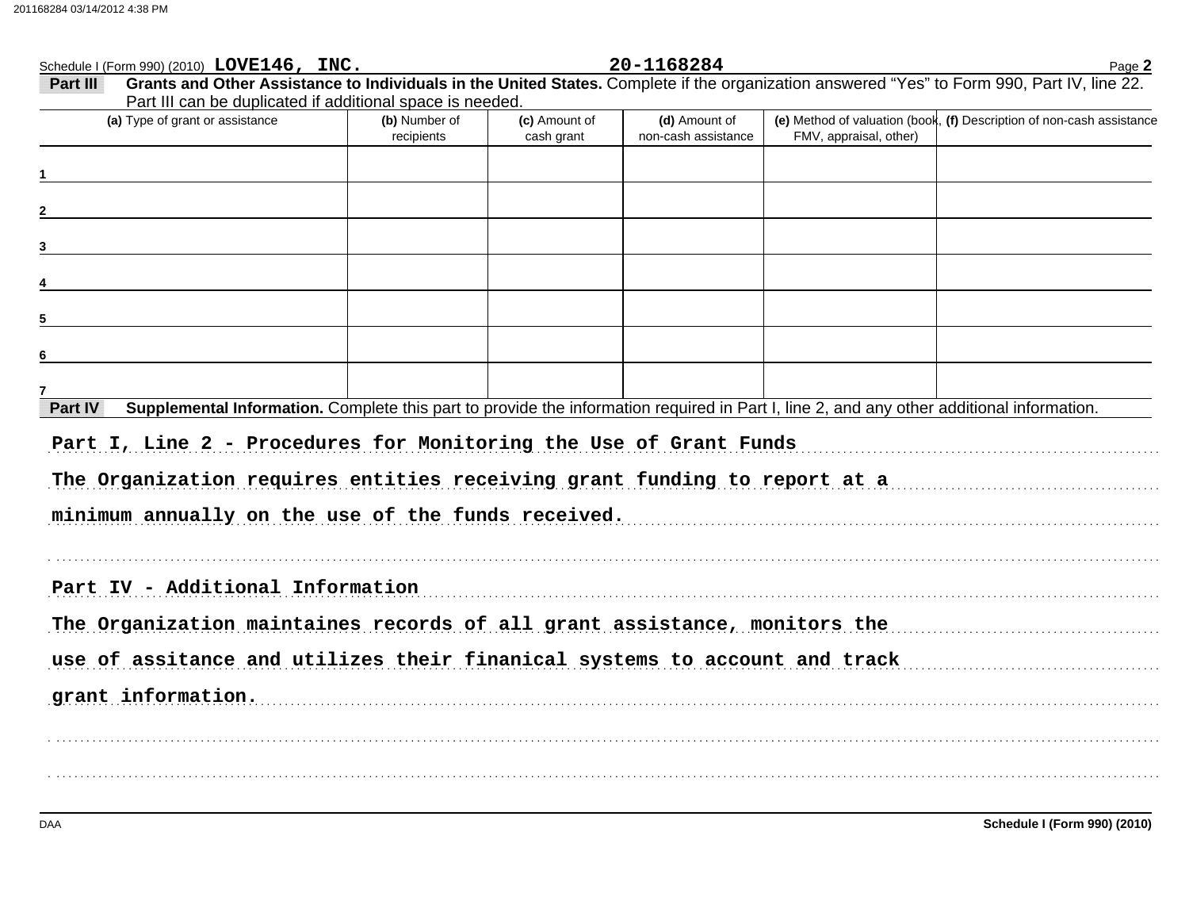Schedule I (Form 990) (2010) **LOVE146, INC.** **20-1168284**

**Part III** **Grants and Other Assistance to Individuals in the United States.** Complete if the organization answered "Yes" to Form 990, Part IV, line 22. Part III can be duplicated if additional space is needed.

| | (a) Type of grant or assistance | (b) Number of recipients | (c) Amount of cash grant | (d) Amount of non-cash assistance | (e) Method of valuation (book, FMV, appraisal, other) | (f) Description of non-cash assistance |
|---|---|---|---|---|---|---|
| 1 | | | | | | |
| 2 | | | | | | |
| 3 | | | | | | |
| 4 | | | | | | |
| 5 | | | | | | |
| 6 | | | | | | |
| 7 | | | | | | |

**Part IV** **Supplemental Information.** Complete this part to provide the information required in Part I, line 2, and any other additional information.

Part I, Line 2 - Procedures for Monitoring the Use of Grant Funds

The Organization requires entities receiving grant funding to report at a minimum annually on the use of the funds received.

Part IV - Additional Information

The Organization maintaines records of all grant assistance, monitors the use of assitance and utilizes their finanical systems to account and track grant information.

DAA **Schedule I (Form 990) (2010)**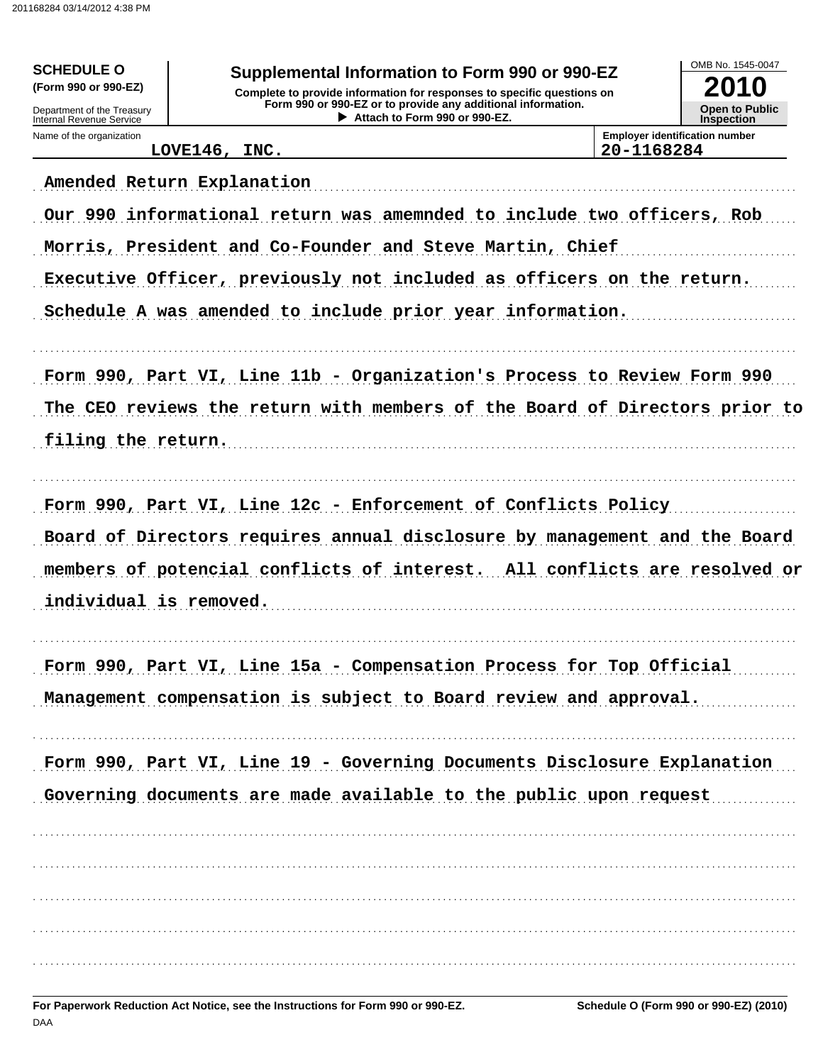**SCHEDULE O** (Form 990 or 990-EZ)

Department of the Treasury
Internal Revenue Service

# Supplemental Information to Form 990 or 990-EZ

**Complete to provide information for responses to specific questions on Form 990 or 990-EZ or to provide any additional information.**
**▶ Attach to Form 990 or 990-EZ.**

OMB No. 1545-0047

**2010**

**Open to Public Inspection**

Name of the organization: LOVE146, INC.

Employer identification number: 20-1168284

Amended Return Explanation

Our 990 informational return was amemnded to include two officers, Rob Morris, President and Co-Founder and Steve Martin, Chief Executive Officer, previously not included as officers on the return. Schedule A was amended to include prior year information.

Form 990, Part VI, Line 11b - Organization's Process to Review Form 990

The CEO reviews the return with members of the Board of Directors prior to filing the return.

Form 990, Part VI, Line 12c - Enforcement of Conflicts Policy

Board of Directors requires annual disclosure by management and the Board members of potencial conflicts of interest. All conflicts are resolved or individual is removed.

Form 990, Part VI, Line 15a - Compensation Process for Top Official

Management compensation is subject to Board review and approval.

Form 990, Part VI, Line 19 - Governing Documents Disclosure Explanation

Governing documents are made available to the public upon request

**For Paperwork Reduction Act Notice, see the Instructions for Form 990 or 990-EZ.** **Schedule O (Form 990 or 990-EZ) (2010)**

DAA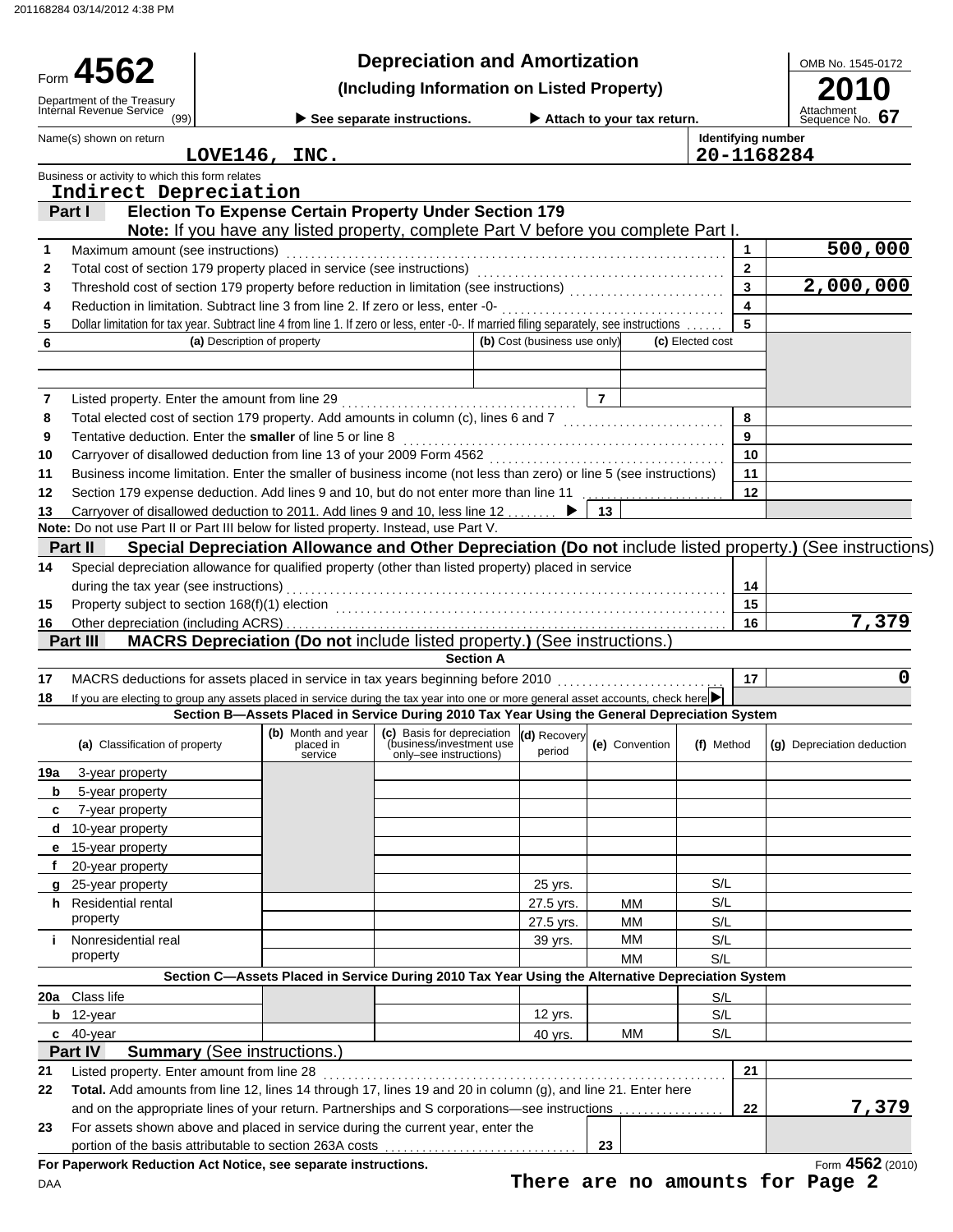# Form 4562 — Depreciation and Amortization

**(Including Information on Listed Property)**

Department of the Treasury
Internal Revenue Service (99)

▶ See separate instructions. ▶ Attach to your tax return.

OMB No. 1545-0172

**2010**

Attachment Sequence No. **67**

Name(s) shown on return: **LOVE146, INC.**

Identifying number: **20-1168284**

Business or activity to which this form relates: **Indirect Depreciation**

## Part I — Election To Expense Certain Property Under Section 179

**Note:** If you have any listed property, complete Part V before you complete Part I.

| Line | Description | Box | Amount |
|---|---|---|---|
| 1 | Maximum amount (see instructions) | 1 | 500,000 |
| 2 | Total cost of section 179 property placed in service (see instructions) | 2 | |
| 3 | Threshold cost of section 179 property before reduction in limitation (see instructions) | 3 | 2,000,000 |
| 4 | Reduction in limitation. Subtract line 3 from line 2. If zero or less, enter -0- | 4 | |
| 5 | Dollar limitation for tax year. Subtract line 4 from line 1. If zero or less, enter -0-. If married filing separately, see instructions | 5 | |

| 6 | (a) Description of property | (b) Cost (business use only) | (c) Elected cost |
|---|---|---|---|
| | | | |
| | | | |

| Line | Description | Box | Amount |
|---|---|---|---|
| 7 | Listed property. Enter the amount from line 29 | 7 | |
| 8 | Total elected cost of section 179 property. Add amounts in column (c), lines 6 and 7 | 8 | |
| 9 | Tentative deduction. Enter the **smaller** of line 5 or line 8 | 9 | |
| 10 | Carryover of disallowed deduction from line 13 of your 2009 Form 4562 | 10 | |
| 11 | Business income limitation. Enter the smaller of business income (not less than zero) or line 5 (see instructions) | 11 | |
| 12 | Section 179 expense deduction. Add lines 9 and 10, but do not enter more than line 11 | 12 | |
| 13 | Carryover of disallowed deduction to 2011. Add lines 9 and 10, less line 12 ▶ | 13 | |

**Note:** Do not use Part II or Part III below for listed property. Instead, use Part V.

## Part II — Special Depreciation Allowance and Other Depreciation (Do not include listed property.) (See instructions)

| Line | Description | Box | Amount |
|---|---|---|---|
| 14 | Special depreciation allowance for qualified property (other than listed property) placed in service during the tax year (see instructions) | 14 | |
| 15 | Property subject to section 168(f)(1) election | 15 | |
| 16 | Other depreciation (including ACRS) | 16 | 7,379 |

## Part III — MACRS Depreciation (Do not include listed property.) (See instructions.)

### Section A

| Line | Description | Box | Amount |
|---|---|---|---|
| 17 | MACRS deductions for assets placed in service in tax years beginning before 2010 | 17 | 0 |
| 18 | If you are electing to group any assets placed in service during the tax year into one or more general asset accounts, check here ▶ | | |

### Section B—Assets Placed in Service During 2010 Tax Year Using the General Depreciation System

| (a) Classification of property | (b) Month and year placed in service | (c) Basis for depreciation (business/investment use only–see instructions) | (d) Recovery period | (e) Convention | (f) Method | (g) Depreciation deduction |
|---|---|---|---|---|---|---|
| 19a 3-year property | | | | | | |
| b 5-year property | | | | | | |
| c 7-year property | | | | | | |
| d 10-year property | | | | | | |
| e 15-year property | | | | | | |
| f 20-year property | | | | | | |
| g 25-year property | | | 25 yrs. | | S/L | |
| h Residential rental property | | | 27.5 yrs. | MM | S/L | |
| | | | 27.5 yrs. | MM | S/L | |
| i Nonresidential real property | | | 39 yrs. | MM | S/L | |
| | | | | MM | S/L | |

### Section C—Assets Placed in Service During 2010 Tax Year Using the Alternative Depreciation System

| (a) Classification of property | (b) Month and year placed in service | (c) Basis for depreciation | (d) Recovery period | (e) Convention | (f) Method | (g) Depreciation deduction |
|---|---|---|---|---|---|---|
| 20a Class life | | | | | S/L | |
| b 12-year | | | 12 yrs. | | S/L | |
| c 40-year | | | 40 yrs. | MM | S/L | |

## Part IV — Summary (See instructions.)

| Line | Description | Box | Amount |
|---|---|---|---|
| 21 | Listed property. Enter amount from line 28 | 21 | |
| 22 | **Total.** Add amounts from line 12, lines 14 through 17, lines 19 and 20 in column (g), and line 21. Enter here and on the appropriate lines of your return. Partnerships and S corporations—see instructions | 22 | 7,379 |
| 23 | For assets shown above and placed in service during the current year, enter the portion of the basis attributable to section 263A costs | 23 | |

**For Paperwork Reduction Act Notice, see separate instructions.** Form **4562** (2010)

DAA

**There are no amounts for Page 2**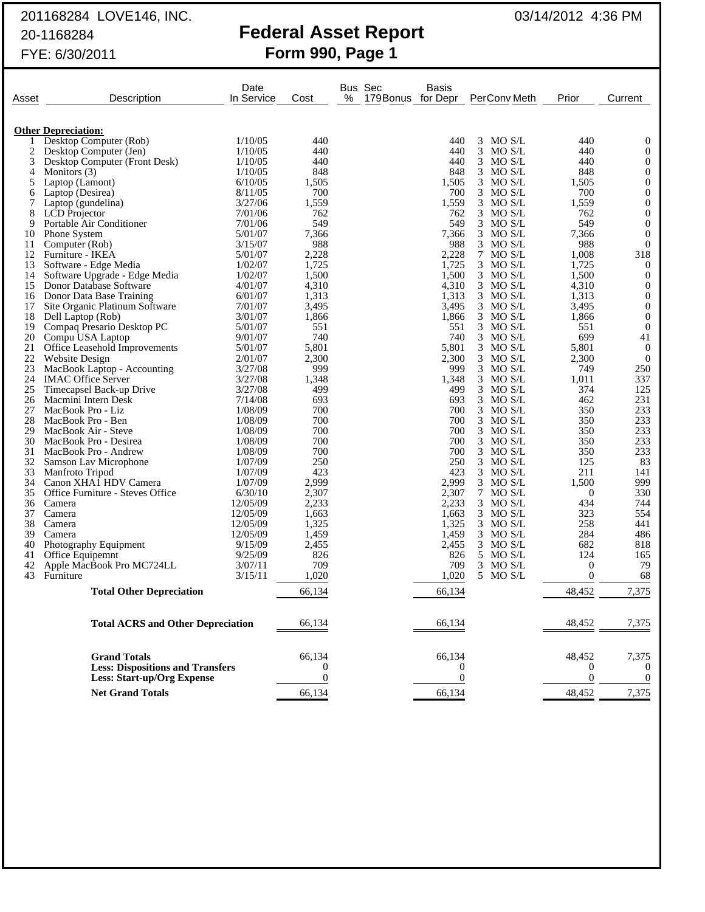201168284 LOVE146, INC.
20-1168284
FYE: 6/30/2011

03/14/2012 4:36 PM

# Federal Asset Report
## Form 990, Page 1

| Asset | Description | Date In Service | Cost | Bus % | Sec 179Bonus | Basis for Depr | Per | Conv | Meth | Prior | Current |
|---|---|---|---|---|---|---|---|---|---|---|---|
| | **Other Depreciation:** | | | | | | | | | | |
| 1 | Desktop Computer (Rob) | 1/10/05 | 440 | | | 440 | 3 | MO | S/L | 440 | 0 |
| 2 | Desktop Computer (Jen) | 1/10/05 | 440 | | | 440 | 3 | MO | S/L | 440 | 0 |
| 3 | Desktop Computer (Front Desk) | 1/10/05 | 440 | | | 440 | 3 | MO | S/L | 440 | 0 |
| 4 | Monitors (3) | 1/10/05 | 848 | | | 848 | 3 | MO | S/L | 848 | 0 |
| 5 | Laptop (Lamont) | 6/10/05 | 1,505 | | | 1,505 | 3 | MO | S/L | 1,505 | 0 |
| 6 | Laptop (Desirea) | 8/11/05 | 700 | | | 700 | 3 | MO | S/L | 700 | 0 |
| 7 | Laptop (gundelina) | 3/27/06 | 1,559 | | | 1,559 | 3 | MO | S/L | 1,559 | 0 |
| 8 | LCD Projector | 7/01/06 | 762 | | | 762 | 3 | MO | S/L | 762 | 0 |
| 9 | Portable Air Conditioner | 7/01/06 | 549 | | | 549 | 3 | MO | S/L | 549 | 0 |
| 10 | Phone System | 5/01/07 | 7,366 | | | 7,366 | 3 | MO | S/L | 7,366 | 0 |
| 11 | Computer (Rob) | 3/15/07 | 988 | | | 988 | 3 | MO | S/L | 988 | 0 |
| 12 | Furniture - IKEA | 5/01/07 | 2,228 | | | 2,228 | 7 | MO | S/L | 1,008 | 318 |
| 13 | Software - Edge Media | 1/02/07 | 1,725 | | | 1,725 | 3 | MO | S/L | 1,725 | 0 |
| 14 | Software Upgrade - Edge Media | 1/02/07 | 1,500 | | | 1,500 | 3 | MO | S/L | 1,500 | 0 |
| 15 | Donor Database Software | 4/01/07 | 4,310 | | | 4,310 | 3 | MO | S/L | 4,310 | 0 |
| 16 | Donor Data Base Training | 6/01/07 | 1,313 | | | 1,313 | 3 | MO | S/L | 1,313 | 0 |
| 17 | Site Organic Platinum Software | 7/01/07 | 3,495 | | | 3,495 | 3 | MO | S/L | 3,495 | 0 |
| 18 | Dell Laptop (Rob) | 3/01/07 | 1,866 | | | 1,866 | 3 | MO | S/L | 1,866 | 0 |
| 19 | Compaq Presario Desktop PC | 5/01/07 | 551 | | | 551 | 3 | MO | S/L | 551 | 0 |
| 20 | Compu USA Laptop | 9/01/07 | 740 | | | 740 | 3 | MO | S/L | 699 | 41 |
| 21 | Office Leasehold Improvements | 5/01/07 | 5,801 | | | 5,801 | 3 | MO | S/L | 5,801 | 0 |
| 22 | Website Design | 2/01/07 | 2,300 | | | 2,300 | 3 | MO | S/L | 2,300 | 0 |
| 23 | MacBook Laptop - Accounting | 3/27/08 | 999 | | | 999 | 3 | MO | S/L | 749 | 250 |
| 24 | IMAC Office Server | 3/27/08 | 1,348 | | | 1,348 | 3 | MO | S/L | 1,011 | 337 |
| 25 | Timecapsel Back-up Drive | 3/27/08 | 499 | | | 499 | 3 | MO | S/L | 374 | 125 |
| 26 | Macmini Intern Desk | 7/14/08 | 693 | | | 693 | 3 | MO | S/L | 462 | 231 |
| 27 | MacBook Pro - Liz | 1/08/09 | 700 | | | 700 | 3 | MO | S/L | 350 | 233 |
| 28 | MacBook Pro - Ben | 1/08/09 | 700 | | | 700 | 3 | MO | S/L | 350 | 233 |
| 29 | MacBook Air - Steve | 1/08/09 | 700 | | | 700 | 3 | MO | S/L | 350 | 233 |
| 30 | MacBook Pro - Desirea | 1/08/09 | 700 | | | 700 | 3 | MO | S/L | 350 | 233 |
| 31 | MacBook Pro - Andrew | 1/08/09 | 700 | | | 700 | 3 | MO | S/L | 350 | 233 |
| 32 | Samson Lav Microphone | 1/07/09 | 250 | | | 250 | 3 | MO | S/L | 125 | 83 |
| 33 | Manfroto Tripod | 1/07/09 | 423 | | | 423 | 3 | MO | S/L | 211 | 141 |
| 34 | Canon XHA1 HDV Camera | 1/07/09 | 2,999 | | | 2,999 | 3 | MO | S/L | 1,500 | 999 |
| 35 | Office Furniture - Steves Office | 6/30/10 | 2,307 | | | 2,307 | 7 | MO | S/L | 0 | 330 |
| 36 | Camera | 12/05/09 | 2,233 | | | 2,233 | 3 | MO | S/L | 434 | 744 |
| 37 | Camera | 12/05/09 | 1,663 | | | 1,663 | 3 | MO | S/L | 323 | 554 |
| 38 | Camera | 12/05/09 | 1,325 | | | 1,325 | 3 | MO | S/L | 258 | 441 |
| 39 | Camera | 12/05/09 | 1,459 | | | 1,459 | 3 | MO | S/L | 284 | 486 |
| 40 | Photography Equipment | 9/15/09 | 2,455 | | | 2,455 | 3 | MO | S/L | 682 | 818 |
| 41 | Office Equipemnt | 9/25/09 | 826 | | | 826 | 5 | MO | S/L | 124 | 165 |
| 42 | Apple MacBook Pro MC724LL | 3/07/11 | 709 | | | 709 | 3 | MO | S/L | 0 | 79 |
| 43 | Furniture | 3/15/11 | 1,020 | | | 1,020 | 5 | MO | S/L | 0 | 68 |
| | **Total Other Depreciation** | | 66,134 | | | 66,134 | | | | 48,452 | 7,375 |
| | **Total ACRS and Other Depreciation** | | 66,134 | | | 66,134 | | | | 48,452 | 7,375 |
| | **Grand Totals** | | 66,134 | | | 66,134 | | | | 48,452 | 7,375 |
| | **Less: Dispositions and Transfers** | | 0 | | | 0 | | | | 0 | 0 |
| | **Less: Start-up/Org Expense** | | 0 | | | 0 | | | | 0 | 0 |
| | **Net Grand Totals** | | 66,134 | | | 66,134 | | | | 48,452 | 7,375 |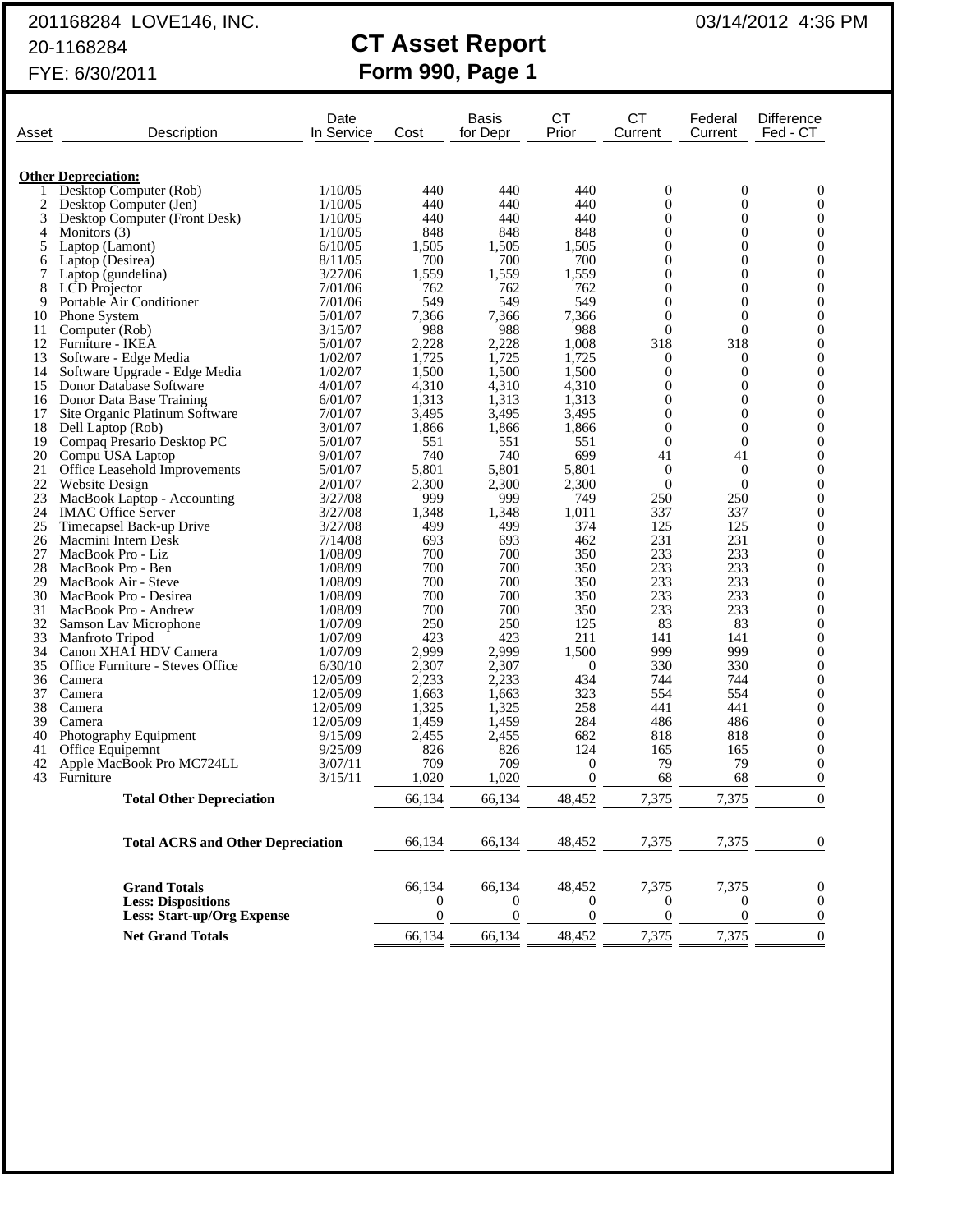201168284 LOVE146, INC. 03/14/2012 4:36 PM
20-1168284
FYE: 6/30/2011

# CT Asset Report
## Form 990, Page 1

| Asset | Description | Date In Service | Cost | Basis for Depr | CT Prior | CT Current | Federal Current | Difference Fed - CT |
|---|---|---|---|---|---|---|---|---|
| | **Other Depreciation:** | | | | | | | |
| 1 | Desktop Computer (Rob) | 1/10/05 | 440 | 440 | 440 | 0 | 0 | 0 |
| 2 | Desktop Computer (Jen) | 1/10/05 | 440 | 440 | 440 | 0 | 0 | 0 |
| 3 | Desktop Computer (Front Desk) | 1/10/05 | 440 | 440 | 440 | 0 | 0 | 0 |
| 4 | Monitors (3) | 1/10/05 | 848 | 848 | 848 | 0 | 0 | 0 |
| 5 | Laptop (Lamont) | 6/10/05 | 1,505 | 1,505 | 1,505 | 0 | 0 | 0 |
| 6 | Laptop (Desirea) | 8/11/05 | 700 | 700 | 700 | 0 | 0 | 0 |
| 7 | Laptop (gundelina) | 3/27/06 | 1,559 | 1,559 | 1,559 | 0 | 0 | 0 |
| 8 | LCD Projector | 7/01/06 | 762 | 762 | 762 | 0 | 0 | 0 |
| 9 | Portable Air Conditioner | 7/01/06 | 549 | 549 | 549 | 0 | 0 | 0 |
| 10 | Phone System | 5/01/07 | 7,366 | 7,366 | 7,366 | 0 | 0 | 0 |
| 11 | Computer (Rob) | 3/15/07 | 988 | 988 | 988 | 0 | 0 | 0 |
| 12 | Furniture - IKEA | 5/01/07 | 2,228 | 2,228 | 1,008 | 318 | 318 | 0 |
| 13 | Software - Edge Media | 1/02/07 | 1,725 | 1,725 | 1,725 | 0 | 0 | 0 |
| 14 | Software Upgrade - Edge Media | 1/02/07 | 1,500 | 1,500 | 1,500 | 0 | 0 | 0 |
| 15 | Donor Database Software | 4/01/07 | 4,310 | 4,310 | 4,310 | 0 | 0 | 0 |
| 16 | Donor Data Base Training | 6/01/07 | 1,313 | 1,313 | 1,313 | 0 | 0 | 0 |
| 17 | Site Organic Platinum Software | 7/01/07 | 3,495 | 3,495 | 3,495 | 0 | 0 | 0 |
| 18 | Dell Laptop (Rob) | 3/01/07 | 1,866 | 1,866 | 1,866 | 0 | 0 | 0 |
| 19 | Compaq Presario Desktop PC | 5/01/07 | 551 | 551 | 551 | 0 | 0 | 0 |
| 20 | Compu USA Laptop | 9/01/07 | 740 | 740 | 699 | 41 | 41 | 0 |
| 21 | Office Leasehold Improvements | 5/01/07 | 5,801 | 5,801 | 5,801 | 0 | 0 | 0 |
| 22 | Website Design | 2/01/07 | 2,300 | 2,300 | 2,300 | 0 | 0 | 0 |
| 23 | MacBook Laptop - Accounting | 3/27/08 | 999 | 999 | 749 | 250 | 250 | 0 |
| 24 | IMAC Office Server | 3/27/08 | 1,348 | 1,348 | 1,011 | 337 | 337 | 0 |
| 25 | Timecapsel Back-up Drive | 3/27/08 | 499 | 499 | 374 | 125 | 125 | 0 |
| 26 | Macmini Intern Desk | 7/14/08 | 693 | 693 | 462 | 231 | 231 | 0 |
| 27 | MacBook Pro - Liz | 1/08/09 | 700 | 700 | 350 | 233 | 233 | 0 |
| 28 | MacBook Pro - Ben | 1/08/09 | 700 | 700 | 350 | 233 | 233 | 0 |
| 29 | MacBook Air - Steve | 1/08/09 | 700 | 700 | 350 | 233 | 233 | 0 |
| 30 | MacBook Pro - Desirea | 1/08/09 | 700 | 700 | 350 | 233 | 233 | 0 |
| 31 | MacBook Pro - Andrew | 1/08/09 | 700 | 700 | 350 | 233 | 233 | 0 |
| 32 | Samson Lav Microphone | 1/07/09 | 250 | 250 | 125 | 83 | 83 | 0 |
| 33 | Manfroto Tripod | 1/07/09 | 423 | 423 | 211 | 141 | 141 | 0 |
| 34 | Canon XHA1 HDV Camera | 1/07/09 | 2,999 | 2,999 | 1,500 | 999 | 999 | 0 |
| 35 | Office Furniture - Steves Office | 6/30/10 | 2,307 | 2,307 | 0 | 330 | 330 | 0 |
| 36 | Camera | 12/05/09 | 2,233 | 2,233 | 434 | 744 | 744 | 0 |
| 37 | Camera | 12/05/09 | 1,663 | 1,663 | 323 | 554 | 554 | 0 |
| 38 | Camera | 12/05/09 | 1,325 | 1,325 | 258 | 441 | 441 | 0 |
| 39 | Camera | 12/05/09 | 1,459 | 1,459 | 284 | 486 | 486 | 0 |
| 40 | Photography Equipment | 9/15/09 | 2,455 | 2,455 | 682 | 818 | 818 | 0 |
| 41 | Office Equipemnt | 9/25/09 | 826 | 826 | 124 | 165 | 165 | 0 |
| 42 | Apple MacBook Pro MC724LL | 3/07/11 | 709 | 709 | 0 | 79 | 79 | 0 |
| 43 | Furniture | 3/15/11 | 1,020 | 1,020 | 0 | 68 | 68 | 0 |
| | **Total Other Depreciation** | | 66,134 | 66,134 | 48,452 | 7,375 | 7,375 | 0 |
| | **Total ACRS and Other Depreciation** | | 66,134 | 66,134 | 48,452 | 7,375 | 7,375 | 0 |
| | **Grand Totals** | | 66,134 | 66,134 | 48,452 | 7,375 | 7,375 | 0 |
| | **Less: Dispositions** | | 0 | 0 | 0 | 0 | 0 | 0 |
| | **Less: Start-up/Org Expense** | | 0 | 0 | 0 | 0 | 0 | 0 |
| | **Net Grand Totals** | | 66,134 | 66,134 | 48,452 | 7,375 | 7,375 | 0 |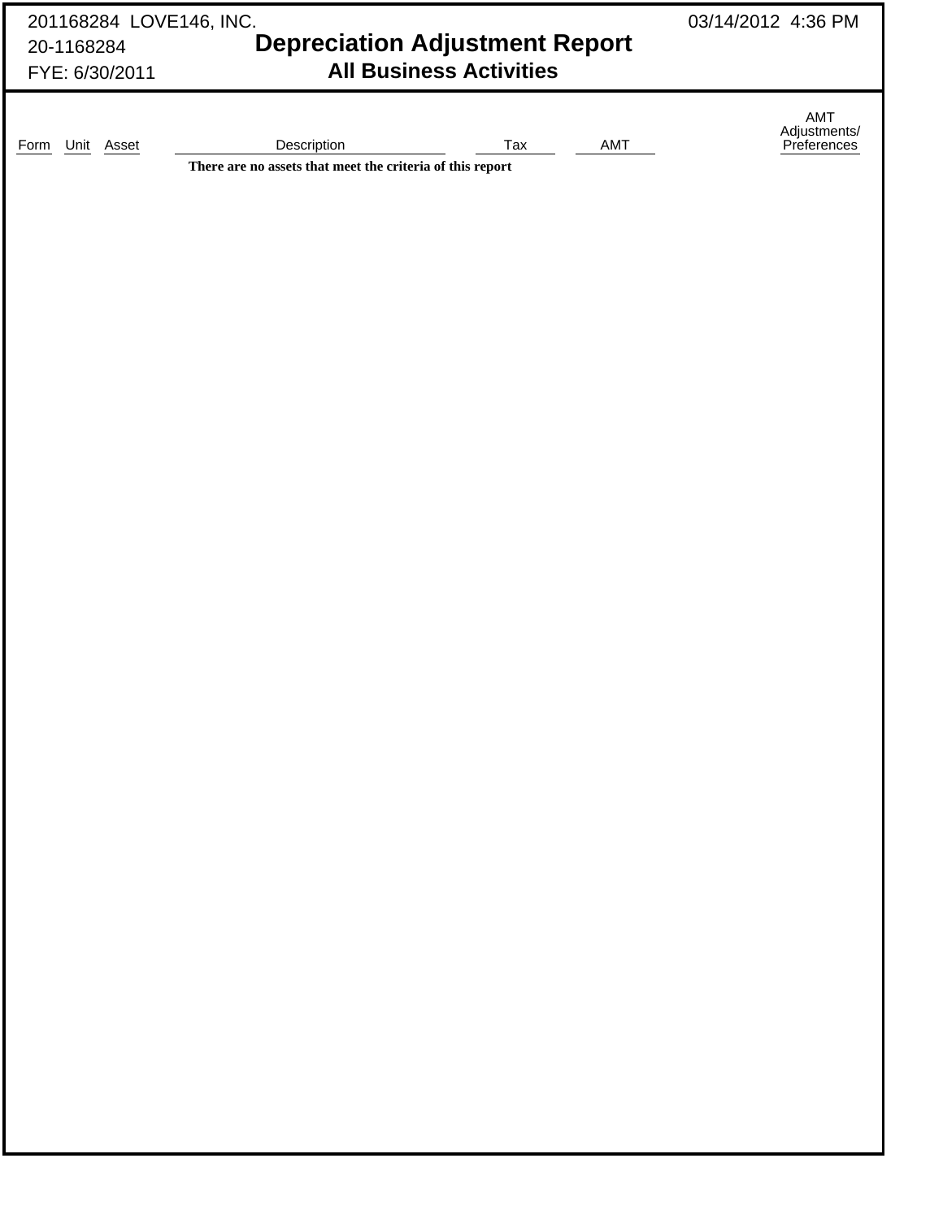201168284 LOVE146, INC.
20-1168284
FYE: 6/30/2011

03/14/2012 4:36 PM

# Depreciation Adjustment Report

## All Business Activities

| Form | Unit | Asset | Description | Tax | AMT | AMT Adjustments/ Preferences |
|---|---|---|---|---|---|---|

**There are no assets that meet the criteria of this report**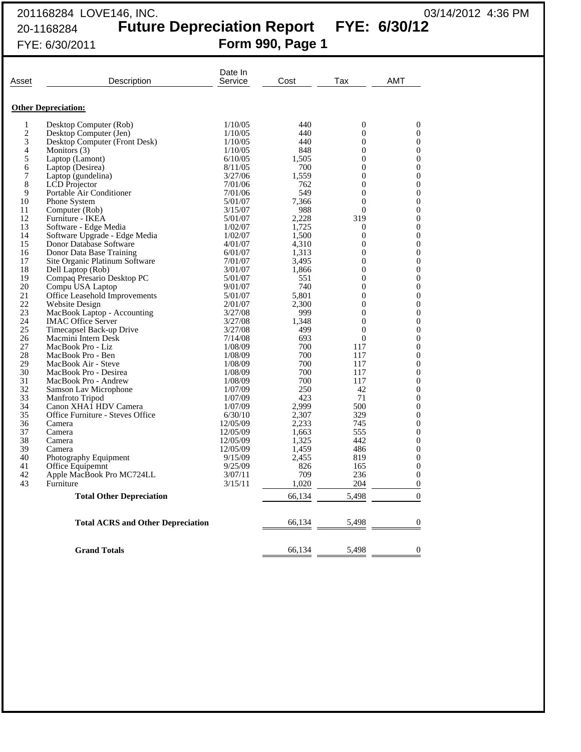201168284 LOVE146, INC. 03/14/2012 4:36 PM

20-1168284 **Future Depreciation Report FYE: 6/30/12**

FYE: 6/30/2011 **Form 990, Page 1**

| Asset | Description | Date In Service | Cost | Tax | AMT |
|---|---|---|---|---|---|
| **Other Depreciation:** | | | | | |
| 1 | Desktop Computer (Rob) | 1/10/05 | 440 | 0 | 0 |
| 2 | Desktop Computer (Jen) | 1/10/05 | 440 | 0 | 0 |
| 3 | Desktop Computer (Front Desk) | 1/10/05 | 440 | 0 | 0 |
| 4 | Monitors (3) | 1/10/05 | 848 | 0 | 0 |
| 5 | Laptop (Lamont) | 6/10/05 | 1,505 | 0 | 0 |
| 6 | Laptop (Desirea) | 8/11/05 | 700 | 0 | 0 |
| 7 | Laptop (gundelina) | 3/27/06 | 1,559 | 0 | 0 |
| 8 | LCD Projector | 7/01/06 | 762 | 0 | 0 |
| 9 | Portable Air Conditioner | 7/01/06 | 549 | 0 | 0 |
| 10 | Phone System | 5/01/07 | 7,366 | 0 | 0 |
| 11 | Computer (Rob) | 3/15/07 | 988 | 0 | 0 |
| 12 | Furniture - IKEA | 5/01/07 | 2,228 | 319 | 0 |
| 13 | Software - Edge Media | 1/02/07 | 1,725 | 0 | 0 |
| 14 | Software Upgrade - Edge Media | 1/02/07 | 1,500 | 0 | 0 |
| 15 | Donor Database Software | 4/01/07 | 4,310 | 0 | 0 |
| 16 | Donor Data Base Training | 6/01/07 | 1,313 | 0 | 0 |
| 17 | Site Organic Platinum Software | 7/01/07 | 3,495 | 0 | 0 |
| 18 | Dell Laptop (Rob) | 3/01/07 | 1,866 | 0 | 0 |
| 19 | Compaq Presario Desktop PC | 5/01/07 | 551 | 0 | 0 |
| 20 | Compu USA Laptop | 9/01/07 | 740 | 0 | 0 |
| 21 | Office Leasehold Improvements | 5/01/07 | 5,801 | 0 | 0 |
| 22 | Website Design | 2/01/07 | 2,300 | 0 | 0 |
| 23 | MacBook Laptop - Accounting | 3/27/08 | 999 | 0 | 0 |
| 24 | IMAC Office Server | 3/27/08 | 1,348 | 0 | 0 |
| 25 | Timecapsel Back-up Drive | 3/27/08 | 499 | 0 | 0 |
| 26 | Macmini Intern Desk | 7/14/08 | 693 | 0 | 0 |
| 27 | MacBook Pro - Liz | 1/08/09 | 700 | 117 | 0 |
| 28 | MacBook Pro - Ben | 1/08/09 | 700 | 117 | 0 |
| 29 | MacBook Air - Steve | 1/08/09 | 700 | 117 | 0 |
| 30 | MacBook Pro - Desirea | 1/08/09 | 700 | 117 | 0 |
| 31 | MacBook Pro - Andrew | 1/08/09 | 700 | 117 | 0 |
| 32 | Samson Lav Microphone | 1/07/09 | 250 | 42 | 0 |
| 33 | Manfroto Tripod | 1/07/09 | 423 | 71 | 0 |
| 34 | Canon XHA1 HDV Camera | 1/07/09 | 2,999 | 500 | 0 |
| 35 | Office Furniture - Steves Office | 6/30/10 | 2,307 | 329 | 0 |
| 36 | Camera | 12/05/09 | 2,233 | 745 | 0 |
| 37 | Camera | 12/05/09 | 1,663 | 555 | 0 |
| 38 | Camera | 12/05/09 | 1,325 | 442 | 0 |
| 39 | Camera | 12/05/09 | 1,459 | 486 | 0 |
| 40 | Photography Equipment | 9/15/09 | 2,455 | 819 | 0 |
| 41 | Office Equipemnt | 9/25/09 | 826 | 165 | 0 |
| 42 | Apple MacBook Pro MC724LL | 3/07/11 | 709 | 236 | 0 |
| 43 | Furniture | 3/15/11 | 1,020 | 204 | 0 |
| | **Total Other Depreciation** | | 66,134 | 5,498 | 0 |
| | **Total ACRS and Other Depreciation** | | 66,134 | 5,498 | 0 |
| | **Grand Totals** | | 66,134 | 5,498 | 0 |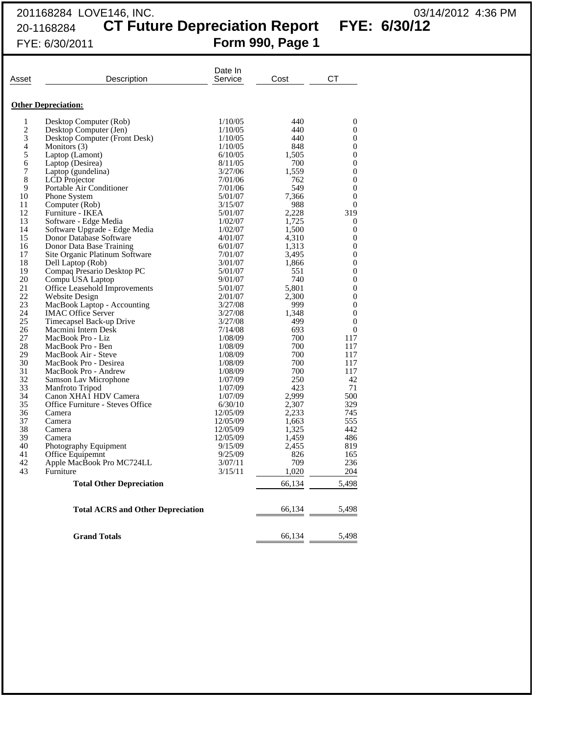201168284 LOVE146, INC.

20-1168284

FYE: 6/30/2011

03/14/2012 4:36 PM

# CT Future Depreciation Report FYE: 6/30/12

## Form 990, Page 1

| Asset | Description | Date In Service | Cost | CT |
|---|---|---|---|---|
| | **Other Depreciation:** | | | |
| 1 | Desktop Computer (Rob) | 1/10/05 | 440 | 0 |
| 2 | Desktop Computer (Jen) | 1/10/05 | 440 | 0 |
| 3 | Desktop Computer (Front Desk) | 1/10/05 | 440 | 0 |
| 4 | Monitors (3) | 1/10/05 | 848 | 0 |
| 5 | Laptop (Lamont) | 6/10/05 | 1,505 | 0 |
| 6 | Laptop (Desirea) | 8/11/05 | 700 | 0 |
| 7 | Laptop (gundelina) | 3/27/06 | 1,559 | 0 |
| 8 | LCD Projector | 7/01/06 | 762 | 0 |
| 9 | Portable Air Conditioner | 7/01/06 | 549 | 0 |
| 10 | Phone System | 5/01/07 | 7,366 | 0 |
| 11 | Computer (Rob) | 3/15/07 | 988 | 0 |
| 12 | Furniture - IKEA | 5/01/07 | 2,228 | 319 |
| 13 | Software - Edge Media | 1/02/07 | 1,725 | 0 |
| 14 | Software Upgrade - Edge Media | 1/02/07 | 1,500 | 0 |
| 15 | Donor Database Software | 4/01/07 | 4,310 | 0 |
| 16 | Donor Data Base Training | 6/01/07 | 1,313 | 0 |
| 17 | Site Organic Platinum Software | 7/01/07 | 3,495 | 0 |
| 18 | Dell Laptop (Rob) | 3/01/07 | 1,866 | 0 |
| 19 | Compaq Presario Desktop PC | 5/01/07 | 551 | 0 |
| 20 | Compu USA Laptop | 9/01/07 | 740 | 0 |
| 21 | Office Leasehold Improvements | 5/01/07 | 5,801 | 0 |
| 22 | Website Design | 2/01/07 | 2,300 | 0 |
| 23 | MacBook Laptop - Accounting | 3/27/08 | 999 | 0 |
| 24 | IMAC Office Server | 3/27/08 | 1,348 | 0 |
| 25 | Timecapsel Back-up Drive | 3/27/08 | 499 | 0 |
| 26 | Macmini Intern Desk | 7/14/08 | 693 | 0 |
| 27 | MacBook Pro - Liz | 1/08/09 | 700 | 117 |
| 28 | MacBook Pro - Ben | 1/08/09 | 700 | 117 |
| 29 | MacBook Air - Steve | 1/08/09 | 700 | 117 |
| 30 | MacBook Pro - Desirea | 1/08/09 | 700 | 117 |
| 31 | MacBook Pro - Andrew | 1/08/09 | 700 | 117 |
| 32 | Samson Lav Microphone | 1/07/09 | 250 | 42 |
| 33 | Manfroto Tripod | 1/07/09 | 423 | 71 |
| 34 | Canon XHA1 HDV Camera | 1/07/09 | 2,999 | 500 |
| 35 | Office Furniture - Steves Office | 6/30/10 | 2,307 | 329 |
| 36 | Camera | 12/05/09 | 2,233 | 745 |
| 37 | Camera | 12/05/09 | 1,663 | 555 |
| 38 | Camera | 12/05/09 | 1,325 | 442 |
| 39 | Camera | 12/05/09 | 1,459 | 486 |
| 40 | Photography Equipment | 9/15/09 | 2,455 | 819 |
| 41 | Office Equipemnt | 9/25/09 | 826 | 165 |
| 42 | Apple MacBook Pro MC724LL | 3/07/11 | 709 | 236 |
| 43 | Furniture | 3/15/11 | 1,020 | 204 |
| | **Total Other Depreciation** | | 66,134 | 5,498 |
| | **Total ACRS and Other Depreciation** | | 66,134 | 5,498 |
| | **Grand Totals** | | 66,134 | 5,498 |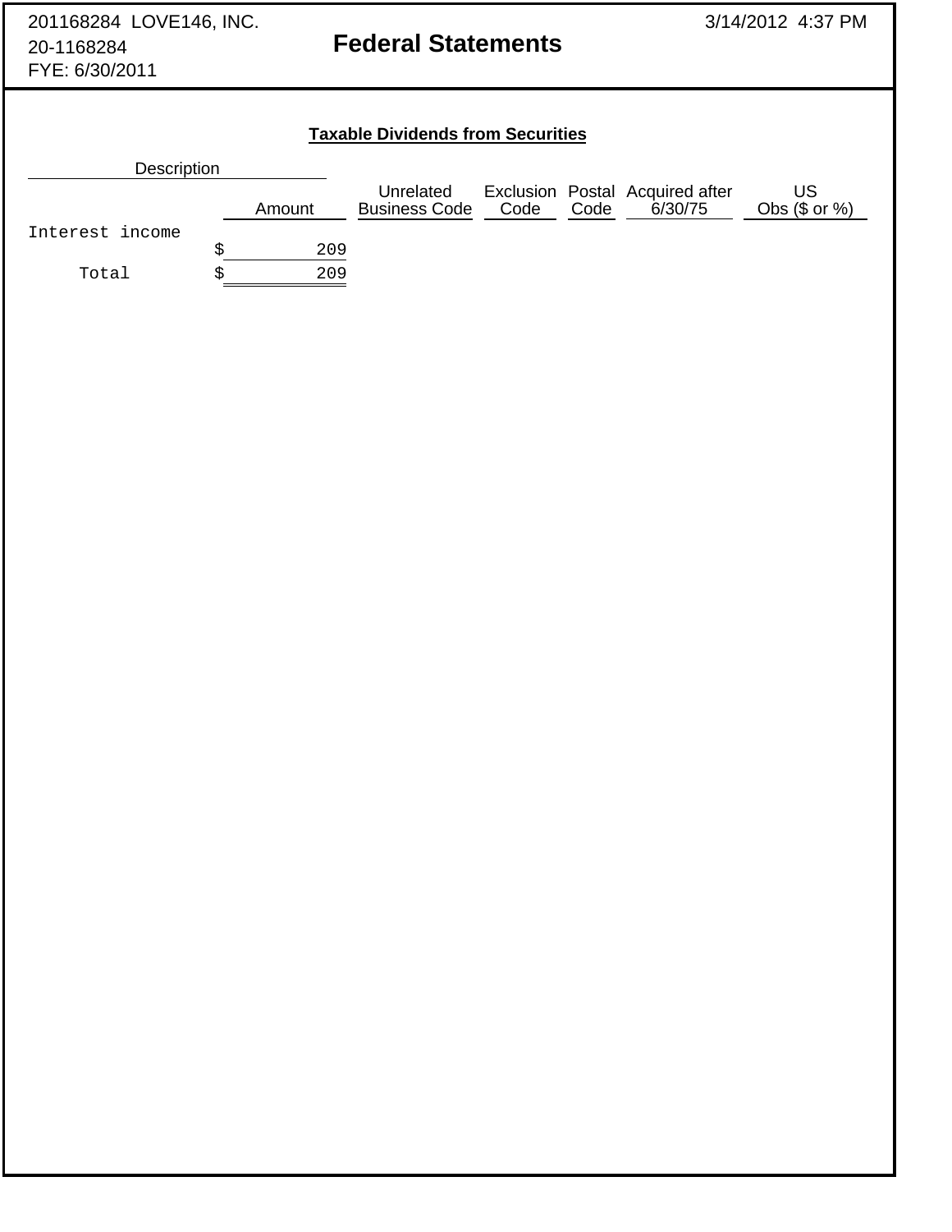201168284 LOVE146, INC.
20-1168284
FYE: 6/30/2011

# Federal Statements

3/14/2012 4:37 PM

## Taxable Dividends from Securities

| Description | Amount | Unrelated Business Code | Exclusion Code | Postal Code | Acquired after 6/30/75 | US Obs ($ or %) |
|---|---|---|---|---|---|---|
| Interest income | $ 209 | | | | | |
| Total | $ 209 | | | | | |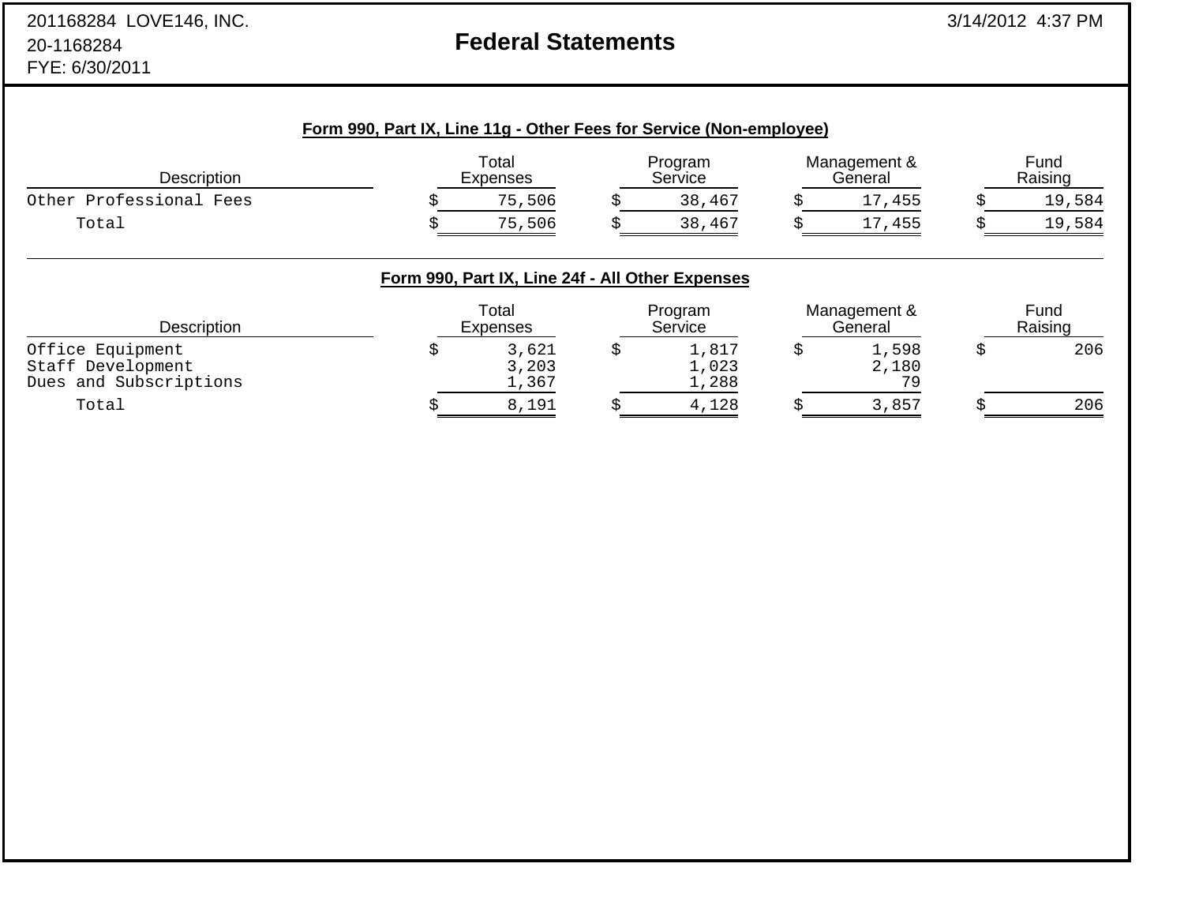201168284 LOVE146, INC.
20-1168284
FYE: 6/30/2011

## Federal Statements

3/14/2012 4:37 PM

### Form 990, Part IX, Line 11g - Other Fees for Service (Non-employee)

| Description | Total Expenses | Program Service | Management & General | Fund Raising |
|---|---|---|---|---|
| Other Professional Fees | $ 75,506 | $ 38,467 | $ 17,455 | $ 19,584 |
| Total | $ 75,506 | $ 38,467 | $ 17,455 | $ 19,584 |

### Form 990, Part IX, Line 24f - All Other Expenses

| Description | Total Expenses | Program Service | Management & General | Fund Raising |
|---|---|---|---|---|
| Office Equipment | $ 3,621 | $ 1,817 | $ 1,598 | $ 206 |
| Staff Development | 3,203 | 1,023 | 2,180 | |
| Dues and Subscriptions | 1,367 | 1,288 | 79 | |
| Total | $ 8,191 | $ 4,128 | $ 3,857 | $ 206 |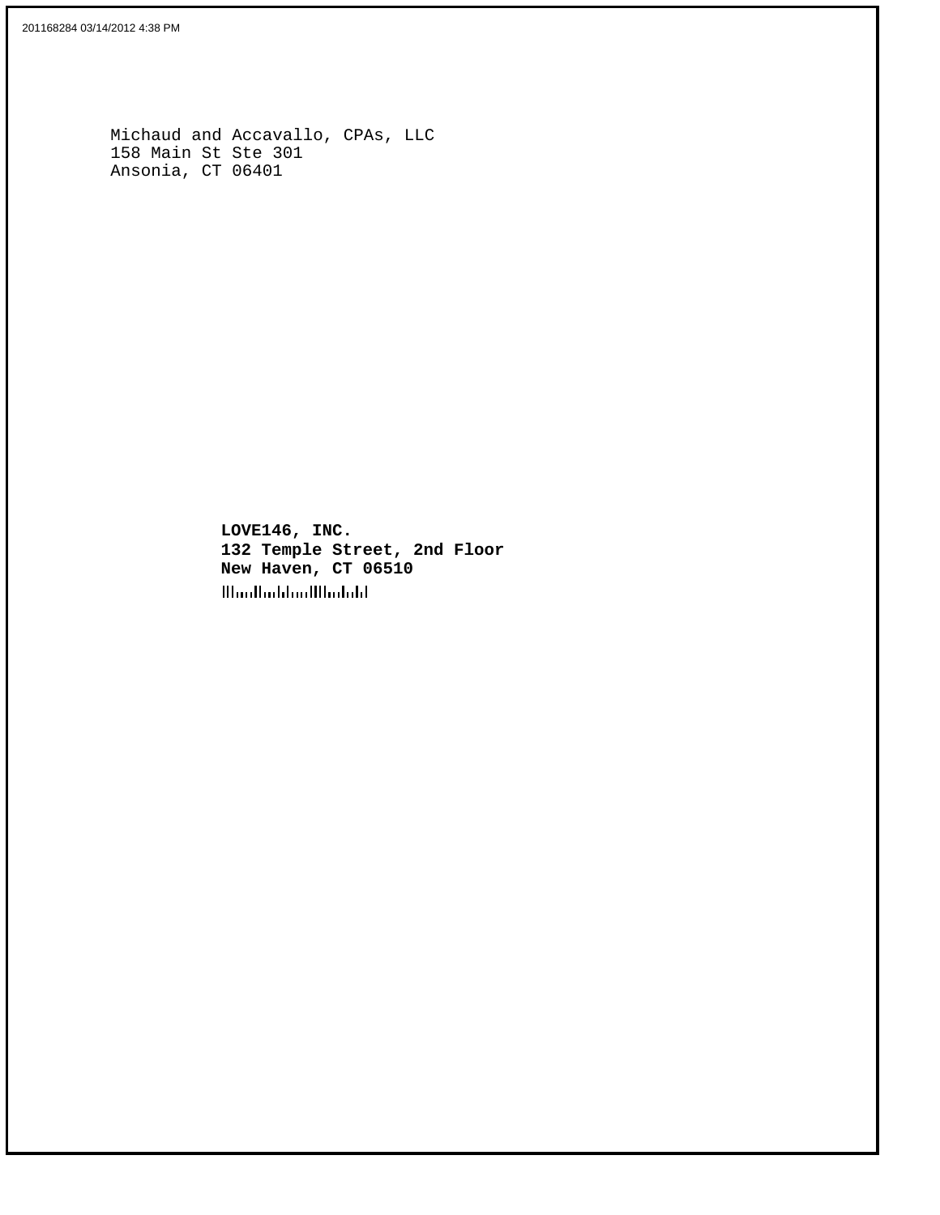Michaud and Accavallo, CPAs, LLC
158 Main St Ste 301
Ansonia, CT 06401

**LOVE146, INC.**
**132 Temple Street, 2nd Floor**
**New Haven, CT 06510**